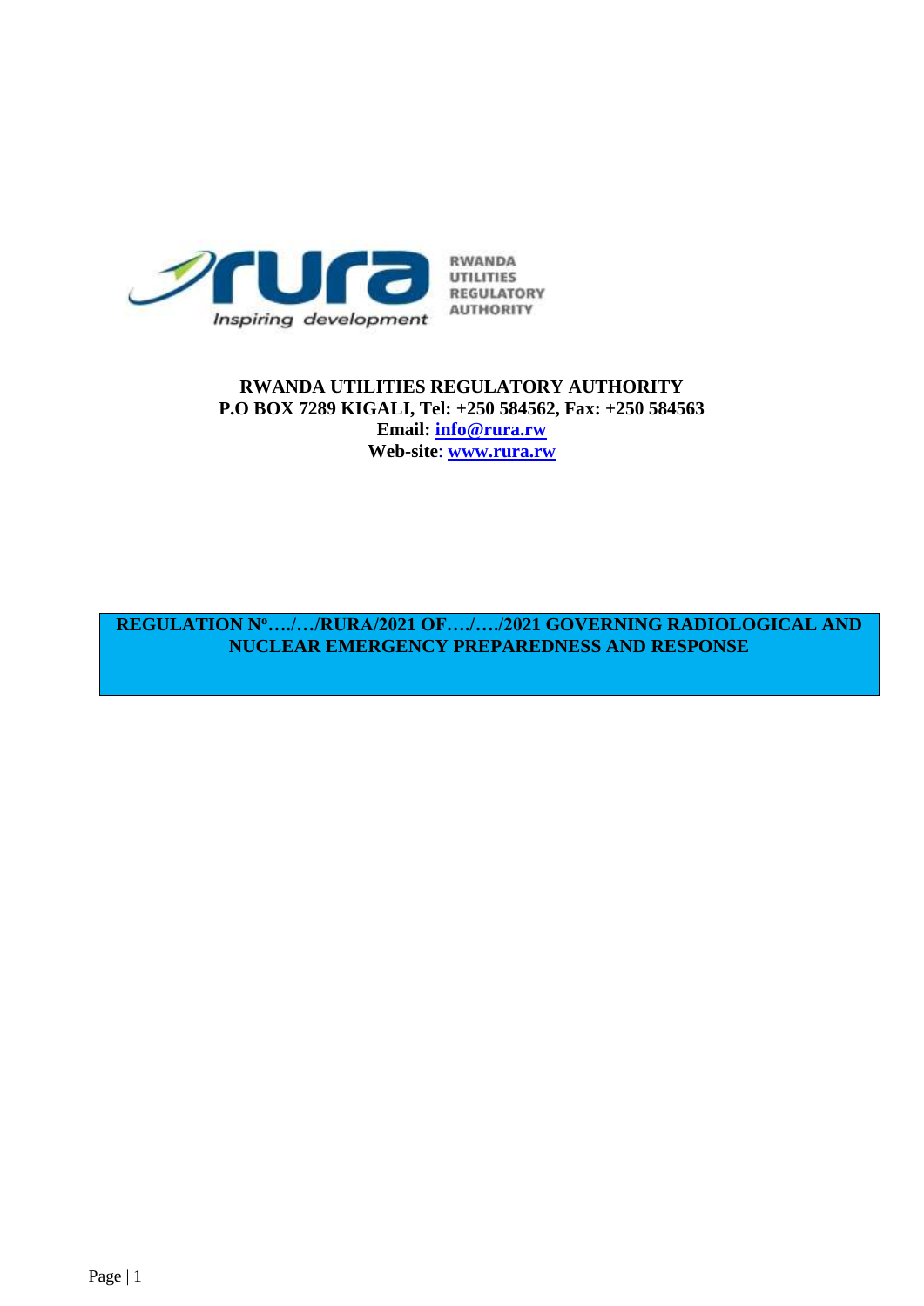RWANDA UTILITIES REGULATORY AUTHORITY

Inspiring development

**RWANDA UTILITIES REGULATORY AUTHORITY**
**P.O BOX 7289 KIGALI, Tel: +250 584562, Fax: +250 584563**
**Email: [info@rura.rw](mailto:info@rura.rw)**
**Web-site: [www.rura.rw](http://www.rura.rw)**

# REGULATION Nº…./…/RURA/2021 OF…./…./2021 GOVERNING RADIOLOGICAL AND NUCLEAR EMERGENCY PREPAREDNESS AND RESPONSE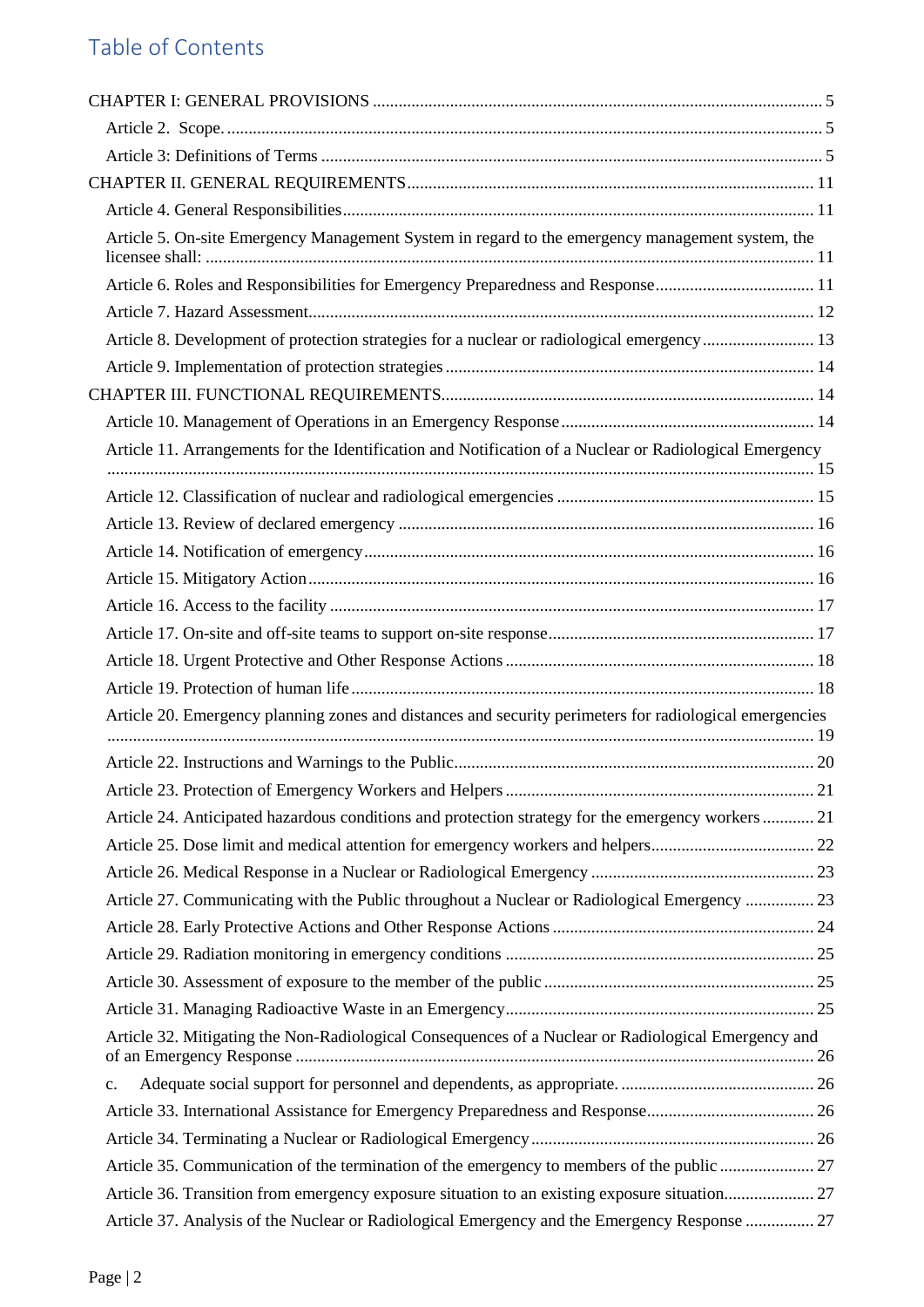# Table of Contents

CHAPTER I: GENERAL PROVISIONS ... 5

- Article 2. Scope. ... 5
- Article 3: Definitions of Terms ... 5

CHAPTER II. GENERAL REQUIREMENTS ... 11

- Article 4. General Responsibilities ... 11
- Article 5. On-site Emergency Management System in regard to the emergency management system, the licensee shall: ... 11
- Article 6. Roles and Responsibilities for Emergency Preparedness and Response ... 11
- Article 7. Hazard Assessment ... 12
- Article 8. Development of protection strategies for a nuclear or radiological emergency ... 13
- Article 9. Implementation of protection strategies ... 14

CHAPTER III. FUNCTIONAL REQUIREMENTS ... 14

- Article 10. Management of Operations in an Emergency Response ... 14
- Article 11. Arrangements for the Identification and Notification of a Nuclear or Radiological Emergency ... 15
- Article 12. Classification of nuclear and radiological emergencies ... 15
- Article 13. Review of declared emergency ... 16
- Article 14. Notification of emergency ... 16
- Article 15. Mitigatory Action ... 16
- Article 16. Access to the facility ... 17
- Article 17. On-site and off-site teams to support on-site response ... 17
- Article 18. Urgent Protective and Other Response Actions ... 18
- Article 19. Protection of human life ... 18
- Article 20. Emergency planning zones and distances and security perimeters for radiological emergencies ... 19
- Article 22. Instructions and Warnings to the Public ... 20
- Article 23. Protection of Emergency Workers and Helpers ... 21
- Article 24. Anticipated hazardous conditions and protection strategy for the emergency workers ... 21
- Article 25. Dose limit and medical attention for emergency workers and helpers ... 22
- Article 26. Medical Response in a Nuclear or Radiological Emergency ... 23
- Article 27. Communicating with the Public throughout a Nuclear or Radiological Emergency ... 23
- Article 28. Early Protective Actions and Other Response Actions ... 24
- Article 29. Radiation monitoring in emergency conditions ... 25
- Article 30. Assessment of exposure to the member of the public ... 25
- Article 31. Managing Radioactive Waste in an Emergency ... 25
- Article 32. Mitigating the Non-Radiological Consequences of a Nuclear or Radiological Emergency and of an Emergency Response ... 26
- c. Adequate social support for personnel and dependents, as appropriate. ... 26
- Article 33. International Assistance for Emergency Preparedness and Response ... 26
- Article 34. Terminating a Nuclear or Radiological Emergency ... 26
- Article 35. Communication of the termination of the emergency to members of the public ... 27
- Article 36. Transition from emergency exposure situation to an existing exposure situation ... 27
- Article 37. Analysis of the Nuclear or Radiological Emergency and the Emergency Response ... 27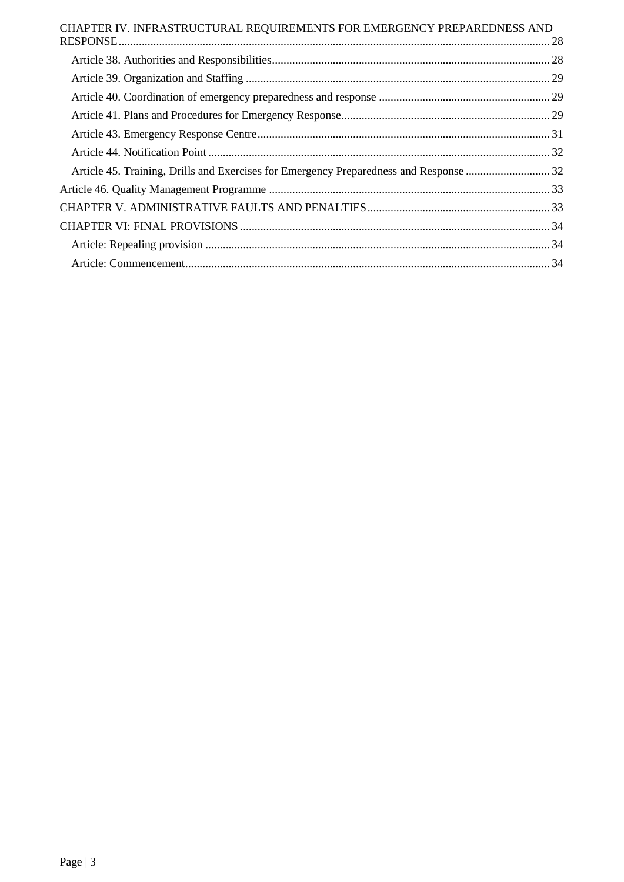CHAPTER IV. INFRASTRUCTURAL REQUIREMENTS FOR EMERGENCY PREPAREDNESS AND RESPONSE ........ 28

- Article 38. Authorities and Responsibilities ........ 28
- Article 39. Organization and Staffing ........ 29
- Article 40. Coordination of emergency preparedness and response ........ 29
- Article 41. Plans and Procedures for Emergency Response ........ 29
- Article 43. Emergency Response Centre ........ 31
- Article 44. Notification Point ........ 32
- Article 45. Training, Drills and Exercises for Emergency Preparedness and Response ........ 32

Article 46. Quality Management Programme ........ 33

CHAPTER V. ADMINISTRATIVE FAULTS AND PENALTIES ........ 33

CHAPTER VI: FINAL PROVISIONS ........ 34

- Article: Repealing provision ........ 34
- Article: Commencement ........ 34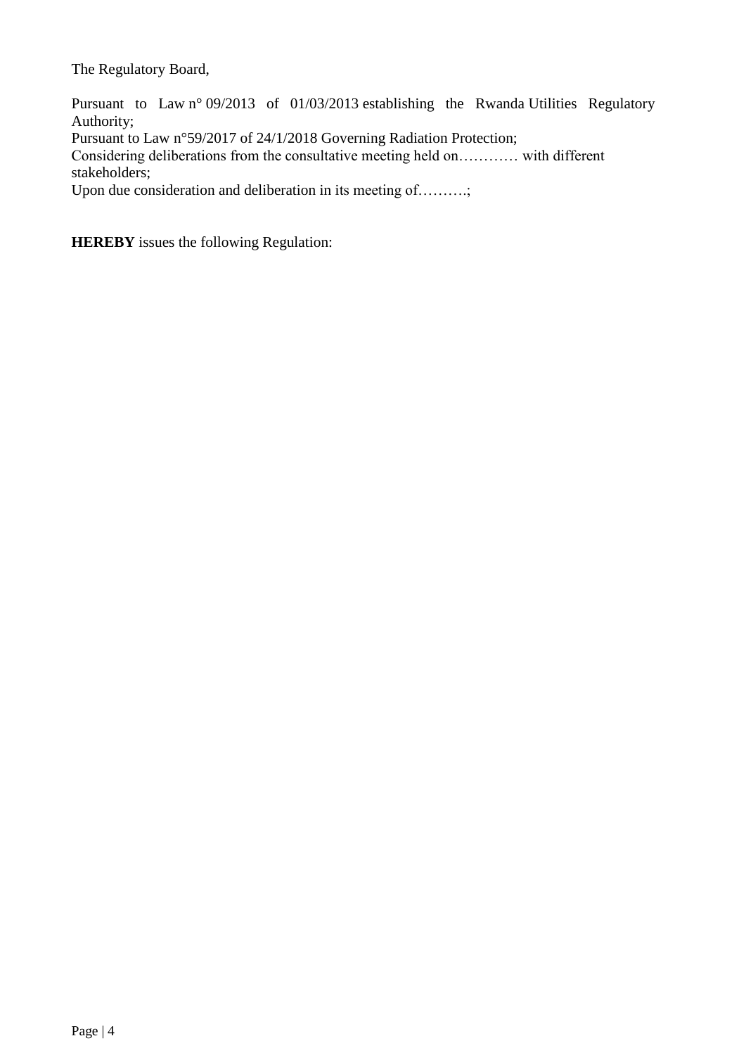The Regulatory Board,

Pursuant to Law n° 09/2013 of 01/03/2013 establishing the Rwanda Utilities Regulatory Authority;
Pursuant to Law n°59/2017 of 24/1/2018 Governing Radiation Protection;
Considering deliberations from the consultative meeting held on………… with different stakeholders;
Upon due consideration and deliberation in its meeting of……….;

**HEREBY** issues the following Regulation: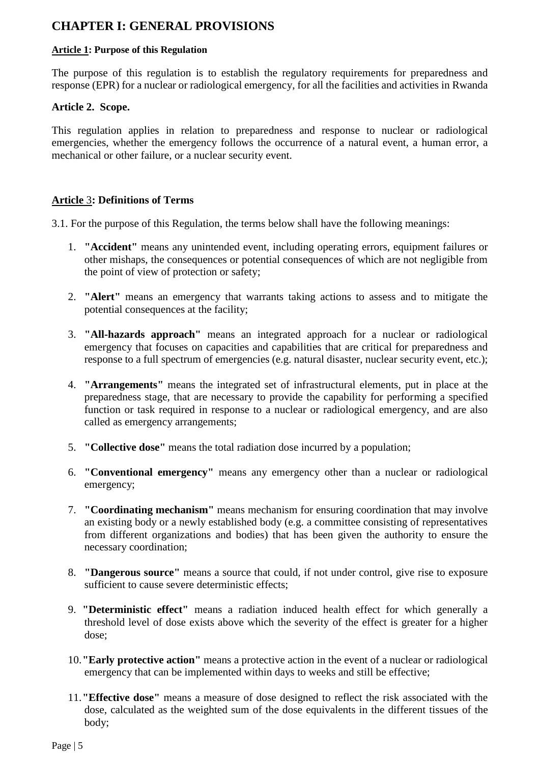# CHAPTER I: GENERAL PROVISIONS

**Article 1: Purpose of this Regulation**

The purpose of this regulation is to establish the regulatory requirements for preparedness and response (EPR) for a nuclear or radiological emergency, for all the facilities and activities in Rwanda

**Article 2. Scope.**

This regulation applies in relation to preparedness and response to nuclear or radiological emergencies, whether the emergency follows the occurrence of a natural event, a human error, a mechanical or other failure, or a nuclear security event.

**Article 3: Definitions of Terms**

3.1. For the purpose of this Regulation, the terms below shall have the following meanings:

1. **"Accident"** means any unintended event, including operating errors, equipment failures or other mishaps, the consequences or potential consequences of which are not negligible from the point of view of protection or safety;

2. **"Alert"** means an emergency that warrants taking actions to assess and to mitigate the potential consequences at the facility;

3. **"All-hazards approach"** means an integrated approach for a nuclear or radiological emergency that focuses on capacities and capabilities that are critical for preparedness and response to a full spectrum of emergencies (e.g. natural disaster, nuclear security event, etc.);

4. **"Arrangements"** means the integrated set of infrastructural elements, put in place at the preparedness stage, that are necessary to provide the capability for performing a specified function or task required in response to a nuclear or radiological emergency, and are also called as emergency arrangements;

5. **"Collective dose"** means the total radiation dose incurred by a population;

6. **"Conventional emergency"** means any emergency other than a nuclear or radiological emergency;

7. **"Coordinating mechanism"** means mechanism for ensuring coordination that may involve an existing body or a newly established body (e.g. a committee consisting of representatives from different organizations and bodies) that has been given the authority to ensure the necessary coordination;

8. **"Dangerous source"** means a source that could, if not under control, give rise to exposure sufficient to cause severe deterministic effects;

9. **"Deterministic effect"** means a radiation induced health effect for which generally a threshold level of dose exists above which the severity of the effect is greater for a higher dose;

10. **"Early protective action"** means a protective action in the event of a nuclear or radiological emergency that can be implemented within days to weeks and still be effective;

11. **"Effective dose"** means a measure of dose designed to reflect the risk associated with the dose, calculated as the weighted sum of the dose equivalents in the different tissues of the body;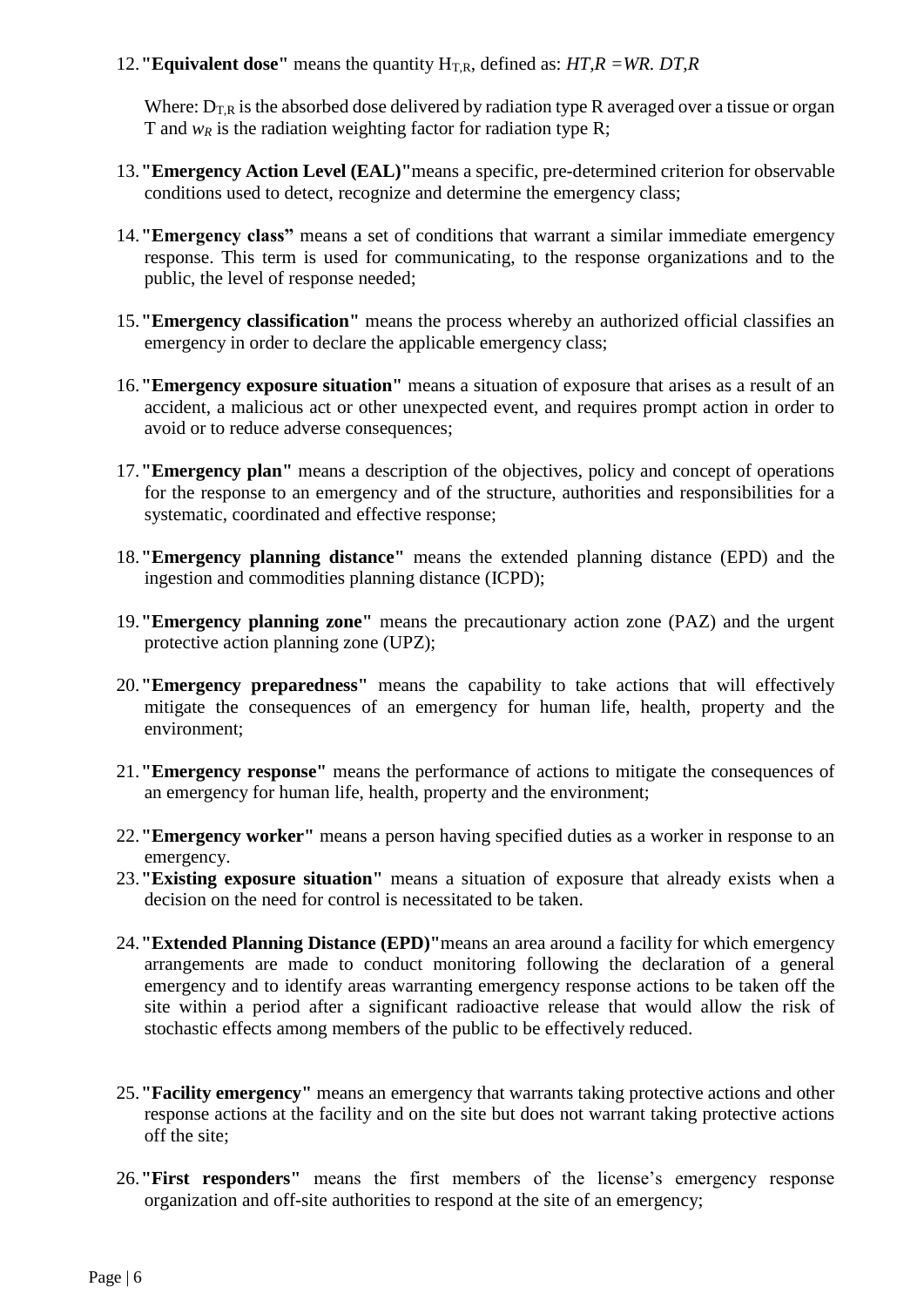12. **"Equivalent dose"** means the quantity $H_{T,R}$, defined as: $H_{T,R} = W_R \cdot D_{T,R}$

    Where: $D_{T,R}$ is the absorbed dose delivered by radiation type R averaged over a tissue or organ T and $w_R$ is the radiation weighting factor for radiation type R;

13. **"Emergency Action Level (EAL)"**means a specific, pre-determined criterion for observable conditions used to detect, recognize and determine the emergency class;

14. **"Emergency class"** means a set of conditions that warrant a similar immediate emergency response. This term is used for communicating, to the response organizations and to the public, the level of response needed;

15. **"Emergency classification"** means the process whereby an authorized official classifies an emergency in order to declare the applicable emergency class;

16. **"Emergency exposure situation"** means a situation of exposure that arises as a result of an accident, a malicious act or other unexpected event, and requires prompt action in order to avoid or to reduce adverse consequences;

17. **"Emergency plan"** means a description of the objectives, policy and concept of operations for the response to an emergency and of the structure, authorities and responsibilities for a systematic, coordinated and effective response;

18. **"Emergency planning distance"** means the extended planning distance (EPD) and the ingestion and commodities planning distance (ICPD);

19. **"Emergency planning zone"** means the precautionary action zone (PAZ) and the urgent protective action planning zone (UPZ);

20. **"Emergency preparedness"** means the capability to take actions that will effectively mitigate the consequences of an emergency for human life, health, property and the environment;

21. **"Emergency response"** means the performance of actions to mitigate the consequences of an emergency for human life, health, property and the environment;

22. **"Emergency worker"** means a person having specified duties as a worker in response to an emergency.

23. **"Existing exposure situation"** means a situation of exposure that already exists when a decision on the need for control is necessitated to be taken.

24. **"Extended Planning Distance (EPD)"**means an area around a facility for which emergency arrangements are made to conduct monitoring following the declaration of a general emergency and to identify areas warranting emergency response actions to be taken off the site within a period after a significant radioactive release that would allow the risk of stochastic effects among members of the public to be effectively reduced.

25. **"Facility emergency"** means an emergency that warrants taking protective actions and other response actions at the facility and on the site but does not warrant taking protective actions off the site;

26. **"First responders"** means the first members of the license's emergency response organization and off-site authorities to respond at the site of an emergency;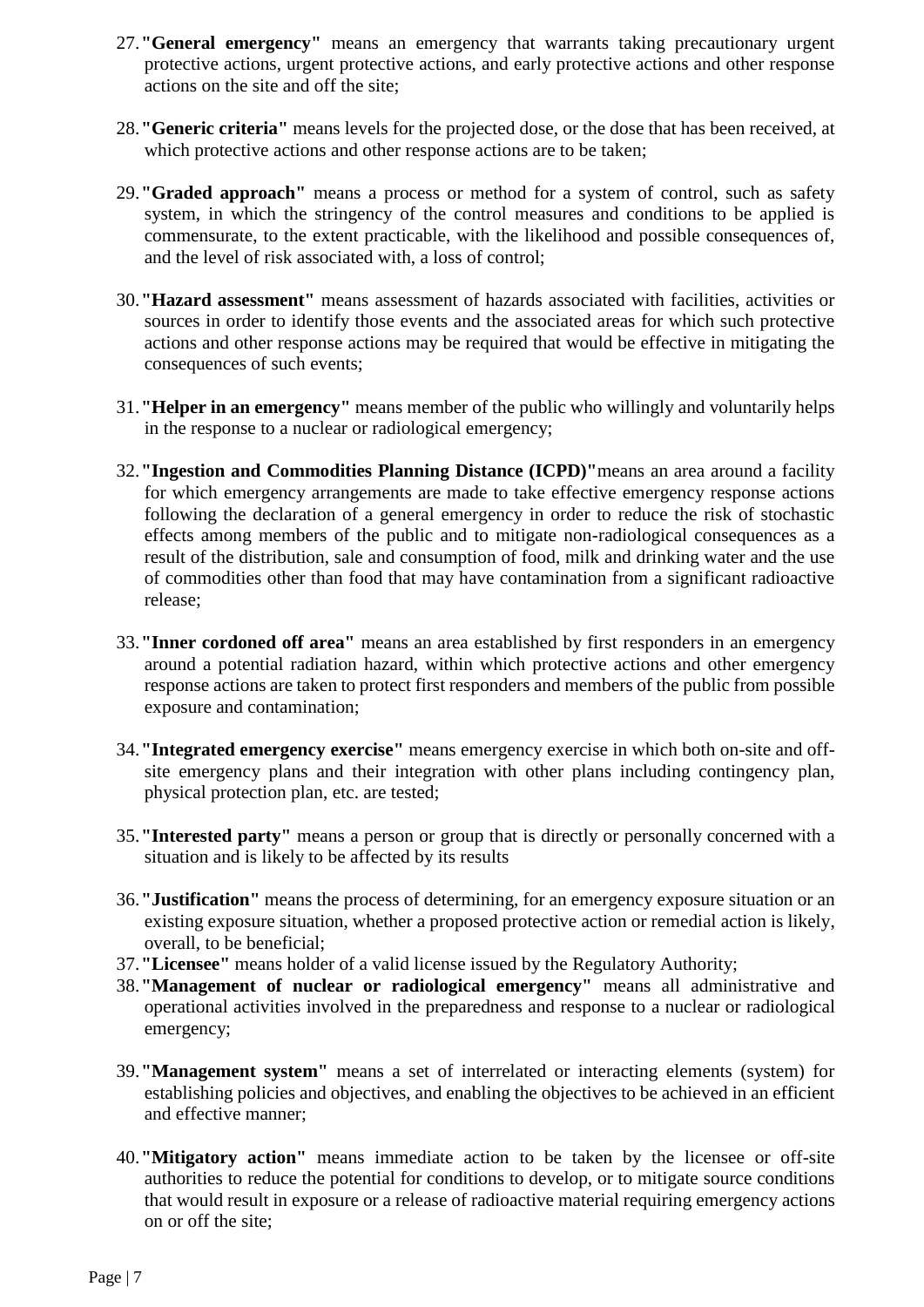27. **"General emergency"** means an emergency that warrants taking precautionary urgent protective actions, urgent protective actions, and early protective actions and other response actions on the site and off the site;

28. **"Generic criteria"** means levels for the projected dose, or the dose that has been received, at which protective actions and other response actions are to be taken;

29. **"Graded approach"** means a process or method for a system of control, such as safety system, in which the stringency of the control measures and conditions to be applied is commensurate, to the extent practicable, with the likelihood and possible consequences of, and the level of risk associated with, a loss of control;

30. **"Hazard assessment"** means assessment of hazards associated with facilities, activities or sources in order to identify those events and the associated areas for which such protective actions and other response actions may be required that would be effective in mitigating the consequences of such events;

31. **"Helper in an emergency"** means member of the public who willingly and voluntarily helps in the response to a nuclear or radiological emergency;

32. **"Ingestion and Commodities Planning Distance (ICPD)"**means an area around a facility for which emergency arrangements are made to take effective emergency response actions following the declaration of a general emergency in order to reduce the risk of stochastic effects among members of the public and to mitigate non-radiological consequences as a result of the distribution, sale and consumption of food, milk and drinking water and the use of commodities other than food that may have contamination from a significant radioactive release;

33. **"Inner cordoned off area"** means an area established by first responders in an emergency around a potential radiation hazard, within which protective actions and other emergency response actions are taken to protect first responders and members of the public from possible exposure and contamination;

34. **"Integrated emergency exercise"** means emergency exercise in which both on-site and off-site emergency plans and their integration with other plans including contingency plan, physical protection plan, etc. are tested;

35. **"Interested party"** means a person or group that is directly or personally concerned with a situation and is likely to be affected by its results

36. **"Justification"** means the process of determining, for an emergency exposure situation or an existing exposure situation, whether a proposed protective action or remedial action is likely, overall, to be beneficial;

37. **"Licensee"** means holder of a valid license issued by the Regulatory Authority;

38. **"Management of nuclear or radiological emergency"** means all administrative and operational activities involved in the preparedness and response to a nuclear or radiological emergency;

39. **"Management system"** means a set of interrelated or interacting elements (system) for establishing policies and objectives, and enabling the objectives to be achieved in an efficient and effective manner;

40. **"Mitigatory action"** means immediate action to be taken by the licensee or off-site authorities to reduce the potential for conditions to develop, or to mitigate source conditions that would result in exposure or a release of radioactive material requiring emergency actions on or off the site;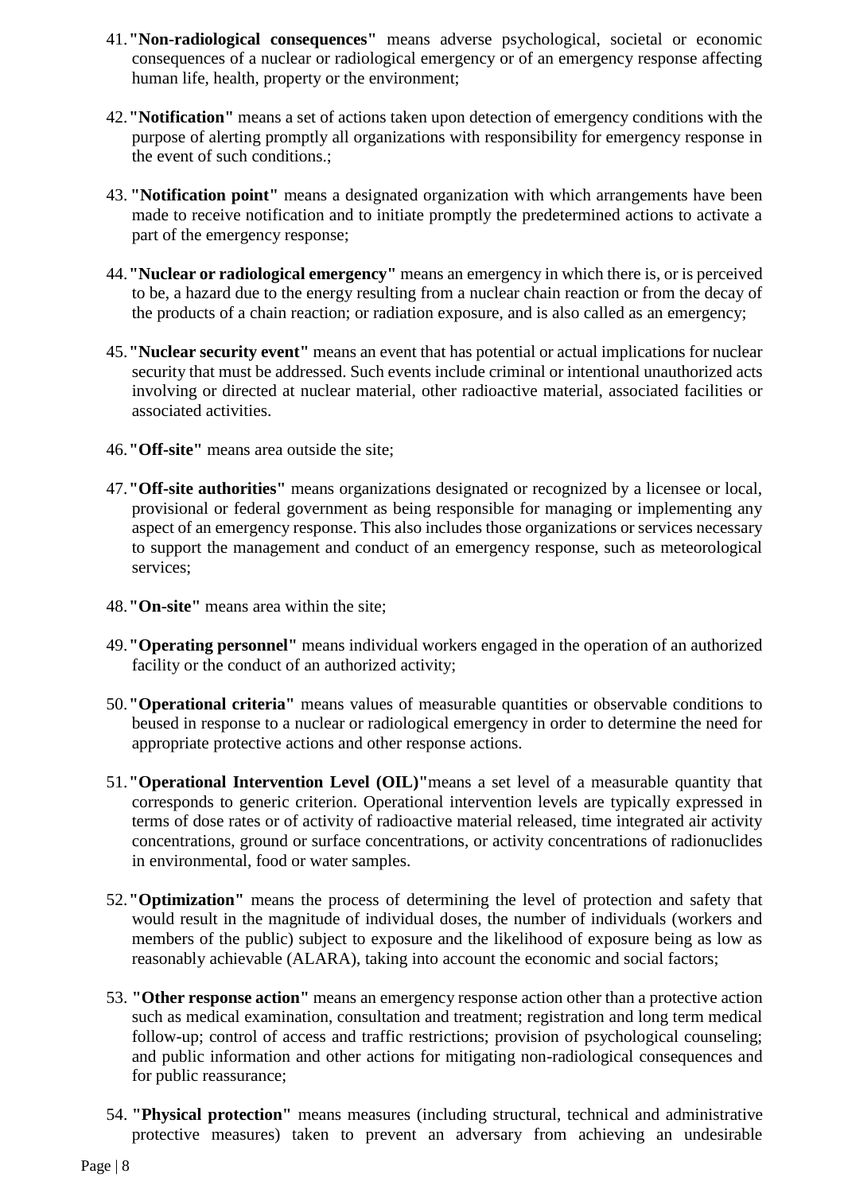41. **"Non-radiological consequences"** means adverse psychological, societal or economic consequences of a nuclear or radiological emergency or of an emergency response affecting human life, health, property or the environment;

42. **"Notification"** means a set of actions taken upon detection of emergency conditions with the purpose of alerting promptly all organizations with responsibility for emergency response in the event of such conditions.;

43. **"Notification point"** means a designated organization with which arrangements have been made to receive notification and to initiate promptly the predetermined actions to activate a part of the emergency response;

44. **"Nuclear or radiological emergency"** means an emergency in which there is, or is perceived to be, a hazard due to the energy resulting from a nuclear chain reaction or from the decay of the products of a chain reaction; or radiation exposure, and is also called as an emergency;

45. **"Nuclear security event"** means an event that has potential or actual implications for nuclear security that must be addressed. Such events include criminal or intentional unauthorized acts involving or directed at nuclear material, other radioactive material, associated facilities or associated activities.

46. **"Off-site"** means area outside the site;

47. **"Off-site authorities"** means organizations designated or recognized by a licensee or local, provisional or federal government as being responsible for managing or implementing any aspect of an emergency response. This also includes those organizations or services necessary to support the management and conduct of an emergency response, such as meteorological services;

48. **"On-site"** means area within the site;

49. **"Operating personnel"** means individual workers engaged in the operation of an authorized facility or the conduct of an authorized activity;

50. **"Operational criteria"** means values of measurable quantities or observable conditions to beused in response to a nuclear or radiological emergency in order to determine the need for appropriate protective actions and other response actions.

51. **"Operational Intervention Level (OIL)"**means a set level of a measurable quantity that corresponds to generic criterion. Operational intervention levels are typically expressed in terms of dose rates or of activity of radioactive material released, time integrated air activity concentrations, ground or surface concentrations, or activity concentrations of radionuclides in environmental, food or water samples.

52. **"Optimization"** means the process of determining the level of protection and safety that would result in the magnitude of individual doses, the number of individuals (workers and members of the public) subject to exposure and the likelihood of exposure being as low as reasonably achievable (ALARA), taking into account the economic and social factors;

53. **"Other response action"** means an emergency response action other than a protective action such as medical examination, consultation and treatment; registration and long term medical follow-up; control of access and traffic restrictions; provision of psychological counseling; and public information and other actions for mitigating non-radiological consequences and for public reassurance;

54. **"Physical protection"** means measures (including structural, technical and administrative protective measures) taken to prevent an adversary from achieving an undesirable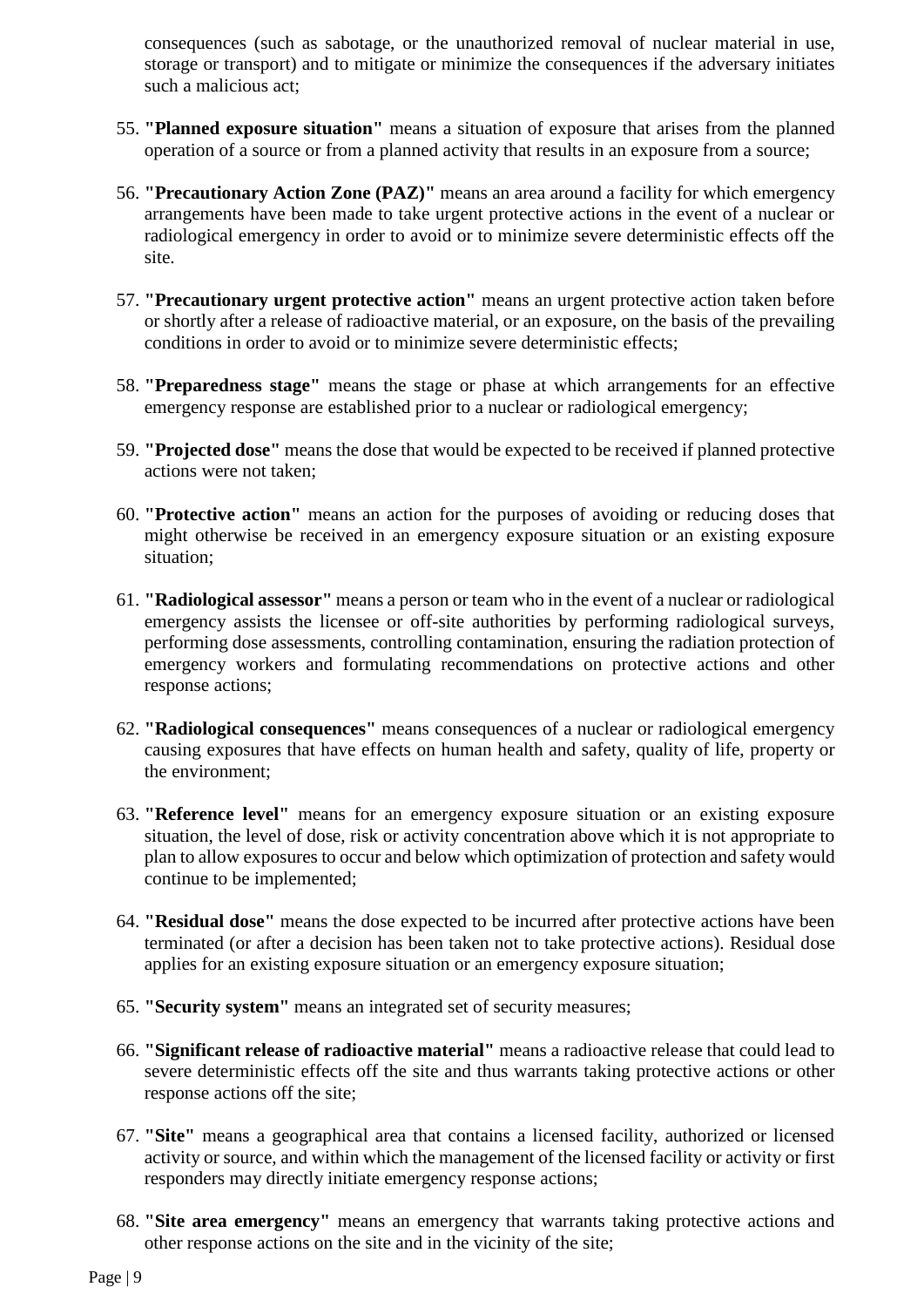consequences (such as sabotage, or the unauthorized removal of nuclear material in use, storage or transport) and to mitigate or minimize the consequences if the adversary initiates such a malicious act;

55. **"Planned exposure situation"** means a situation of exposure that arises from the planned operation of a source or from a planned activity that results in an exposure from a source;

56. **"Precautionary Action Zone (PAZ)"** means an area around a facility for which emergency arrangements have been made to take urgent protective actions in the event of a nuclear or radiological emergency in order to avoid or to minimize severe deterministic effects off the site.

57. **"Precautionary urgent protective action"** means an urgent protective action taken before or shortly after a release of radioactive material, or an exposure, on the basis of the prevailing conditions in order to avoid or to minimize severe deterministic effects;

58. **"Preparedness stage"** means the stage or phase at which arrangements for an effective emergency response are established prior to a nuclear or radiological emergency;

59. **"Projected dose"** means the dose that would be expected to be received if planned protective actions were not taken;

60. **"Protective action"** means an action for the purposes of avoiding or reducing doses that might otherwise be received in an emergency exposure situation or an existing exposure situation;

61. **"Radiological assessor"** means a person or team who in the event of a nuclear or radiological emergency assists the licensee or off-site authorities by performing radiological surveys, performing dose assessments, controlling contamination, ensuring the radiation protection of emergency workers and formulating recommendations on protective actions and other response actions;

62. **"Radiological consequences"** means consequences of a nuclear or radiological emergency causing exposures that have effects on human health and safety, quality of life, property or the environment;

63. **"Reference level"** means for an emergency exposure situation or an existing exposure situation, the level of dose, risk or activity concentration above which it is not appropriate to plan to allow exposures to occur and below which optimization of protection and safety would continue to be implemented;

64. **"Residual dose"** means the dose expected to be incurred after protective actions have been terminated (or after a decision has been taken not to take protective actions). Residual dose applies for an existing exposure situation or an emergency exposure situation;

65. **"Security system"** means an integrated set of security measures;

66. **"Significant release of radioactive material"** means a radioactive release that could lead to severe deterministic effects off the site and thus warrants taking protective actions or other response actions off the site;

67. **"Site"** means a geographical area that contains a licensed facility, authorized or licensed activity or source, and within which the management of the licensed facility or activity or first responders may directly initiate emergency response actions;

68. **"Site area emergency"** means an emergency that warrants taking protective actions and other response actions on the site and in the vicinity of the site;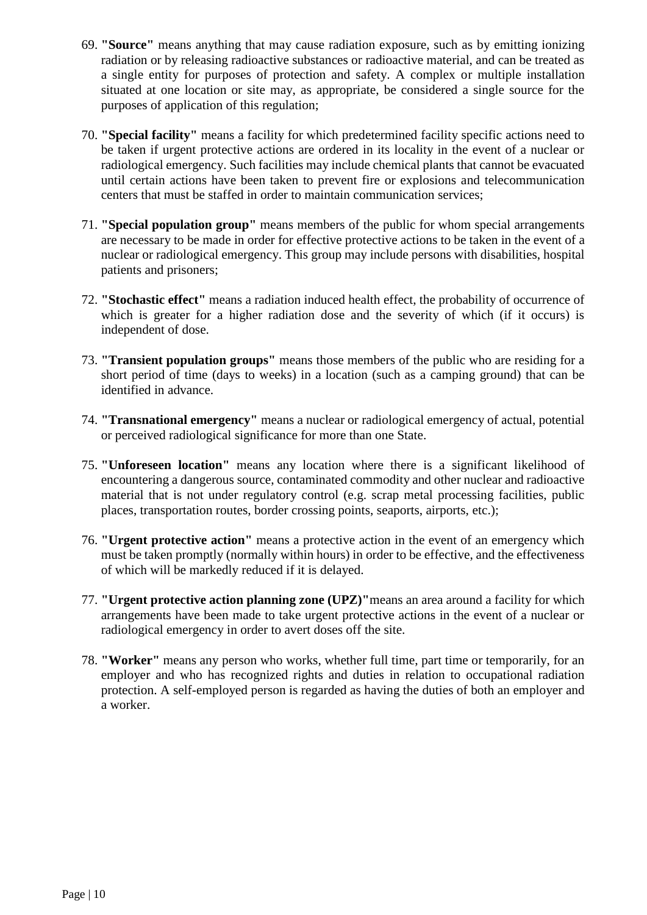69. **"Source"** means anything that may cause radiation exposure, such as by emitting ionizing radiation or by releasing radioactive substances or radioactive material, and can be treated as a single entity for purposes of protection and safety. A complex or multiple installation situated at one location or site may, as appropriate, be considered a single source for the purposes of application of this regulation;

70. **"Special facility"** means a facility for which predetermined facility specific actions need to be taken if urgent protective actions are ordered in its locality in the event of a nuclear or radiological emergency. Such facilities may include chemical plants that cannot be evacuated until certain actions have been taken to prevent fire or explosions and telecommunication centers that must be staffed in order to maintain communication services;

71. **"Special population group"** means members of the public for whom special arrangements are necessary to be made in order for effective protective actions to be taken in the event of a nuclear or radiological emergency. This group may include persons with disabilities, hospital patients and prisoners;

72. **"Stochastic effect"** means a radiation induced health effect, the probability of occurrence of which is greater for a higher radiation dose and the severity of which (if it occurs) is independent of dose.

73. **"Transient population groups"** means those members of the public who are residing for a short period of time (days to weeks) in a location (such as a camping ground) that can be identified in advance.

74. **"Transnational emergency"** means a nuclear or radiological emergency of actual, potential or perceived radiological significance for more than one State.

75. **"Unforeseen location"** means any location where there is a significant likelihood of encountering a dangerous source, contaminated commodity and other nuclear and radioactive material that is not under regulatory control (e.g. scrap metal processing facilities, public places, transportation routes, border crossing points, seaports, airports, etc.);

76. **"Urgent protective action"** means a protective action in the event of an emergency which must be taken promptly (normally within hours) in order to be effective, and the effectiveness of which will be markedly reduced if it is delayed.

77. **"Urgent protective action planning zone (UPZ)"**means an area around a facility for which arrangements have been made to take urgent protective actions in the event of a nuclear or radiological emergency in order to avert doses off the site.

78. **"Worker"** means any person who works, whether full time, part time or temporarily, for an employer and who has recognized rights and duties in relation to occupational radiation protection. A self-employed person is regarded as having the duties of both an employer and a worker.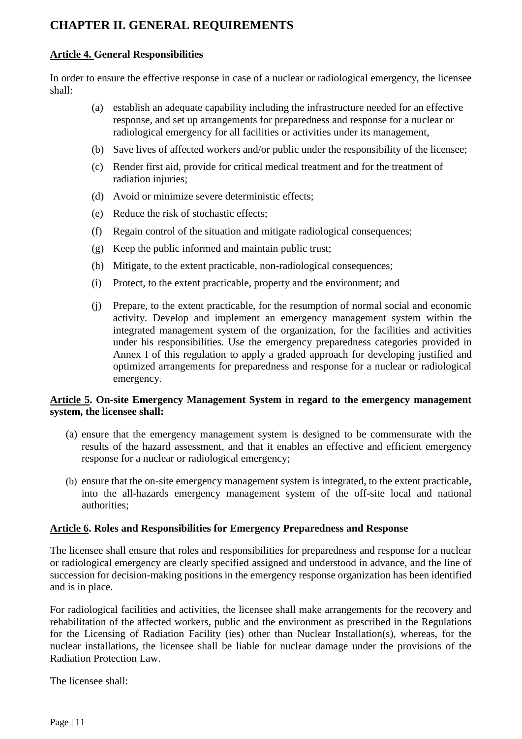# CHAPTER II. GENERAL REQUIREMENTS

**Article 4. General Responsibilities**

In order to ensure the effective response in case of a nuclear or radiological emergency, the licensee shall:

(a) establish an adequate capability including the infrastructure needed for an effective response, and set up arrangements for preparedness and response for a nuclear or radiological emergency for all facilities or activities under its management,

(b) Save lives of affected workers and/or public under the responsibility of the licensee;

(c) Render first aid, provide for critical medical treatment and for the treatment of radiation injuries;

(d) Avoid or minimize severe deterministic effects;

(e) Reduce the risk of stochastic effects;

(f) Regain control of the situation and mitigate radiological consequences;

(g) Keep the public informed and maintain public trust;

(h) Mitigate, to the extent practicable, non-radiological consequences;

(i) Protect, to the extent practicable, property and the environment; and

(j) Prepare, to the extent practicable, for the resumption of normal social and economic activity. Develop and implement an emergency management system within the integrated management system of the organization, for the facilities and activities under his responsibilities. Use the emergency preparedness categories provided in Annex I of this regulation to apply a graded approach for developing justified and optimized arrangements for preparedness and response for a nuclear or radiological emergency.

**Article 5. On-site Emergency Management System in regard to the emergency management system, the licensee shall:**

(a) ensure that the emergency management system is designed to be commensurate with the results of the hazard assessment, and that it enables an effective and efficient emergency response for a nuclear or radiological emergency;

(b) ensure that the on-site emergency management system is integrated, to the extent practicable, into the all-hazards emergency management system of the off-site local and national authorities;

**Article 6. Roles and Responsibilities for Emergency Preparedness and Response**

The licensee shall ensure that roles and responsibilities for preparedness and response for a nuclear or radiological emergency are clearly specified assigned and understood in advance, and the line of succession for decision-making positions in the emergency response organization has been identified and is in place.

For radiological facilities and activities, the licensee shall make arrangements for the recovery and rehabilitation of the affected workers, public and the environment as prescribed in the Regulations for the Licensing of Radiation Facility (ies) other than Nuclear Installation(s), whereas, for the nuclear installations, the licensee shall be liable for nuclear damage under the provisions of the Radiation Protection Law.

The licensee shall: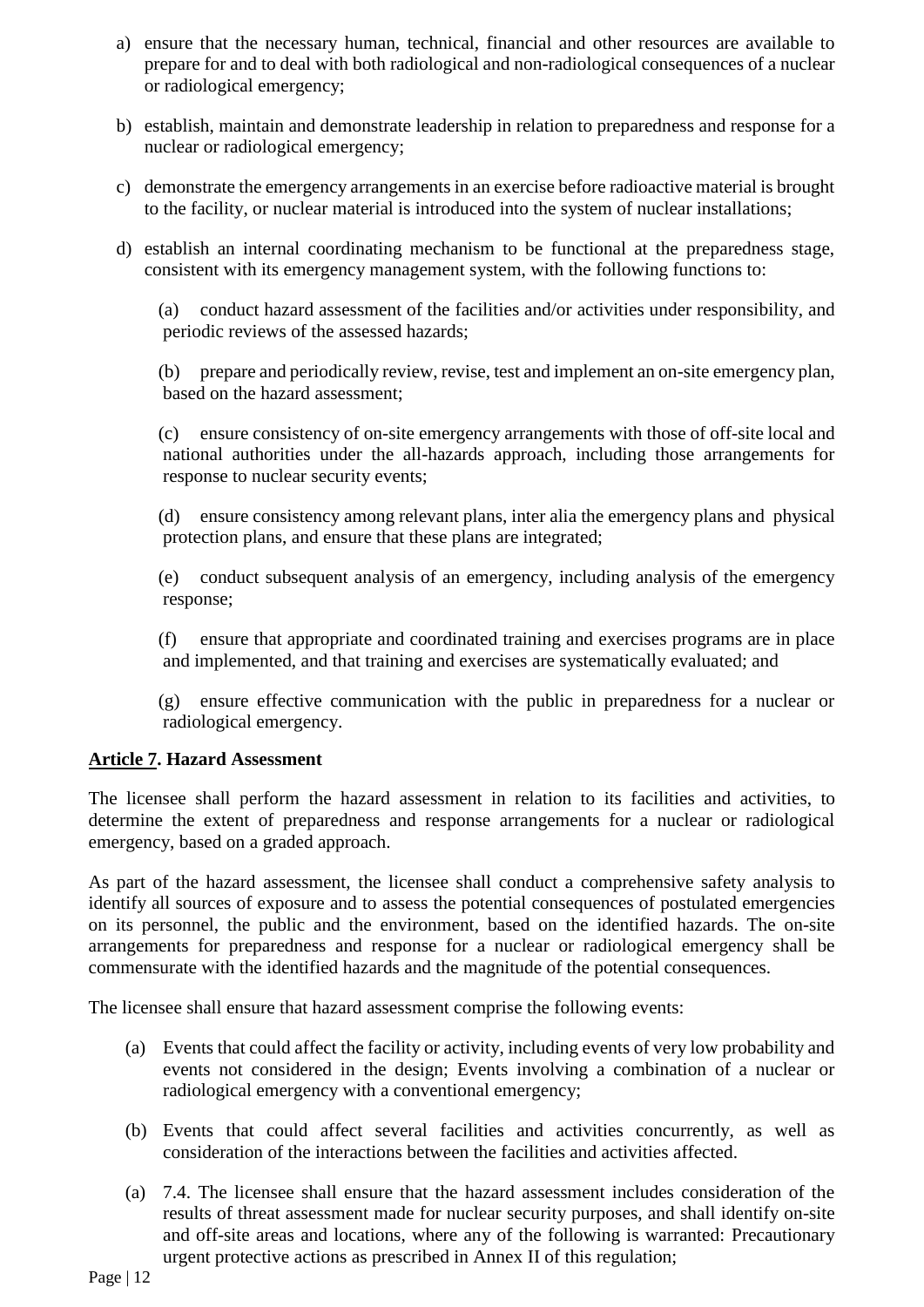a) ensure that the necessary human, technical, financial and other resources are available to prepare for and to deal with both radiological and non-radiological consequences of a nuclear or radiological emergency;

b) establish, maintain and demonstrate leadership in relation to preparedness and response for a nuclear or radiological emergency;

c) demonstrate the emergency arrangements in an exercise before radioactive material is brought to the facility, or nuclear material is introduced into the system of nuclear installations;

d) establish an internal coordinating mechanism to be functional at the preparedness stage, consistent with its emergency management system, with the following functions to:

   (a) conduct hazard assessment of the facilities and/or activities under responsibility, and periodic reviews of the assessed hazards;

   (b) prepare and periodically review, revise, test and implement an on-site emergency plan, based on the hazard assessment;

   (c) ensure consistency of on-site emergency arrangements with those of off-site local and national authorities under the all-hazards approach, including those arrangements for response to nuclear security events;

   (d) ensure consistency among relevant plans, inter alia the emergency plans and physical protection plans, and ensure that these plans are integrated;

   (e) conduct subsequent analysis of an emergency, including analysis of the emergency response;

   (f) ensure that appropriate and coordinated training and exercises programs are in place and implemented, and that training and exercises are systematically evaluated; and

   (g) ensure effective communication with the public in preparedness for a nuclear or radiological emergency.

**Article 7. Hazard Assessment**

The licensee shall perform the hazard assessment in relation to its facilities and activities, to determine the extent of preparedness and response arrangements for a nuclear or radiological emergency, based on a graded approach.

As part of the hazard assessment, the licensee shall conduct a comprehensive safety analysis to identify all sources of exposure and to assess the potential consequences of postulated emergencies on its personnel, the public and the environment, based on the identified hazards. The on-site arrangements for preparedness and response for a nuclear or radiological emergency shall be commensurate with the identified hazards and the magnitude of the potential consequences.

The licensee shall ensure that hazard assessment comprise the following events:

(a) Events that could affect the facility or activity, including events of very low probability and events not considered in the design; Events involving a combination of a nuclear or radiological emergency with a conventional emergency;

(b) Events that could affect several facilities and activities concurrently, as well as consideration of the interactions between the facilities and activities affected.

(a) 7.4. The licensee shall ensure that the hazard assessment includes consideration of the results of threat assessment made for nuclear security purposes, and shall identify on-site and off-site areas and locations, where any of the following is warranted: Precautionary urgent protective actions as prescribed in Annex II of this regulation;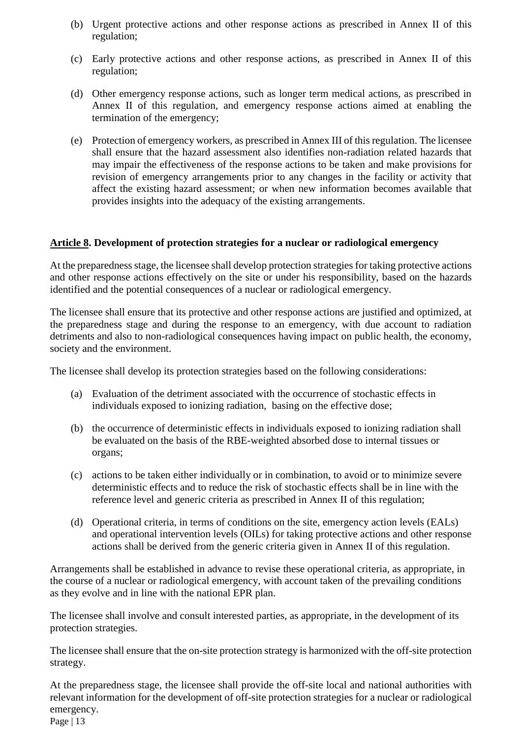(b) Urgent protective actions and other response actions as prescribed in Annex II of this regulation;

(c) Early protective actions and other response actions, as prescribed in Annex II of this regulation;

(d) Other emergency response actions, such as longer term medical actions, as prescribed in Annex II of this regulation, and emergency response actions aimed at enabling the termination of the emergency;

(e) Protection of emergency workers, as prescribed in Annex III of this regulation. The licensee shall ensure that the hazard assessment also identifies non-radiation related hazards that may impair the effectiveness of the response actions to be taken and make provisions for revision of emergency arrangements prior to any changes in the facility or activity that affect the existing hazard assessment; or when new information becomes available that provides insights into the adequacy of the existing arrangements.

### Article 8. Development of protection strategies for a nuclear or radiological emergency

At the preparedness stage, the licensee shall develop protection strategies for taking protective actions and other response actions effectively on the site or under his responsibility, based on the hazards identified and the potential consequences of a nuclear or radiological emergency.

The licensee shall ensure that its protective and other response actions are justified and optimized, at the preparedness stage and during the response to an emergency, with due account to radiation detriments and also to non-radiological consequences having impact on public health, the economy, society and the environment.

The licensee shall develop its protection strategies based on the following considerations:

(a) Evaluation of the detriment associated with the occurrence of stochastic effects in individuals exposed to ionizing radiation, basing on the effective dose;

(b) the occurrence of deterministic effects in individuals exposed to ionizing radiation shall be evaluated on the basis of the RBE-weighted absorbed dose to internal tissues or organs;

(c) actions to be taken either individually or in combination, to avoid or to minimize severe deterministic effects and to reduce the risk of stochastic effects shall be in line with the reference level and generic criteria as prescribed in Annex II of this regulation;

(d) Operational criteria, in terms of conditions on the site, emergency action levels (EALs) and operational intervention levels (OILs) for taking protective actions and other response actions shall be derived from the generic criteria given in Annex II of this regulation.

Arrangements shall be established in advance to revise these operational criteria, as appropriate, in the course of a nuclear or radiological emergency, with account taken of the prevailing conditions as they evolve and in line with the national EPR plan.

The licensee shall involve and consult interested parties, as appropriate, in the development of its protection strategies.

The licensee shall ensure that the on-site protection strategy is harmonized with the off-site protection strategy.

At the preparedness stage, the licensee shall provide the off-site local and national authorities with relevant information for the development of off-site protection strategies for a nuclear or radiological emergency.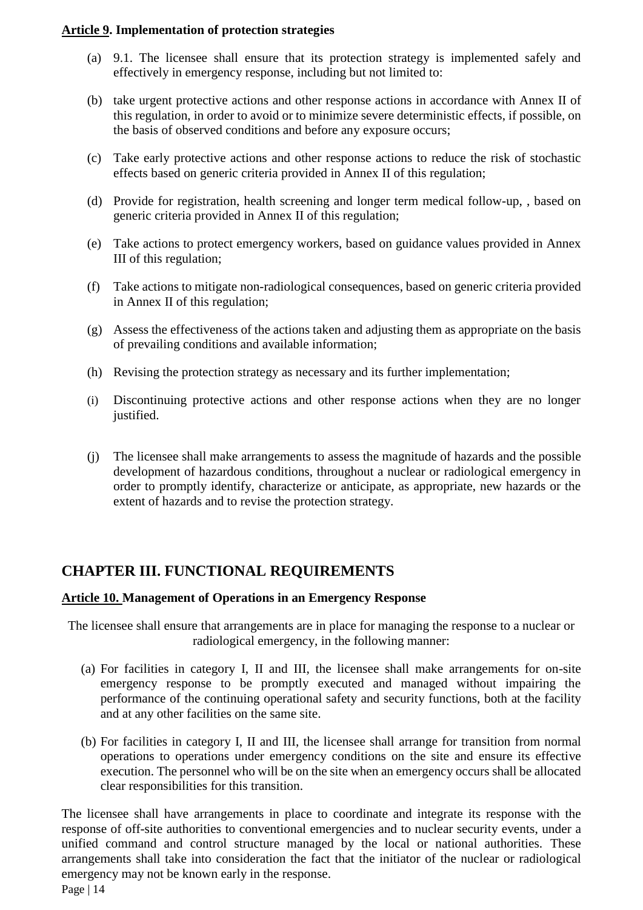**Article 9. Implementation of protection strategies**

(a) 9.1. The licensee shall ensure that its protection strategy is implemented safely and effectively in emergency response, including but not limited to:

(b) take urgent protective actions and other response actions in accordance with Annex II of this regulation, in order to avoid or to minimize severe deterministic effects, if possible, on the basis of observed conditions and before any exposure occurs;

(c) Take early protective actions and other response actions to reduce the risk of stochastic effects based on generic criteria provided in Annex II of this regulation;

(d) Provide for registration, health screening and longer term medical follow-up, , based on generic criteria provided in Annex II of this regulation;

(e) Take actions to protect emergency workers, based on guidance values provided in Annex III of this regulation;

(f) Take actions to mitigate non-radiological consequences, based on generic criteria provided in Annex II of this regulation;

(g) Assess the effectiveness of the actions taken and adjusting them as appropriate on the basis of prevailing conditions and available information;

(h) Revising the protection strategy as necessary and its further implementation;

(i) Discontinuing protective actions and other response actions when they are no longer justified.

(j) The licensee shall make arrangements to assess the magnitude of hazards and the possible development of hazardous conditions, throughout a nuclear or radiological emergency in order to promptly identify, characterize or anticipate, as appropriate, new hazards or the extent of hazards and to revise the protection strategy.

## CHAPTER III. FUNCTIONAL REQUIREMENTS

**Article 10. Management of Operations in an Emergency Response**

The licensee shall ensure that arrangements are in place for managing the response to a nuclear or radiological emergency, in the following manner:

(a) For facilities in category I, II and III, the licensee shall make arrangements for on-site emergency response to be promptly executed and managed without impairing the performance of the continuing operational safety and security functions, both at the facility and at any other facilities on the same site.

(b) For facilities in category I, II and III, the licensee shall arrange for transition from normal operations to operations under emergency conditions on the site and ensure its effective execution. The personnel who will be on the site when an emergency occurs shall be allocated clear responsibilities for this transition.

The licensee shall have arrangements in place to coordinate and integrate its response with the response of off-site authorities to conventional emergencies and to nuclear security events, under a unified command and control structure managed by the local or national authorities. These arrangements shall take into consideration the fact that the initiator of the nuclear or radiological emergency may not be known early in the response.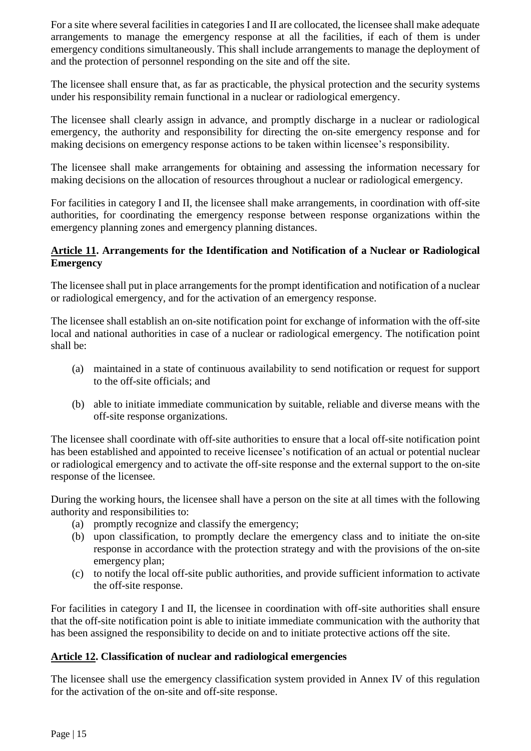For a site where several facilities in categories I and II are collocated, the licensee shall make adequate arrangements to manage the emergency response at all the facilities, if each of them is under emergency conditions simultaneously. This shall include arrangements to manage the deployment of and the protection of personnel responding on the site and off the site.

The licensee shall ensure that, as far as practicable, the physical protection and the security systems under his responsibility remain functional in a nuclear or radiological emergency.

The licensee shall clearly assign in advance, and promptly discharge in a nuclear or radiological emergency, the authority and responsibility for directing the on-site emergency response and for making decisions on emergency response actions to be taken within licensee's responsibility.

The licensee shall make arrangements for obtaining and assessing the information necessary for making decisions on the allocation of resources throughout a nuclear or radiological emergency.

For facilities in category I and II, the licensee shall make arrangements, in coordination with off-site authorities, for coordinating the emergency response between response organizations within the emergency planning zones and emergency planning distances.

## Article 11. Arrangements for the Identification and Notification of a Nuclear or Radiological Emergency

The licensee shall put in place arrangements for the prompt identification and notification of a nuclear or radiological emergency, and for the activation of an emergency response.

The licensee shall establish an on-site notification point for exchange of information with the off-site local and national authorities in case of a nuclear or radiological emergency. The notification point shall be:

(a) maintained in a state of continuous availability to send notification or request for support to the off-site officials; and

(b) able to initiate immediate communication by suitable, reliable and diverse means with the off-site response organizations.

The licensee shall coordinate with off-site authorities to ensure that a local off-site notification point has been established and appointed to receive licensee's notification of an actual or potential nuclear or radiological emergency and to activate the off-site response and the external support to the on-site response of the licensee.

During the working hours, the licensee shall have a person on the site at all times with the following authority and responsibilities to:

(a) promptly recognize and classify the emergency;
(b) upon classification, to promptly declare the emergency class and to initiate the on-site response in accordance with the protection strategy and with the provisions of the on-site emergency plan;
(c) to notify the local off-site public authorities, and provide sufficient information to activate the off-site response.

For facilities in category I and II, the licensee in coordination with off-site authorities shall ensure that the off-site notification point is able to initiate immediate communication with the authority that has been assigned the responsibility to decide on and to initiate protective actions off the site.

## Article 12. Classification of nuclear and radiological emergencies

The licensee shall use the emergency classification system provided in Annex IV of this regulation for the activation of the on-site and off-site response.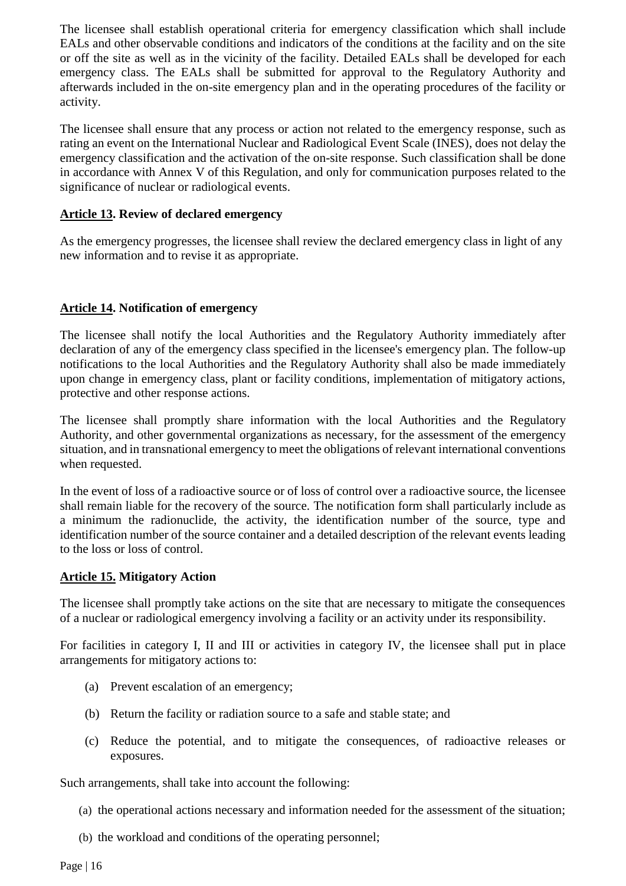The licensee shall establish operational criteria for emergency classification which shall include EALs and other observable conditions and indicators of the conditions at the facility and on the site or off the site as well as in the vicinity of the facility. Detailed EALs shall be developed for each emergency class. The EALs shall be submitted for approval to the Regulatory Authority and afterwards included in the on-site emergency plan and in the operating procedures of the facility or activity.

The licensee shall ensure that any process or action not related to the emergency response, such as rating an event on the International Nuclear and Radiological Event Scale (INES), does not delay the emergency classification and the activation of the on-site response. Such classification shall be done in accordance with Annex V of this Regulation, and only for communication purposes related to the significance of nuclear or radiological events.

**Article 13. Review of declared emergency**

As the emergency progresses, the licensee shall review the declared emergency class in light of any new information and to revise it as appropriate.

**Article 14. Notification of emergency**

The licensee shall notify the local Authorities and the Regulatory Authority immediately after declaration of any of the emergency class specified in the licensee's emergency plan. The follow-up notifications to the local Authorities and the Regulatory Authority shall also be made immediately upon change in emergency class, plant or facility conditions, implementation of mitigatory actions, protective and other response actions.

The licensee shall promptly share information with the local Authorities and the Regulatory Authority, and other governmental organizations as necessary, for the assessment of the emergency situation, and in transnational emergency to meet the obligations of relevant international conventions when requested.

In the event of loss of a radioactive source or of loss of control over a radioactive source, the licensee shall remain liable for the recovery of the source. The notification form shall particularly include as a minimum the radionuclide, the activity, the identification number of the source, type and identification number of the source container and a detailed description of the relevant events leading to the loss or loss of control.

**Article 15. Mitigatory Action**

The licensee shall promptly take actions on the site that are necessary to mitigate the consequences of a nuclear or radiological emergency involving a facility or an activity under its responsibility.

For facilities in category I, II and III or activities in category IV, the licensee shall put in place arrangements for mitigatory actions to:

(a) Prevent escalation of an emergency;

(b) Return the facility or radiation source to a safe and stable state; and

(c) Reduce the potential, and to mitigate the consequences, of radioactive releases or exposures.

Such arrangements, shall take into account the following:

(a) the operational actions necessary and information needed for the assessment of the situation;

(b) the workload and conditions of the operating personnel;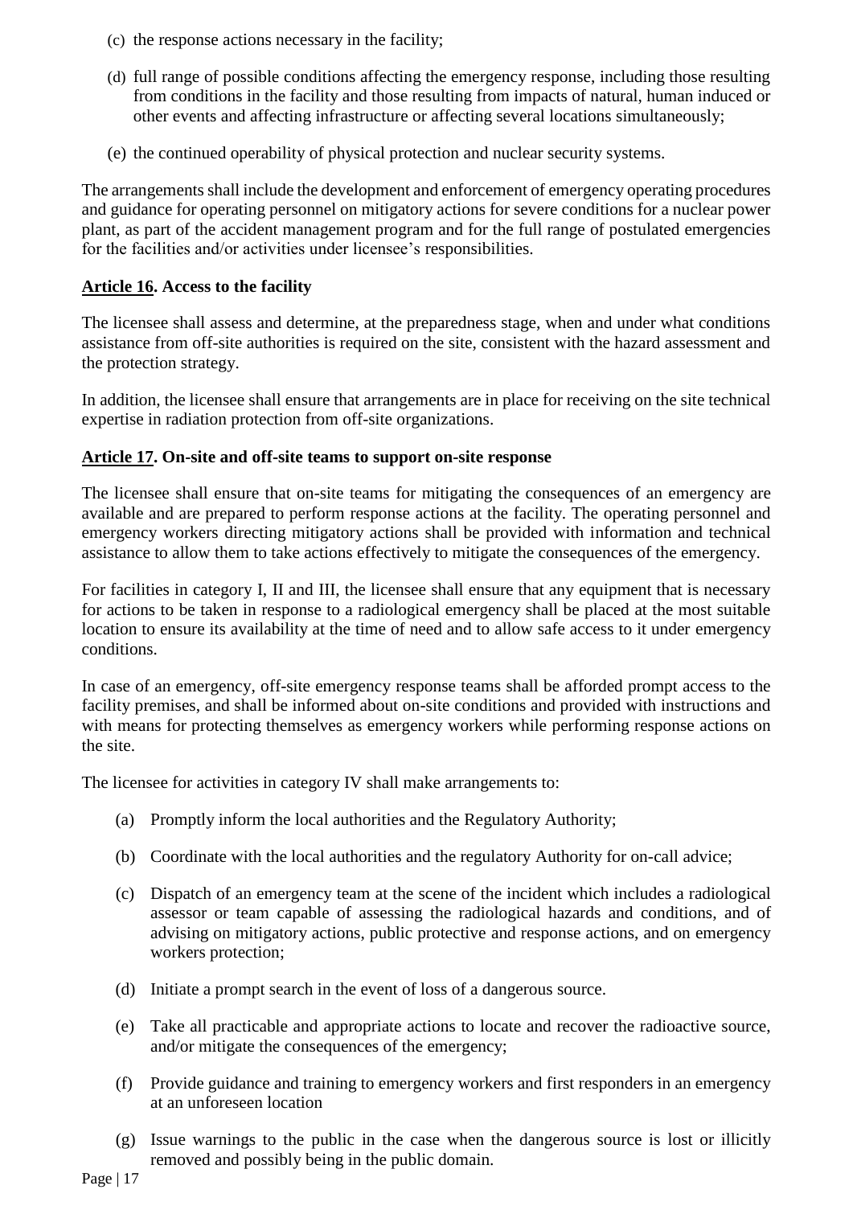(c) the response actions necessary in the facility;

(d) full range of possible conditions affecting the emergency response, including those resulting from conditions in the facility and those resulting from impacts of natural, human induced or other events and affecting infrastructure or affecting several locations simultaneously;

(e) the continued operability of physical protection and nuclear security systems.

The arrangements shall include the development and enforcement of emergency operating procedures and guidance for operating personnel on mitigatory actions for severe conditions for a nuclear power plant, as part of the accident management program and for the full range of postulated emergencies for the facilities and/or activities under licensee's responsibilities.

### Article 16. Access to the facility

The licensee shall assess and determine, at the preparedness stage, when and under what conditions assistance from off-site authorities is required on the site, consistent with the hazard assessment and the protection strategy.

In addition, the licensee shall ensure that arrangements are in place for receiving on the site technical expertise in radiation protection from off-site organizations.

### Article 17. On-site and off-site teams to support on-site response

The licensee shall ensure that on-site teams for mitigating the consequences of an emergency are available and are prepared to perform response actions at the facility. The operating personnel and emergency workers directing mitigatory actions shall be provided with information and technical assistance to allow them to take actions effectively to mitigate the consequences of the emergency.

For facilities in category I, II and III, the licensee shall ensure that any equipment that is necessary for actions to be taken in response to a radiological emergency shall be placed at the most suitable location to ensure its availability at the time of need and to allow safe access to it under emergency conditions.

In case of an emergency, off-site emergency response teams shall be afforded prompt access to the facility premises, and shall be informed about on-site conditions and provided with instructions and with means for protecting themselves as emergency workers while performing response actions on the site.

The licensee for activities in category IV shall make arrangements to:

(a) Promptly inform the local authorities and the Regulatory Authority;

(b) Coordinate with the local authorities and the regulatory Authority for on-call advice;

(c) Dispatch of an emergency team at the scene of the incident which includes a radiological assessor or team capable of assessing the radiological hazards and conditions, and of advising on mitigatory actions, public protective and response actions, and on emergency workers protection;

(d) Initiate a prompt search in the event of loss of a dangerous source.

(e) Take all practicable and appropriate actions to locate and recover the radioactive source, and/or mitigate the consequences of the emergency;

(f) Provide guidance and training to emergency workers and first responders in an emergency at an unforeseen location

(g) Issue warnings to the public in the case when the dangerous source is lost or illicitly removed and possibly being in the public domain.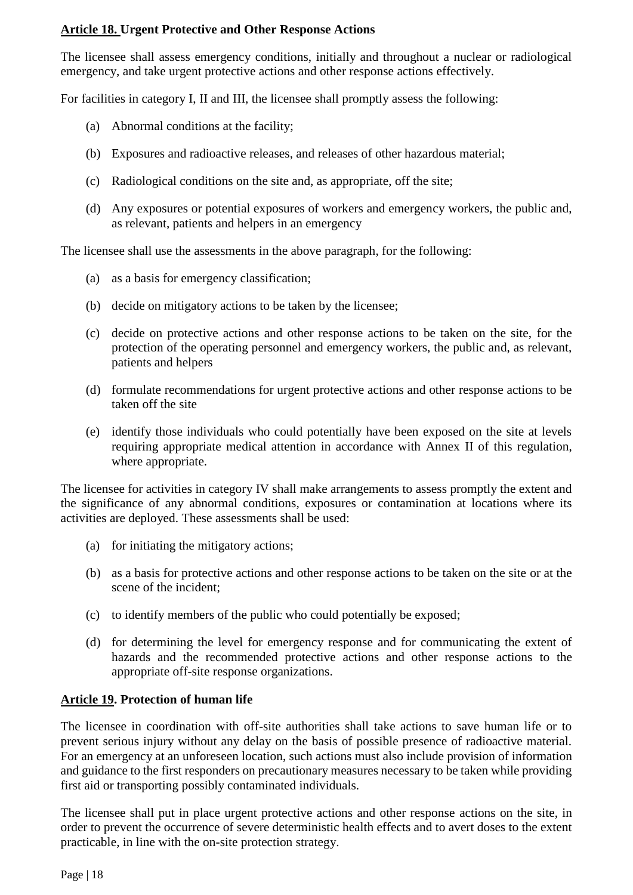## **Article 18. Urgent Protective and Other Response Actions**

The licensee shall assess emergency conditions, initially and throughout a nuclear or radiological emergency, and take urgent protective actions and other response actions effectively.

For facilities in category I, II and III, the licensee shall promptly assess the following:

(a) Abnormal conditions at the facility;

(b) Exposures and radioactive releases, and releases of other hazardous material;

(c) Radiological conditions on the site and, as appropriate, off the site;

(d) Any exposures or potential exposures of workers and emergency workers, the public and, as relevant, patients and helpers in an emergency

The licensee shall use the assessments in the above paragraph, for the following:

(a) as a basis for emergency classification;

(b) decide on mitigatory actions to be taken by the licensee;

(c) decide on protective actions and other response actions to be taken on the site, for the protection of the operating personnel and emergency workers, the public and, as relevant, patients and helpers

(d) formulate recommendations for urgent protective actions and other response actions to be taken off the site

(e) identify those individuals who could potentially have been exposed on the site at levels requiring appropriate medical attention in accordance with Annex II of this regulation, where appropriate.

The licensee for activities in category IV shall make arrangements to assess promptly the extent and the significance of any abnormal conditions, exposures or contamination at locations where its activities are deployed. These assessments shall be used:

(a) for initiating the mitigatory actions;

(b) as a basis for protective actions and other response actions to be taken on the site or at the scene of the incident;

(c) to identify members of the public who could potentially be exposed;

(d) for determining the level for emergency response and for communicating the extent of hazards and the recommended protective actions and other response actions to the appropriate off-site response organizations.

## **Article 19. Protection of human life**

The licensee in coordination with off-site authorities shall take actions to save human life or to prevent serious injury without any delay on the basis of possible presence of radioactive material. For an emergency at an unforeseen location, such actions must also include provision of information and guidance to the first responders on precautionary measures necessary to be taken while providing first aid or transporting possibly contaminated individuals.

The licensee shall put in place urgent protective actions and other response actions on the site, in order to prevent the occurrence of severe deterministic health effects and to avert doses to the extent practicable, in line with the on-site protection strategy.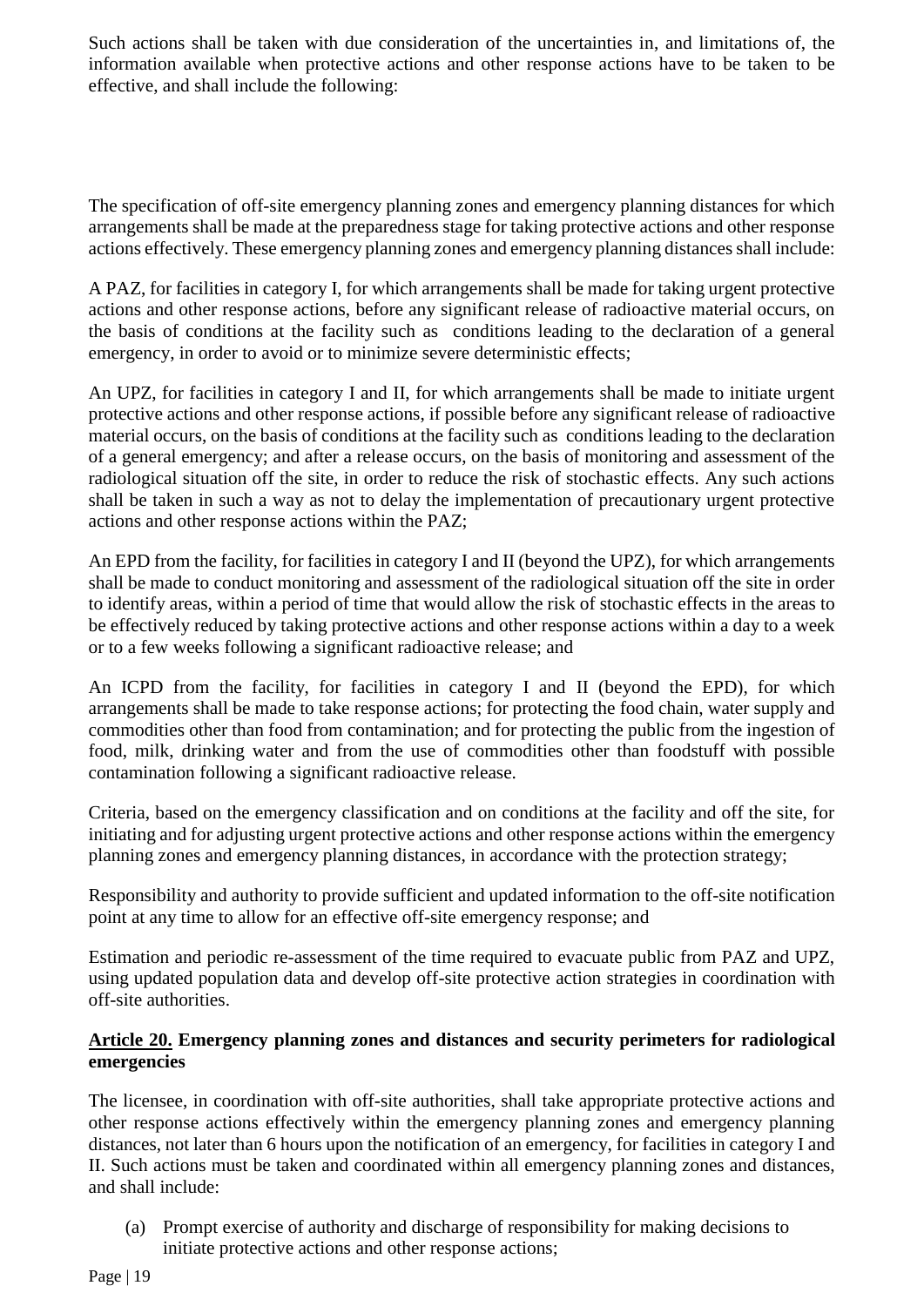Such actions shall be taken with due consideration of the uncertainties in, and limitations of, the information available when protective actions and other response actions have to be taken to be effective, and shall include the following:

The specification of off-site emergency planning zones and emergency planning distances for which arrangements shall be made at the preparedness stage for taking protective actions and other response actions effectively. These emergency planning zones and emergency planning distances shall include:

A PAZ, for facilities in category I, for which arrangements shall be made for taking urgent protective actions and other response actions, before any significant release of radioactive material occurs, on the basis of conditions at the facility such as conditions leading to the declaration of a general emergency, in order to avoid or to minimize severe deterministic effects;

An UPZ, for facilities in category I and II, for which arrangements shall be made to initiate urgent protective actions and other response actions, if possible before any significant release of radioactive material occurs, on the basis of conditions at the facility such as conditions leading to the declaration of a general emergency; and after a release occurs, on the basis of monitoring and assessment of the radiological situation off the site, in order to reduce the risk of stochastic effects. Any such actions shall be taken in such a way as not to delay the implementation of precautionary urgent protective actions and other response actions within the PAZ;

An EPD from the facility, for facilities in category I and II (beyond the UPZ), for which arrangements shall be made to conduct monitoring and assessment of the radiological situation off the site in order to identify areas, within a period of time that would allow the risk of stochastic effects in the areas to be effectively reduced by taking protective actions and other response actions within a day to a week or to a few weeks following a significant radioactive release; and

An ICPD from the facility, for facilities in category I and II (beyond the EPD), for which arrangements shall be made to take response actions; for protecting the food chain, water supply and commodities other than food from contamination; and for protecting the public from the ingestion of food, milk, drinking water and from the use of commodities other than foodstuff with possible contamination following a significant radioactive release.

Criteria, based on the emergency classification and on conditions at the facility and off the site, for initiating and for adjusting urgent protective actions and other response actions within the emergency planning zones and emergency planning distances, in accordance with the protection strategy;

Responsibility and authority to provide sufficient and updated information to the off-site notification point at any time to allow for an effective off-site emergency response; and

Estimation and periodic re-assessment of the time required to evacuate public from PAZ and UPZ, using updated population data and develop off-site protective action strategies in coordination with off-site authorities.

**Article 20. Emergency planning zones and distances and security perimeters for radiological emergencies**

The licensee, in coordination with off-site authorities, shall take appropriate protective actions and other response actions effectively within the emergency planning zones and emergency planning distances, not later than 6 hours upon the notification of an emergency, for facilities in category I and II. Such actions must be taken and coordinated within all emergency planning zones and distances, and shall include:

(a) Prompt exercise of authority and discharge of responsibility for making decisions to initiate protective actions and other response actions;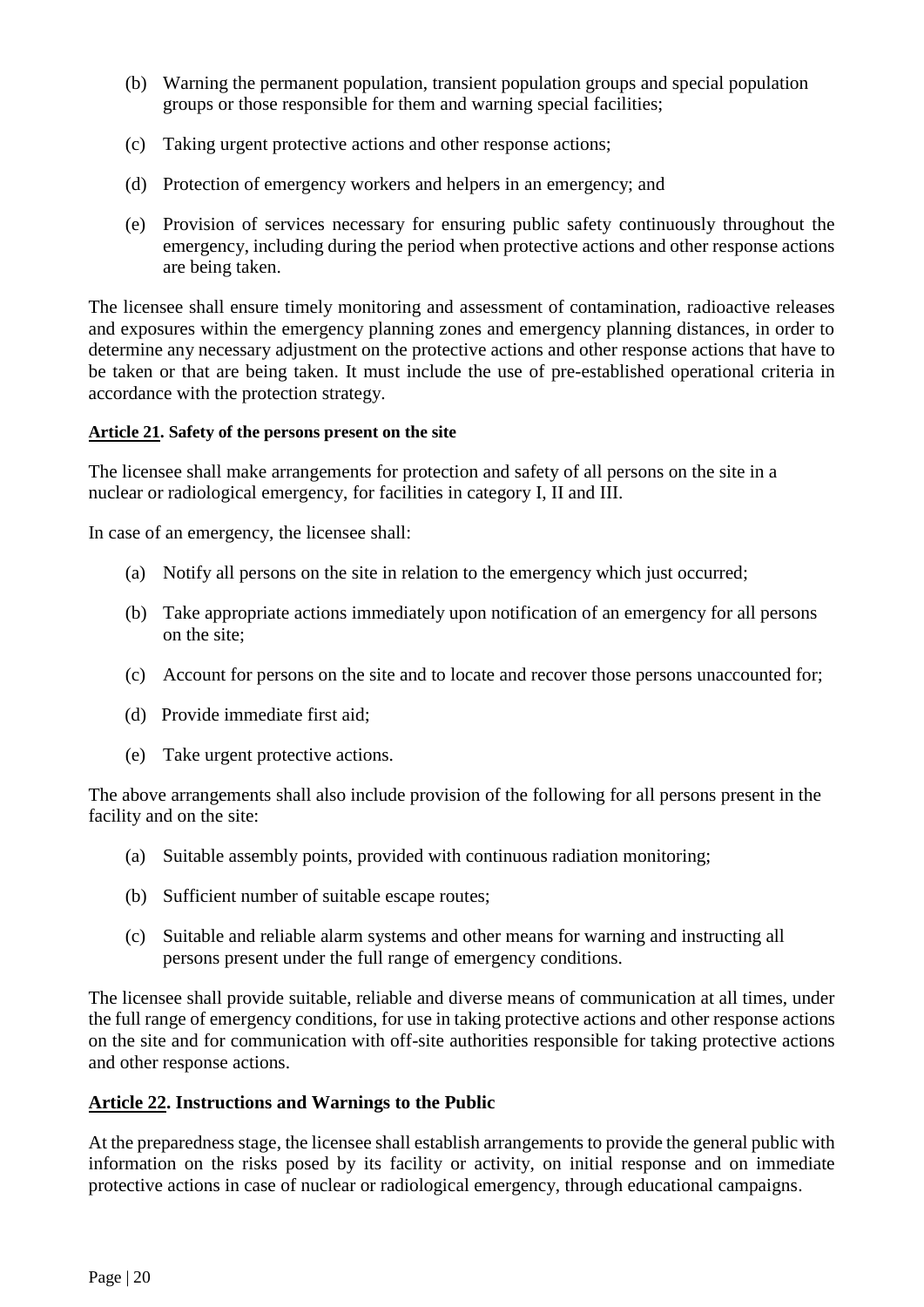(b) Warning the permanent population, transient population groups and special population groups or those responsible for them and warning special facilities;

(c) Taking urgent protective actions and other response actions;

(d) Protection of emergency workers and helpers in an emergency; and

(e) Provision of services necessary for ensuring public safety continuously throughout the emergency, including during the period when protective actions and other response actions are being taken.

The licensee shall ensure timely monitoring and assessment of contamination, radioactive releases and exposures within the emergency planning zones and emergency planning distances, in order to determine any necessary adjustment on the protective actions and other response actions that have to be taken or that are being taken. It must include the use of pre-established operational criteria in accordance with the protection strategy.

#### **Article 21. Safety of the persons present on the site**

The licensee shall make arrangements for protection and safety of all persons on the site in a nuclear or radiological emergency, for facilities in category I, II and III.

In case of an emergency, the licensee shall:

(a) Notify all persons on the site in relation to the emergency which just occurred;

(b) Take appropriate actions immediately upon notification of an emergency for all persons on the site;

(c) Account for persons on the site and to locate and recover those persons unaccounted for;

(d) Provide immediate first aid;

(e) Take urgent protective actions.

The above arrangements shall also include provision of the following for all persons present in the facility and on the site:

(a) Suitable assembly points, provided with continuous radiation monitoring;

(b) Sufficient number of suitable escape routes;

(c) Suitable and reliable alarm systems and other means for warning and instructing all persons present under the full range of emergency conditions.

The licensee shall provide suitable, reliable and diverse means of communication at all times, under the full range of emergency conditions, for use in taking protective actions and other response actions on the site and for communication with off-site authorities responsible for taking protective actions and other response actions.

#### **Article 22. Instructions and Warnings to the Public**

At the preparedness stage, the licensee shall establish arrangements to provide the general public with information on the risks posed by its facility or activity, on initial response and on immediate protective actions in case of nuclear or radiological emergency, through educational campaigns.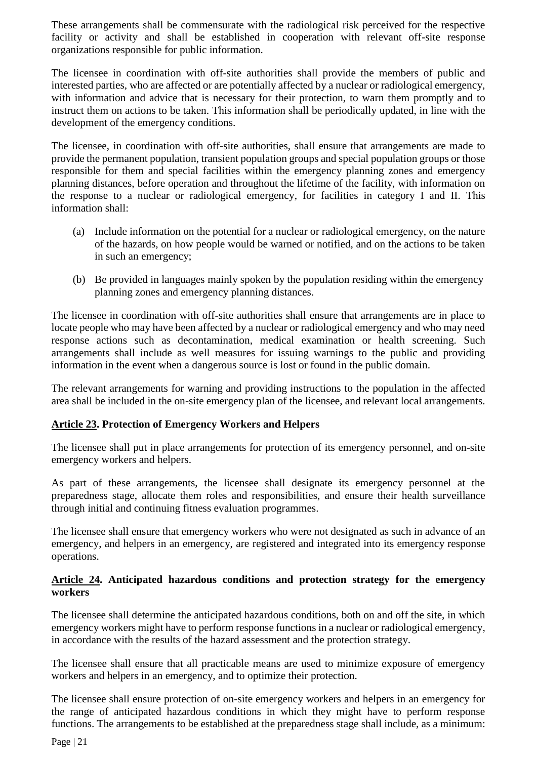These arrangements shall be commensurate with the radiological risk perceived for the respective facility or activity and shall be established in cooperation with relevant off-site response organizations responsible for public information.

The licensee in coordination with off-site authorities shall provide the members of public and interested parties, who are affected or are potentially affected by a nuclear or radiological emergency, with information and advice that is necessary for their protection, to warn them promptly and to instruct them on actions to be taken. This information shall be periodically updated, in line with the development of the emergency conditions.

The licensee, in coordination with off-site authorities, shall ensure that arrangements are made to provide the permanent population, transient population groups and special population groups or those responsible for them and special facilities within the emergency planning zones and emergency planning distances, before operation and throughout the lifetime of the facility, with information on the response to a nuclear or radiological emergency, for facilities in category I and II. This information shall:

(a) Include information on the potential for a nuclear or radiological emergency, on the nature of the hazards, on how people would be warned or notified, and on the actions to be taken in such an emergency;

(b) Be provided in languages mainly spoken by the population residing within the emergency planning zones and emergency planning distances.

The licensee in coordination with off-site authorities shall ensure that arrangements are in place to locate people who may have been affected by a nuclear or radiological emergency and who may need response actions such as decontamination, medical examination or health screening. Such arrangements shall include as well measures for issuing warnings to the public and providing information in the event when a dangerous source is lost or found in the public domain.

The relevant arrangements for warning and providing instructions to the population in the affected area shall be included in the on-site emergency plan of the licensee, and relevant local arrangements.

## Article 23. Protection of Emergency Workers and Helpers

The licensee shall put in place arrangements for protection of its emergency personnel, and on-site emergency workers and helpers.

As part of these arrangements, the licensee shall designate its emergency personnel at the preparedness stage, allocate them roles and responsibilities, and ensure their health surveillance through initial and continuing fitness evaluation programmes.

The licensee shall ensure that emergency workers who were not designated as such in advance of an emergency, and helpers in an emergency, are registered and integrated into its emergency response operations.

## Article 24. Anticipated hazardous conditions and protection strategy for the emergency workers

The licensee shall determine the anticipated hazardous conditions, both on and off the site, in which emergency workers might have to perform response functions in a nuclear or radiological emergency, in accordance with the results of the hazard assessment and the protection strategy.

The licensee shall ensure that all practicable means are used to minimize exposure of emergency workers and helpers in an emergency, and to optimize their protection.

The licensee shall ensure protection of on-site emergency workers and helpers in an emergency for the range of anticipated hazardous conditions in which they might have to perform response functions. The arrangements to be established at the preparedness stage shall include, as a minimum: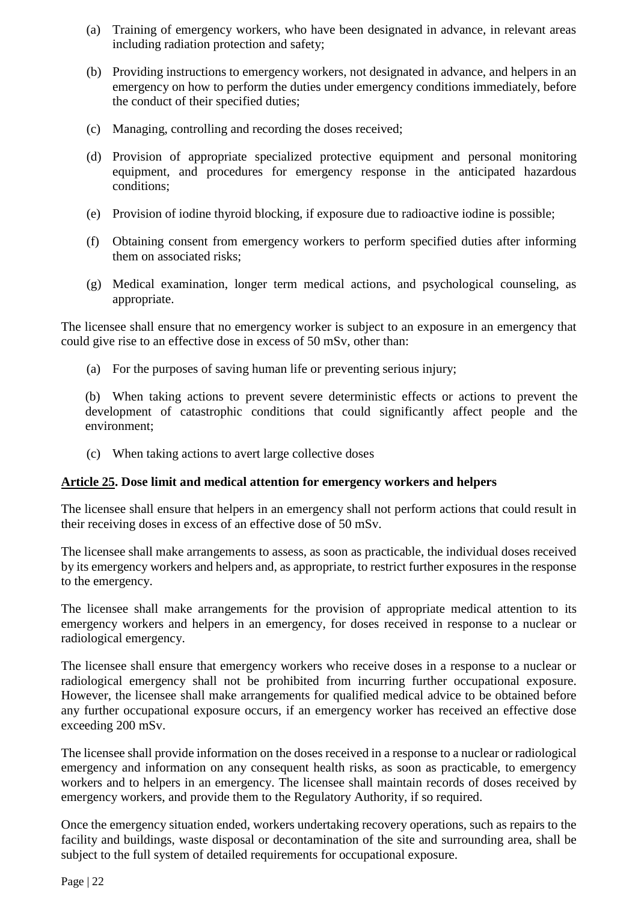(a) Training of emergency workers, who have been designated in advance, in relevant areas including radiation protection and safety;

(b) Providing instructions to emergency workers, not designated in advance, and helpers in an emergency on how to perform the duties under emergency conditions immediately, before the conduct of their specified duties;

(c) Managing, controlling and recording the doses received;

(d) Provision of appropriate specialized protective equipment and personal monitoring equipment, and procedures for emergency response in the anticipated hazardous conditions;

(e) Provision of iodine thyroid blocking, if exposure due to radioactive iodine is possible;

(f) Obtaining consent from emergency workers to perform specified duties after informing them on associated risks;

(g) Medical examination, longer term medical actions, and psychological counseling, as appropriate.

The licensee shall ensure that no emergency worker is subject to an exposure in an emergency that could give rise to an effective dose in excess of 50 mSv, other than:

(a) For the purposes of saving human life or preventing serious injury;

(b) When taking actions to prevent severe deterministic effects or actions to prevent the development of catastrophic conditions that could significantly affect people and the environment;

(c) When taking actions to avert large collective doses

**Article 25. Dose limit and medical attention for emergency workers and helpers**

The licensee shall ensure that helpers in an emergency shall not perform actions that could result in their receiving doses in excess of an effective dose of 50 mSv.

The licensee shall make arrangements to assess, as soon as practicable, the individual doses received by its emergency workers and helpers and, as appropriate, to restrict further exposures in the response to the emergency.

The licensee shall make arrangements for the provision of appropriate medical attention to its emergency workers and helpers in an emergency, for doses received in response to a nuclear or radiological emergency.

The licensee shall ensure that emergency workers who receive doses in a response to a nuclear or radiological emergency shall not be prohibited from incurring further occupational exposure. However, the licensee shall make arrangements for qualified medical advice to be obtained before any further occupational exposure occurs, if an emergency worker has received an effective dose exceeding 200 mSv.

The licensee shall provide information on the doses received in a response to a nuclear or radiological emergency and information on any consequent health risks, as soon as practicable, to emergency workers and to helpers in an emergency. The licensee shall maintain records of doses received by emergency workers, and provide them to the Regulatory Authority, if so required.

Once the emergency situation ended, workers undertaking recovery operations, such as repairs to the facility and buildings, waste disposal or decontamination of the site and surrounding area, shall be subject to the full system of detailed requirements for occupational exposure.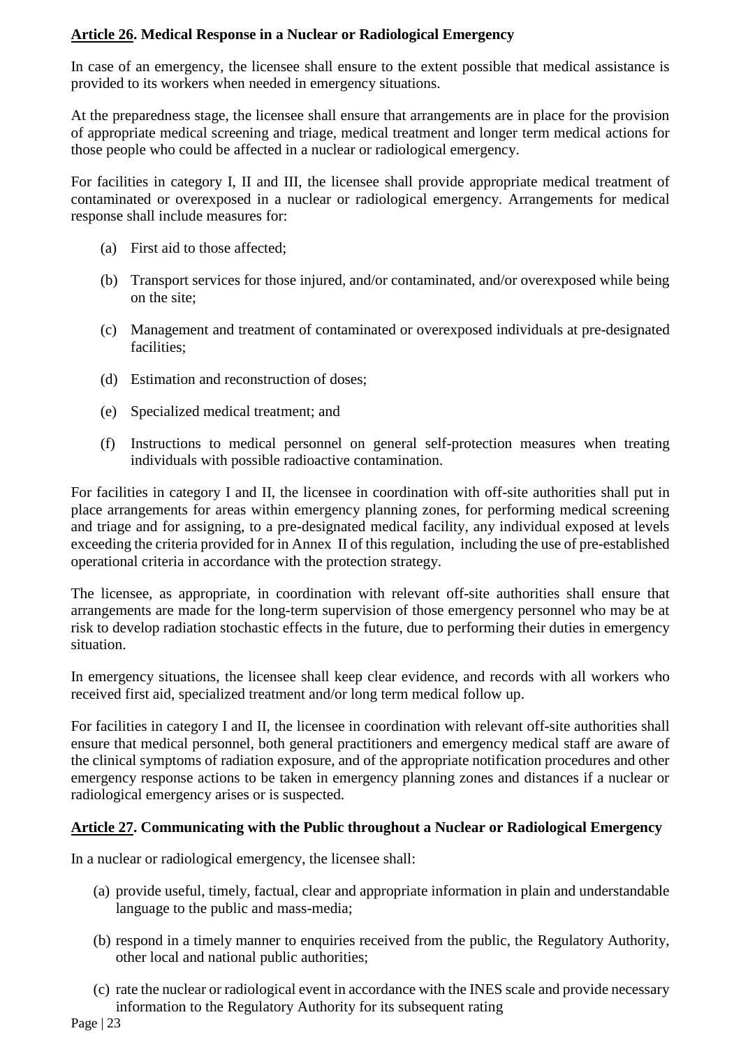**Article 26. Medical Response in a Nuclear or Radiological Emergency**

In case of an emergency, the licensee shall ensure to the extent possible that medical assistance is provided to its workers when needed in emergency situations.

At the preparedness stage, the licensee shall ensure that arrangements are in place for the provision of appropriate medical screening and triage, medical treatment and longer term medical actions for those people who could be affected in a nuclear or radiological emergency.

For facilities in category I, II and III, the licensee shall provide appropriate medical treatment of contaminated or overexposed in a nuclear or radiological emergency. Arrangements for medical response shall include measures for:

(a) First aid to those affected;

(b) Transport services for those injured, and/or contaminated, and/or overexposed while being on the site;

(c) Management and treatment of contaminated or overexposed individuals at pre-designated facilities;

(d) Estimation and reconstruction of doses;

(e) Specialized medical treatment; and

(f) Instructions to medical personnel on general self-protection measures when treating individuals with possible radioactive contamination.

For facilities in category I and II, the licensee in coordination with off-site authorities shall put in place arrangements for areas within emergency planning zones, for performing medical screening and triage and for assigning, to a pre-designated medical facility, any individual exposed at levels exceeding the criteria provided for in Annex II of this regulation, including the use of pre-established operational criteria in accordance with the protection strategy.

The licensee, as appropriate, in coordination with relevant off-site authorities shall ensure that arrangements are made for the long-term supervision of those emergency personnel who may be at risk to develop radiation stochastic effects in the future, due to performing their duties in emergency situation.

In emergency situations, the licensee shall keep clear evidence, and records with all workers who received first aid, specialized treatment and/or long term medical follow up.

For facilities in category I and II, the licensee in coordination with relevant off-site authorities shall ensure that medical personnel, both general practitioners and emergency medical staff are aware of the clinical symptoms of radiation exposure, and of the appropriate notification procedures and other emergency response actions to be taken in emergency planning zones and distances if a nuclear or radiological emergency arises or is suspected.

**Article 27. Communicating with the Public throughout a Nuclear or Radiological Emergency**

In a nuclear or radiological emergency, the licensee shall:

(a) provide useful, timely, factual, clear and appropriate information in plain and understandable language to the public and mass-media;

(b) respond in a timely manner to enquiries received from the public, the Regulatory Authority, other local and national public authorities;

(c) rate the nuclear or radiological event in accordance with the INES scale and provide necessary information to the Regulatory Authority for its subsequent rating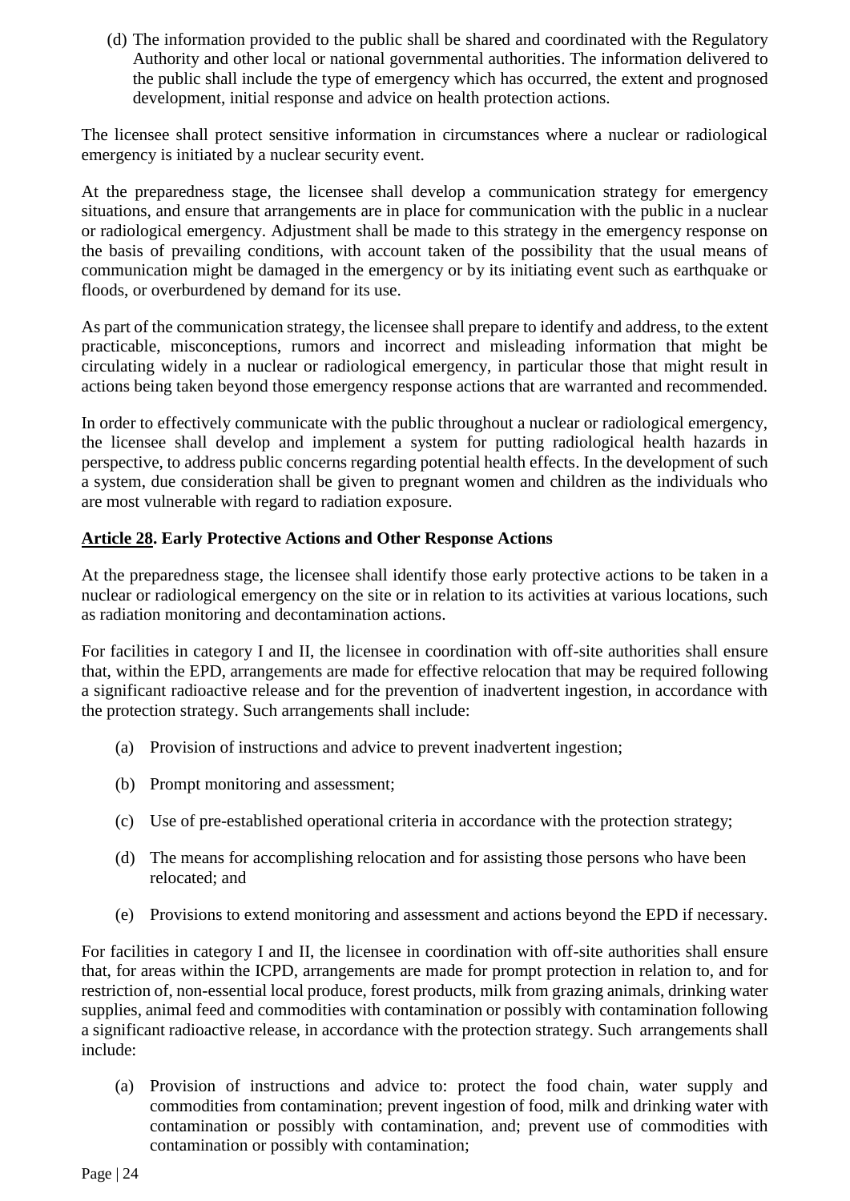(d) The information provided to the public shall be shared and coordinated with the Regulatory Authority and other local or national governmental authorities. The information delivered to the public shall include the type of emergency which has occurred, the extent and prognosed development, initial response and advice on health protection actions.

The licensee shall protect sensitive information in circumstances where a nuclear or radiological emergency is initiated by a nuclear security event.

At the preparedness stage, the licensee shall develop a communication strategy for emergency situations, and ensure that arrangements are in place for communication with the public in a nuclear or radiological emergency. Adjustment shall be made to this strategy in the emergency response on the basis of prevailing conditions, with account taken of the possibility that the usual means of communication might be damaged in the emergency or by its initiating event such as earthquake or floods, or overburdened by demand for its use.

As part of the communication strategy, the licensee shall prepare to identify and address, to the extent practicable, misconceptions, rumors and incorrect and misleading information that might be circulating widely in a nuclear or radiological emergency, in particular those that might result in actions being taken beyond those emergency response actions that are warranted and recommended.

In order to effectively communicate with the public throughout a nuclear or radiological emergency, the licensee shall develop and implement a system for putting radiological health hazards in perspective, to address public concerns regarding potential health effects. In the development of such a system, due consideration shall be given to pregnant women and children as the individuals who are most vulnerable with regard to radiation exposure.

**<u>Article 28</u>. Early Protective Actions and Other Response Actions**

At the preparedness stage, the licensee shall identify those early protective actions to be taken in a nuclear or radiological emergency on the site or in relation to its activities at various locations, such as radiation monitoring and decontamination actions.

For facilities in category I and II, the licensee in coordination with off-site authorities shall ensure that, within the EPD, arrangements are made for effective relocation that may be required following a significant radioactive release and for the prevention of inadvertent ingestion, in accordance with the protection strategy. Such arrangements shall include:

(a) Provision of instructions and advice to prevent inadvertent ingestion;

(b) Prompt monitoring and assessment;

(c) Use of pre-established operational criteria in accordance with the protection strategy;

(d) The means for accomplishing relocation and for assisting those persons who have been relocated; and

(e) Provisions to extend monitoring and assessment and actions beyond the EPD if necessary.

For facilities in category I and II, the licensee in coordination with off-site authorities shall ensure that, for areas within the ICPD, arrangements are made for prompt protection in relation to, and for restriction of, non-essential local produce, forest products, milk from grazing animals, drinking water supplies, animal feed and commodities with contamination or possibly with contamination following a significant radioactive release, in accordance with the protection strategy. Such arrangements shall include:

(a) Provision of instructions and advice to: protect the food chain, water supply and commodities from contamination; prevent ingestion of food, milk and drinking water with contamination or possibly with contamination, and; prevent use of commodities with contamination or possibly with contamination;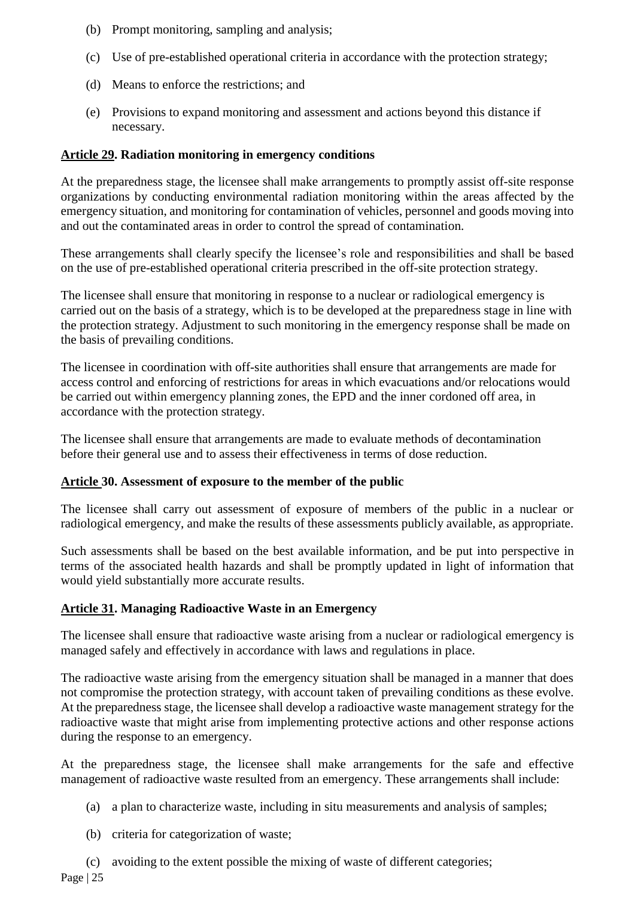(b) Prompt monitoring, sampling and analysis;

(c) Use of pre-established operational criteria in accordance with the protection strategy;

(d) Means to enforce the restrictions; and

(e) Provisions to expand monitoring and assessment and actions beyond this distance if necessary.

### Article 29. Radiation monitoring in emergency conditions

At the preparedness stage, the licensee shall make arrangements to promptly assist off-site response organizations by conducting environmental radiation monitoring within the areas affected by the emergency situation, and monitoring for contamination of vehicles, personnel and goods moving into and out the contaminated areas in order to control the spread of contamination.

These arrangements shall clearly specify the licensee's role and responsibilities and shall be based on the use of pre-established operational criteria prescribed in the off-site protection strategy.

The licensee shall ensure that monitoring in response to a nuclear or radiological emergency is carried out on the basis of a strategy, which is to be developed at the preparedness stage in line with the protection strategy. Adjustment to such monitoring in the emergency response shall be made on the basis of prevailing conditions.

The licensee in coordination with off-site authorities shall ensure that arrangements are made for access control and enforcing of restrictions for areas in which evacuations and/or relocations would be carried out within emergency planning zones, the EPD and the inner cordoned off area, in accordance with the protection strategy.

The licensee shall ensure that arrangements are made to evaluate methods of decontamination before their general use and to assess their effectiveness in terms of dose reduction.

### Article 30. Assessment of exposure to the member of the public

The licensee shall carry out assessment of exposure of members of the public in a nuclear or radiological emergency, and make the results of these assessments publicly available, as appropriate.

Such assessments shall be based on the best available information, and be put into perspective in terms of the associated health hazards and shall be promptly updated in light of information that would yield substantially more accurate results.

### Article 31. Managing Radioactive Waste in an Emergency

The licensee shall ensure that radioactive waste arising from a nuclear or radiological emergency is managed safely and effectively in accordance with laws and regulations in place.

The radioactive waste arising from the emergency situation shall be managed in a manner that does not compromise the protection strategy, with account taken of prevailing conditions as these evolve. At the preparedness stage, the licensee shall develop a radioactive waste management strategy for the radioactive waste that might arise from implementing protective actions and other response actions during the response to an emergency.

At the preparedness stage, the licensee shall make arrangements for the safe and effective management of radioactive waste resulted from an emergency. These arrangements shall include:

(a) a plan to characterize waste, including in situ measurements and analysis of samples;

(b) criteria for categorization of waste;

(c) avoiding to the extent possible the mixing of waste of different categories;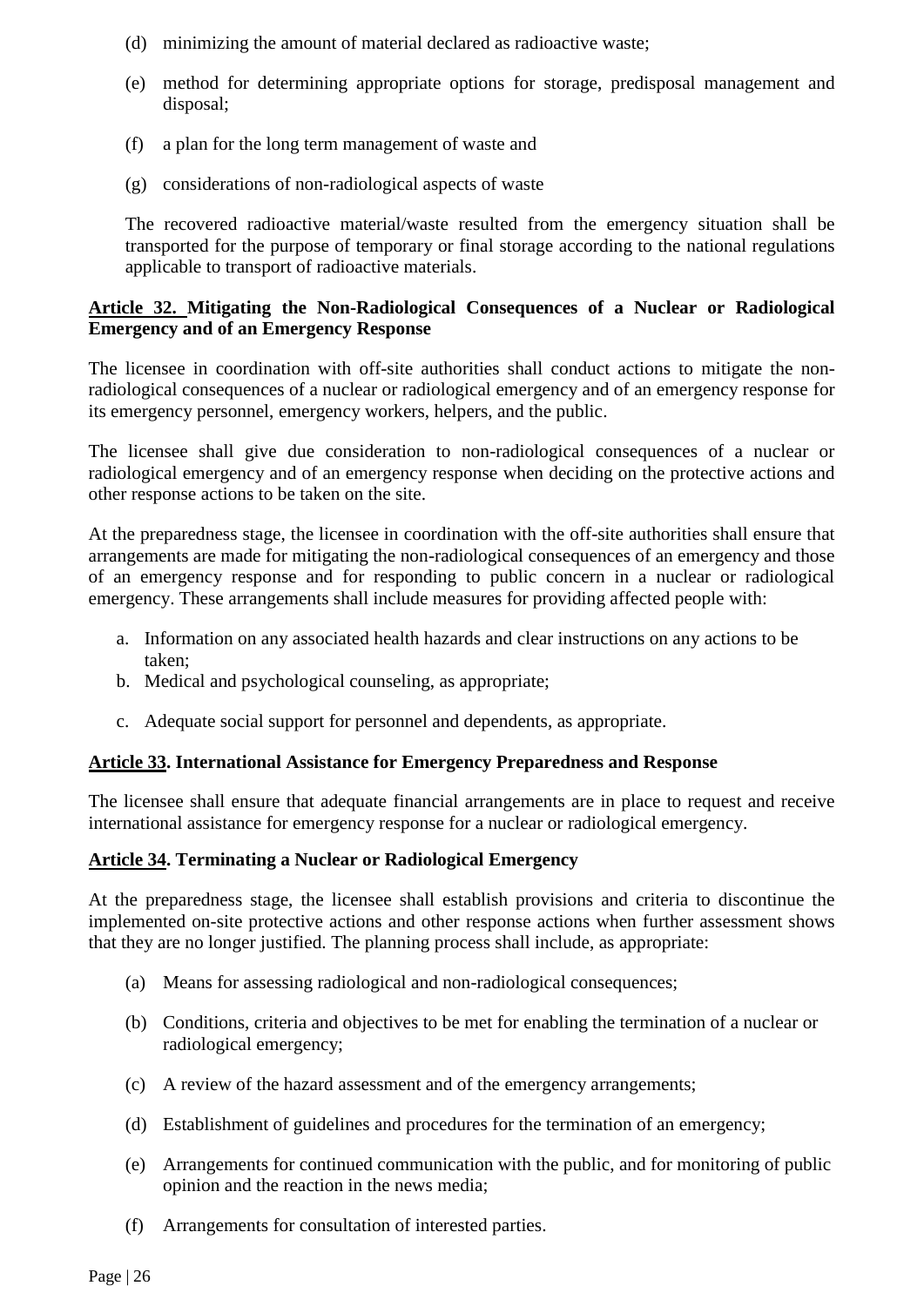(d) minimizing the amount of material declared as radioactive waste;

(e) method for determining appropriate options for storage, predisposal management and disposal;

(f) a plan for the long term management of waste and

(g) considerations of non-radiological aspects of waste

The recovered radioactive material/waste resulted from the emergency situation shall be transported for the purpose of temporary or final storage according to the national regulations applicable to transport of radioactive materials.

**Article 32. Mitigating the Non-Radiological Consequences of a Nuclear or Radiological Emergency and of an Emergency Response**

The licensee in coordination with off-site authorities shall conduct actions to mitigate the non-radiological consequences of a nuclear or radiological emergency and of an emergency response for its emergency personnel, emergency workers, helpers, and the public.

The licensee shall give due consideration to non-radiological consequences of a nuclear or radiological emergency and of an emergency response when deciding on the protective actions and other response actions to be taken on the site.

At the preparedness stage, the licensee in coordination with the off-site authorities shall ensure that arrangements are made for mitigating the non-radiological consequences of an emergency and those of an emergency response and for responding to public concern in a nuclear or radiological emergency. These arrangements shall include measures for providing affected people with:

a. Information on any associated health hazards and clear instructions on any actions to be taken;
b. Medical and psychological counseling, as appropriate;
c. Adequate social support for personnel and dependents, as appropriate.

**Article 33. International Assistance for Emergency Preparedness and Response**

The licensee shall ensure that adequate financial arrangements are in place to request and receive international assistance for emergency response for a nuclear or radiological emergency.

**Article 34. Terminating a Nuclear or Radiological Emergency**

At the preparedness stage, the licensee shall establish provisions and criteria to discontinue the implemented on-site protective actions and other response actions when further assessment shows that they are no longer justified. The planning process shall include, as appropriate:

(a) Means for assessing radiological and non-radiological consequences;

(b) Conditions, criteria and objectives to be met for enabling the termination of a nuclear or radiological emergency;

(c) A review of the hazard assessment and of the emergency arrangements;

(d) Establishment of guidelines and procedures for the termination of an emergency;

(e) Arrangements for continued communication with the public, and for monitoring of public opinion and the reaction in the news media;

(f) Arrangements for consultation of interested parties.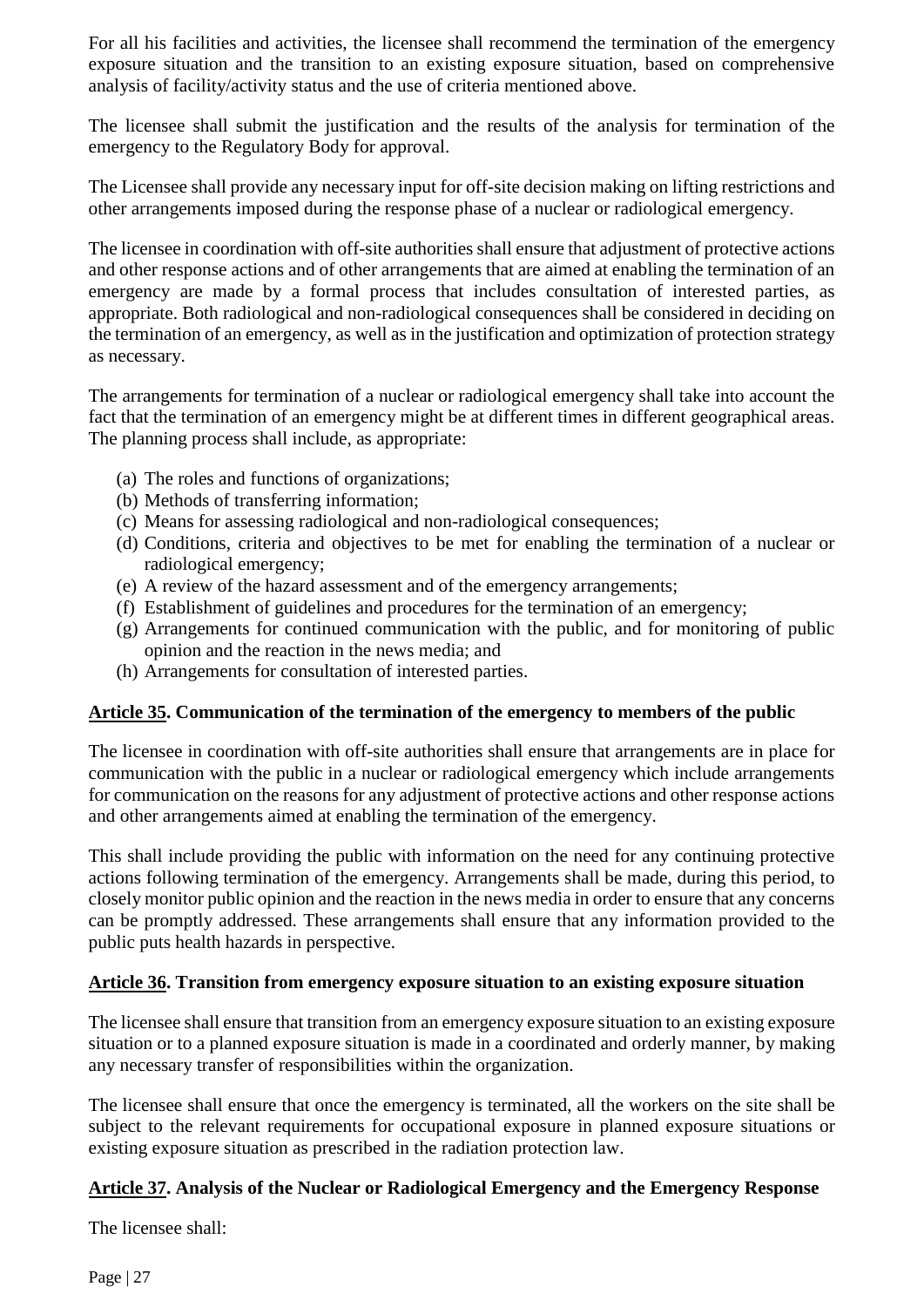For all his facilities and activities, the licensee shall recommend the termination of the emergency exposure situation and the transition to an existing exposure situation, based on comprehensive analysis of facility/activity status and the use of criteria mentioned above.

The licensee shall submit the justification and the results of the analysis for termination of the emergency to the Regulatory Body for approval.

The Licensee shall provide any necessary input for off-site decision making on lifting restrictions and other arrangements imposed during the response phase of a nuclear or radiological emergency.

The licensee in coordination with off-site authorities shall ensure that adjustment of protective actions and other response actions and of other arrangements that are aimed at enabling the termination of an emergency are made by a formal process that includes consultation of interested parties, as appropriate. Both radiological and non-radiological consequences shall be considered in deciding on the termination of an emergency, as well as in the justification and optimization of protection strategy as necessary.

The arrangements for termination of a nuclear or radiological emergency shall take into account the fact that the termination of an emergency might be at different times in different geographical areas. The planning process shall include, as appropriate:

(a) The roles and functions of organizations;
(b) Methods of transferring information;
(c) Means for assessing radiological and non-radiological consequences;
(d) Conditions, criteria and objectives to be met for enabling the termination of a nuclear or radiological emergency;
(e) A review of the hazard assessment and of the emergency arrangements;
(f) Establishment of guidelines and procedures for the termination of an emergency;
(g) Arrangements for continued communication with the public, and for monitoring of public opinion and the reaction in the news media; and
(h) Arrangements for consultation of interested parties.

## Article 35. Communication of the termination of the emergency to members of the public

The licensee in coordination with off-site authorities shall ensure that arrangements are in place for communication with the public in a nuclear or radiological emergency which include arrangements for communication on the reasons for any adjustment of protective actions and other response actions and other arrangements aimed at enabling the termination of the emergency.

This shall include providing the public with information on the need for any continuing protective actions following termination of the emergency. Arrangements shall be made, during this period, to closely monitor public opinion and the reaction in the news media in order to ensure that any concerns can be promptly addressed. These arrangements shall ensure that any information provided to the public puts health hazards in perspective.

## Article 36. Transition from emergency exposure situation to an existing exposure situation

The licensee shall ensure that transition from an emergency exposure situation to an existing exposure situation or to a planned exposure situation is made in a coordinated and orderly manner, by making any necessary transfer of responsibilities within the organization.

The licensee shall ensure that once the emergency is terminated, all the workers on the site shall be subject to the relevant requirements for occupational exposure in planned exposure situations or existing exposure situation as prescribed in the radiation protection law.

## Article 37. Analysis of the Nuclear or Radiological Emergency and the Emergency Response

The licensee shall: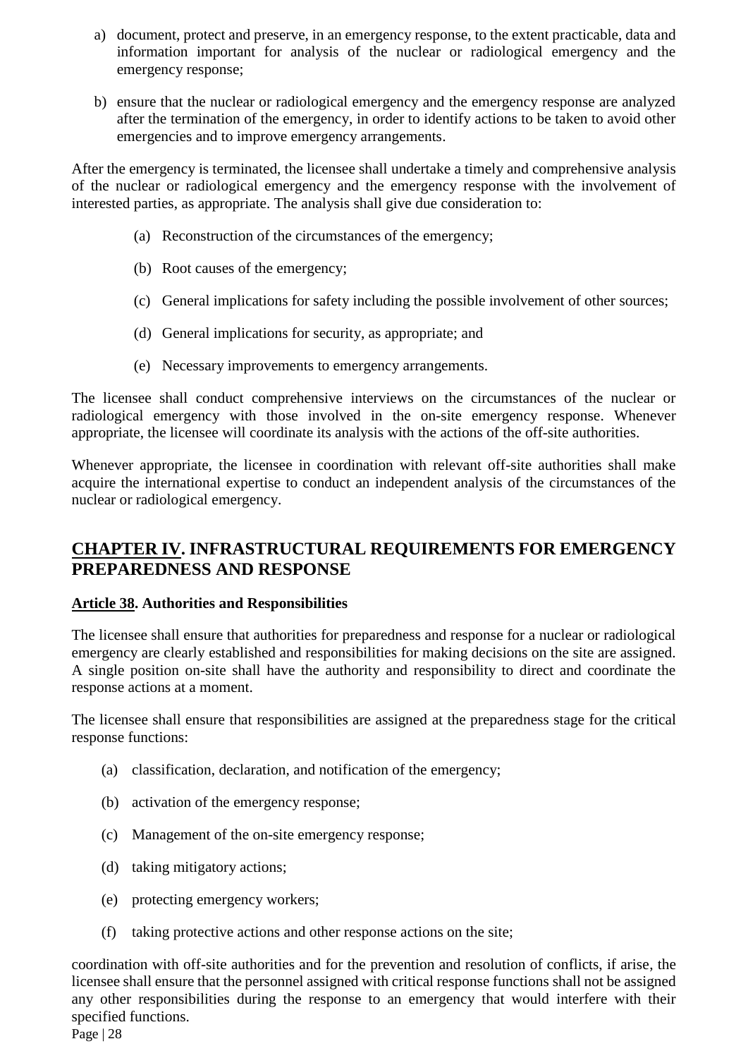a) document, protect and preserve, in an emergency response, to the extent practicable, data and information important for analysis of the nuclear or radiological emergency and the emergency response;

b) ensure that the nuclear or radiological emergency and the emergency response are analyzed after the termination of the emergency, in order to identify actions to be taken to avoid other emergencies and to improve emergency arrangements.

After the emergency is terminated, the licensee shall undertake a timely and comprehensive analysis of the nuclear or radiological emergency and the emergency response with the involvement of interested parties, as appropriate. The analysis shall give due consideration to:

(a) Reconstruction of the circumstances of the emergency;

(b) Root causes of the emergency;

(c) General implications for safety including the possible involvement of other sources;

(d) General implications for security, as appropriate; and

(e) Necessary improvements to emergency arrangements.

The licensee shall conduct comprehensive interviews on the circumstances of the nuclear or radiological emergency with those involved in the on-site emergency response. Whenever appropriate, the licensee will coordinate its analysis with the actions of the off-site authorities.

Whenever appropriate, the licensee in coordination with relevant off-site authorities shall make acquire the international expertise to conduct an independent analysis of the circumstances of the nuclear or radiological emergency.

## CHAPTER IV. INFRASTRUCTURAL REQUIREMENTS FOR EMERGENCY PREPAREDNESS AND RESPONSE

### Article 38. Authorities and Responsibilities

The licensee shall ensure that authorities for preparedness and response for a nuclear or radiological emergency are clearly established and responsibilities for making decisions on the site are assigned. A single position on-site shall have the authority and responsibility to direct and coordinate the response actions at a moment.

The licensee shall ensure that responsibilities are assigned at the preparedness stage for the critical response functions:

(a) classification, declaration, and notification of the emergency;

(b) activation of the emergency response;

(c) Management of the on-site emergency response;

(d) taking mitigatory actions;

(e) protecting emergency workers;

(f) taking protective actions and other response actions on the site;

coordination with off-site authorities and for the prevention and resolution of conflicts, if arise, the licensee shall ensure that the personnel assigned with critical response functions shall not be assigned any other responsibilities during the response to an emergency that would interfere with their specified functions.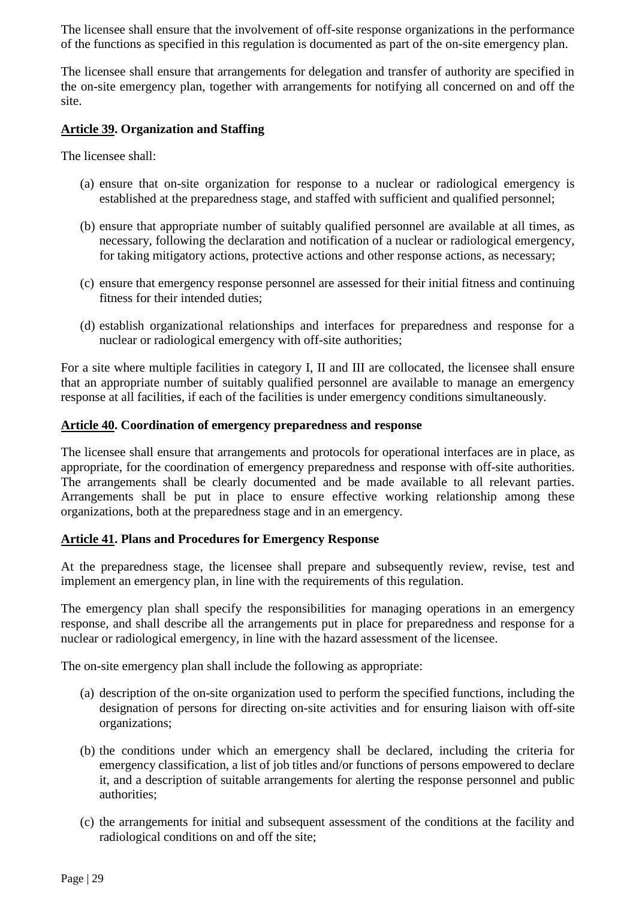The licensee shall ensure that the involvement of off-site response organizations in the performance of the functions as specified in this regulation is documented as part of the on-site emergency plan.

The licensee shall ensure that arrangements for delegation and transfer of authority are specified in the on-site emergency plan, together with arrangements for notifying all concerned on and off the site.

### Article 39. Organization and Staffing

The licensee shall:

(a) ensure that on-site organization for response to a nuclear or radiological emergency is established at the preparedness stage, and staffed with sufficient and qualified personnel;

(b) ensure that appropriate number of suitably qualified personnel are available at all times, as necessary, following the declaration and notification of a nuclear or radiological emergency, for taking mitigatory actions, protective actions and other response actions, as necessary;

(c) ensure that emergency response personnel are assessed for their initial fitness and continuing fitness for their intended duties;

(d) establish organizational relationships and interfaces for preparedness and response for a nuclear or radiological emergency with off-site authorities;

For a site where multiple facilities in category I, II and III are collocated, the licensee shall ensure that an appropriate number of suitably qualified personnel are available to manage an emergency response at all facilities, if each of the facilities is under emergency conditions simultaneously.

### Article 40. Coordination of emergency preparedness and response

The licensee shall ensure that arrangements and protocols for operational interfaces are in place, as appropriate, for the coordination of emergency preparedness and response with off-site authorities. The arrangements shall be clearly documented and be made available to all relevant parties. Arrangements shall be put in place to ensure effective working relationship among these organizations, both at the preparedness stage and in an emergency.

### Article 41. Plans and Procedures for Emergency Response

At the preparedness stage, the licensee shall prepare and subsequently review, revise, test and implement an emergency plan, in line with the requirements of this regulation.

The emergency plan shall specify the responsibilities for managing operations in an emergency response, and shall describe all the arrangements put in place for preparedness and response for a nuclear or radiological emergency, in line with the hazard assessment of the licensee.

The on-site emergency plan shall include the following as appropriate:

(a) description of the on-site organization used to perform the specified functions, including the designation of persons for directing on-site activities and for ensuring liaison with off-site organizations;

(b) the conditions under which an emergency shall be declared, including the criteria for emergency classification, a list of job titles and/or functions of persons empowered to declare it, and a description of suitable arrangements for alerting the response personnel and public authorities;

(c) the arrangements for initial and subsequent assessment of the conditions at the facility and radiological conditions on and off the site;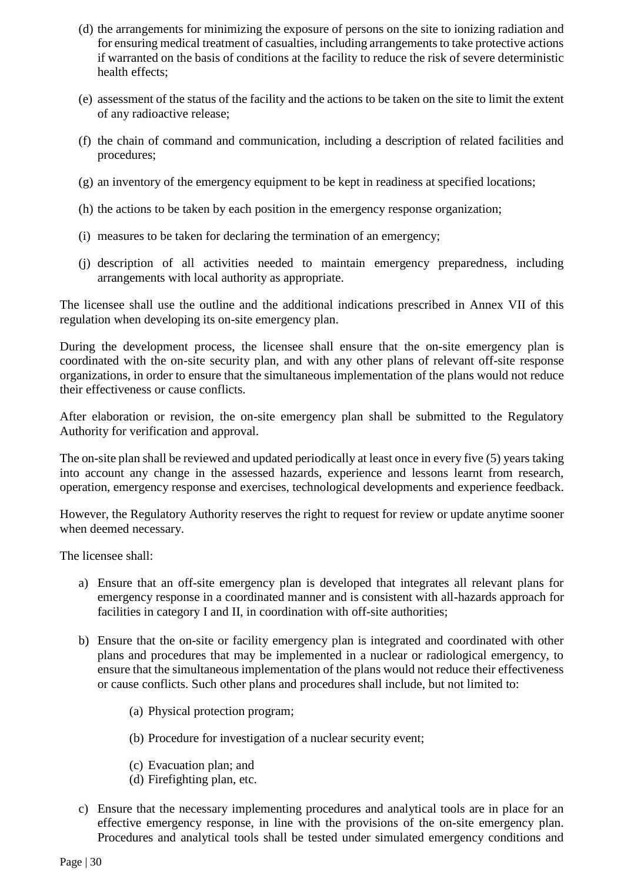(d) the arrangements for minimizing the exposure of persons on the site to ionizing radiation and for ensuring medical treatment of casualties, including arrangements to take protective actions if warranted on the basis of conditions at the facility to reduce the risk of severe deterministic health effects;

(e) assessment of the status of the facility and the actions to be taken on the site to limit the extent of any radioactive release;

(f) the chain of command and communication, including a description of related facilities and procedures;

(g) an inventory of the emergency equipment to be kept in readiness at specified locations;

(h) the actions to be taken by each position in the emergency response organization;

(i) measures to be taken for declaring the termination of an emergency;

(j) description of all activities needed to maintain emergency preparedness, including arrangements with local authority as appropriate.

The licensee shall use the outline and the additional indications prescribed in Annex VII of this regulation when developing its on-site emergency plan.

During the development process, the licensee shall ensure that the on-site emergency plan is coordinated with the on-site security plan, and with any other plans of relevant off-site response organizations, in order to ensure that the simultaneous implementation of the plans would not reduce their effectiveness or cause conflicts.

After elaboration or revision, the on-site emergency plan shall be submitted to the Regulatory Authority for verification and approval.

The on-site plan shall be reviewed and updated periodically at least once in every five (5) years taking into account any change in the assessed hazards, experience and lessons learnt from research, operation, emergency response and exercises, technological developments and experience feedback.

However, the Regulatory Authority reserves the right to request for review or update anytime sooner when deemed necessary.

The licensee shall:

a) Ensure that an off-site emergency plan is developed that integrates all relevant plans for emergency response in a coordinated manner and is consistent with all-hazards approach for facilities in category I and II, in coordination with off-site authorities;

b) Ensure that the on-site or facility emergency plan is integrated and coordinated with other plans and procedures that may be implemented in a nuclear or radiological emergency, to ensure that the simultaneous implementation of the plans would not reduce their effectiveness or cause conflicts. Such other plans and procedures shall include, but not limited to:

    (a) Physical protection program;

    (b) Procedure for investigation of a nuclear security event;

    (c) Evacuation plan; and
    (d) Firefighting plan, etc.

c) Ensure that the necessary implementing procedures and analytical tools are in place for an effective emergency response, in line with the provisions of the on-site emergency plan. Procedures and analytical tools shall be tested under simulated emergency conditions and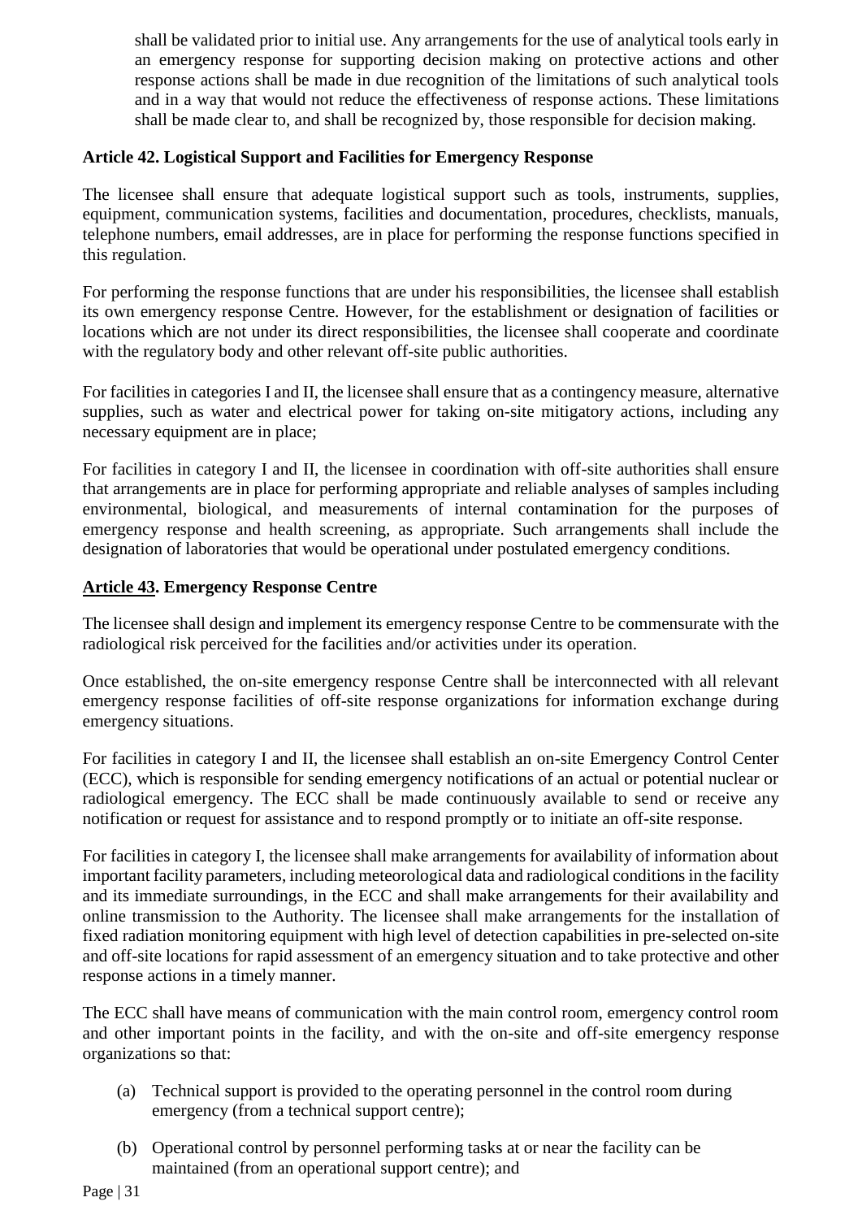shall be validated prior to initial use. Any arrangements for the use of analytical tools early in an emergency response for supporting decision making on protective actions and other response actions shall be made in due recognition of the limitations of such analytical tools and in a way that would not reduce the effectiveness of response actions. These limitations shall be made clear to, and shall be recognized by, those responsible for decision making.

**Article 42. Logistical Support and Facilities for Emergency Response**

The licensee shall ensure that adequate logistical support such as tools, instruments, supplies, equipment, communication systems, facilities and documentation, procedures, checklists, manuals, telephone numbers, email addresses, are in place for performing the response functions specified in this regulation.

For performing the response functions that are under his responsibilities, the licensee shall establish its own emergency response Centre. However, for the establishment or designation of facilities or locations which are not under its direct responsibilities, the licensee shall cooperate and coordinate with the regulatory body and other relevant off-site public authorities.

For facilities in categories I and II, the licensee shall ensure that as a contingency measure, alternative supplies, such as water and electrical power for taking on-site mitigatory actions, including any necessary equipment are in place;

For facilities in category I and II, the licensee in coordination with off-site authorities shall ensure that arrangements are in place for performing appropriate and reliable analyses of samples including environmental, biological, and measurements of internal contamination for the purposes of emergency response and health screening, as appropriate. Such arrangements shall include the designation of laboratories that would be operational under postulated emergency conditions.

**<u>Article 43</u>. Emergency Response Centre**

The licensee shall design and implement its emergency response Centre to be commensurate with the radiological risk perceived for the facilities and/or activities under its operation.

Once established, the on-site emergency response Centre shall be interconnected with all relevant emergency response facilities of off-site response organizations for information exchange during emergency situations.

For facilities in category I and II, the licensee shall establish an on-site Emergency Control Center (ECC), which is responsible for sending emergency notifications of an actual or potential nuclear or radiological emergency. The ECC shall be made continuously available to send or receive any notification or request for assistance and to respond promptly or to initiate an off-site response.

For facilities in category I, the licensee shall make arrangements for availability of information about important facility parameters, including meteorological data and radiological conditions in the facility and its immediate surroundings, in the ECC and shall make arrangements for their availability and online transmission to the Authority. The licensee shall make arrangements for the installation of fixed radiation monitoring equipment with high level of detection capabilities in pre-selected on-site and off-site locations for rapid assessment of an emergency situation and to take protective and other response actions in a timely manner.

The ECC shall have means of communication with the main control room, emergency control room and other important points in the facility, and with the on-site and off-site emergency response organizations so that:

(a) Technical support is provided to the operating personnel in the control room during emergency (from a technical support centre);

(b) Operational control by personnel performing tasks at or near the facility can be maintained (from an operational support centre); and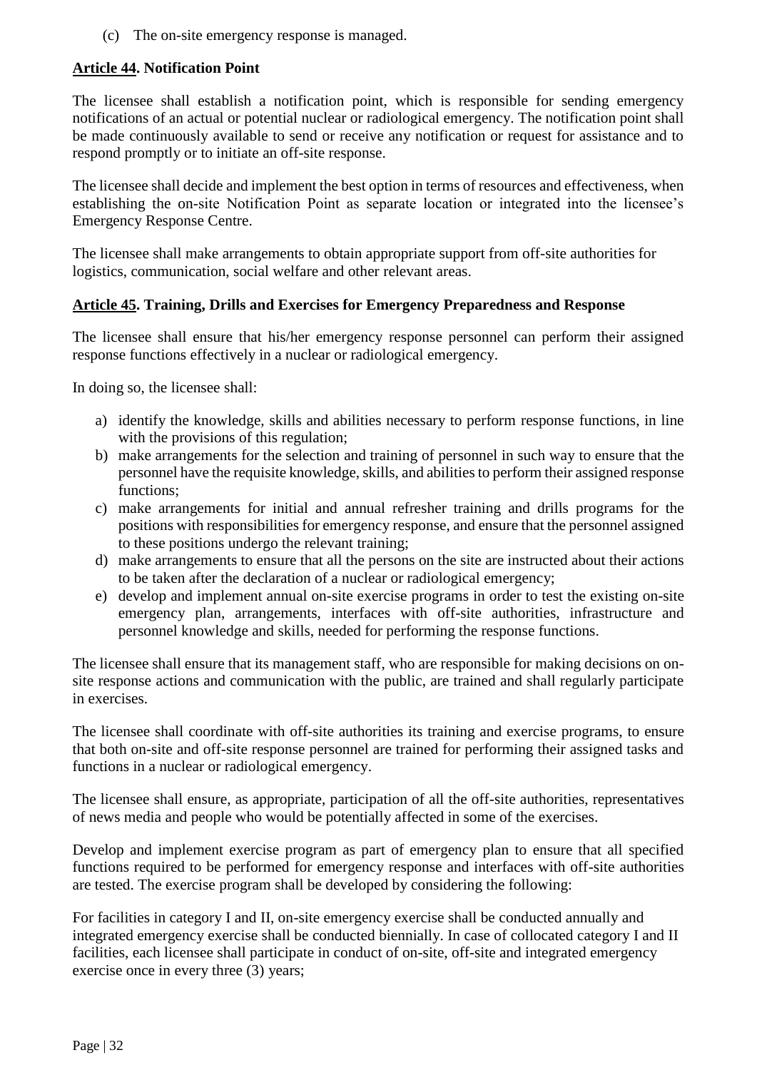(c) The on-site emergency response is managed.

**Article 44. Notification Point**

The licensee shall establish a notification point, which is responsible for sending emergency notifications of an actual or potential nuclear or radiological emergency. The notification point shall be made continuously available to send or receive any notification or request for assistance and to respond promptly or to initiate an off-site response.

The licensee shall decide and implement the best option in terms of resources and effectiveness, when establishing the on-site Notification Point as separate location or integrated into the licensee's Emergency Response Centre.

The licensee shall make arrangements to obtain appropriate support from off-site authorities for logistics, communication, social welfare and other relevant areas.

**Article 45. Training, Drills and Exercises for Emergency Preparedness and Response**

The licensee shall ensure that his/her emergency response personnel can perform their assigned response functions effectively in a nuclear or radiological emergency.

In doing so, the licensee shall:

a) identify the knowledge, skills and abilities necessary to perform response functions, in line with the provisions of this regulation;
b) make arrangements for the selection and training of personnel in such way to ensure that the personnel have the requisite knowledge, skills, and abilities to perform their assigned response functions;
c) make arrangements for initial and annual refresher training and drills programs for the positions with responsibilities for emergency response, and ensure that the personnel assigned to these positions undergo the relevant training;
d) make arrangements to ensure that all the persons on the site are instructed about their actions to be taken after the declaration of a nuclear or radiological emergency;
e) develop and implement annual on-site exercise programs in order to test the existing on-site emergency plan, arrangements, interfaces with off-site authorities, infrastructure and personnel knowledge and skills, needed for performing the response functions.

The licensee shall ensure that its management staff, who are responsible for making decisions on on-site response actions and communication with the public, are trained and shall regularly participate in exercises.

The licensee shall coordinate with off-site authorities its training and exercise programs, to ensure that both on-site and off-site response personnel are trained for performing their assigned tasks and functions in a nuclear or radiological emergency.

The licensee shall ensure, as appropriate, participation of all the off-site authorities, representatives of news media and people who would be potentially affected in some of the exercises.

Develop and implement exercise program as part of emergency plan to ensure that all specified functions required to be performed for emergency response and interfaces with off-site authorities are tested. The exercise program shall be developed by considering the following:

For facilities in category I and II, on-site emergency exercise shall be conducted annually and integrated emergency exercise shall be conducted biennially. In case of collocated category I and II facilities, each licensee shall participate in conduct of on-site, off-site and integrated emergency exercise once in every three (3) years;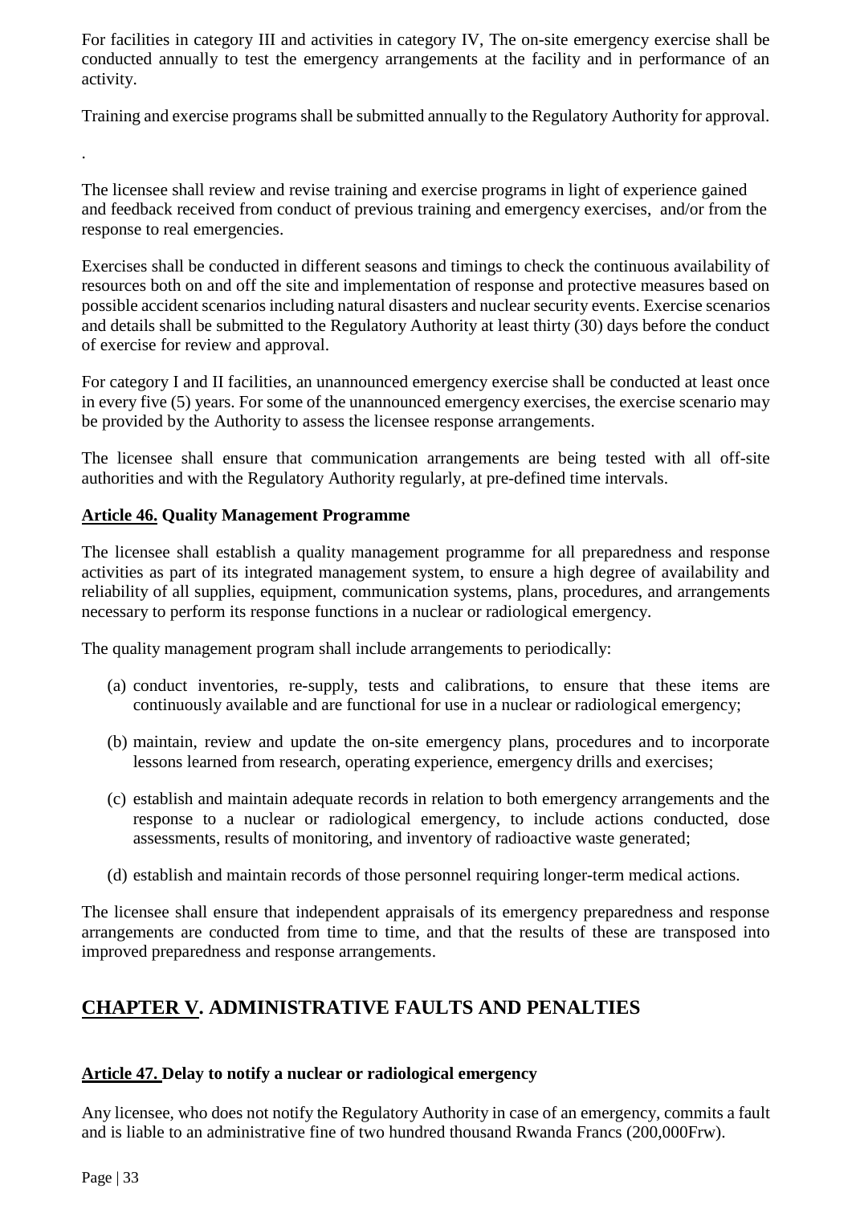For facilities in category III and activities in category IV, The on-site emergency exercise shall be conducted annually to test the emergency arrangements at the facility and in performance of an activity.

Training and exercise programs shall be submitted annually to the Regulatory Authority for approval.

.

The licensee shall review and revise training and exercise programs in light of experience gained and feedback received from conduct of previous training and emergency exercises, and/or from the response to real emergencies.

Exercises shall be conducted in different seasons and timings to check the continuous availability of resources both on and off the site and implementation of response and protective measures based on possible accident scenarios including natural disasters and nuclear security events. Exercise scenarios and details shall be submitted to the Regulatory Authority at least thirty (30) days before the conduct of exercise for review and approval.

For category I and II facilities, an unannounced emergency exercise shall be conducted at least once in every five (5) years. For some of the unannounced emergency exercises, the exercise scenario may be provided by the Authority to assess the licensee response arrangements.

The licensee shall ensure that communication arrangements are being tested with all off-site authorities and with the Regulatory Authority regularly, at pre-defined time intervals.

### Article 46. Quality Management Programme

The licensee shall establish a quality management programme for all preparedness and response activities as part of its integrated management system, to ensure a high degree of availability and reliability of all supplies, equipment, communication systems, plans, procedures, and arrangements necessary to perform its response functions in a nuclear or radiological emergency.

The quality management program shall include arrangements to periodically:

(a) conduct inventories, re-supply, tests and calibrations, to ensure that these items are continuously available and are functional for use in a nuclear or radiological emergency;

(b) maintain, review and update the on-site emergency plans, procedures and to incorporate lessons learned from research, operating experience, emergency drills and exercises;

(c) establish and maintain adequate records in relation to both emergency arrangements and the response to a nuclear or radiological emergency, to include actions conducted, dose assessments, results of monitoring, and inventory of radioactive waste generated;

(d) establish and maintain records of those personnel requiring longer-term medical actions.

The licensee shall ensure that independent appraisals of its emergency preparedness and response arrangements are conducted from time to time, and that the results of these are transposed into improved preparedness and response arrangements.

## CHAPTER V. ADMINISTRATIVE FAULTS AND PENALTIES

### Article 47. Delay to notify a nuclear or radiological emergency

Any licensee, who does not notify the Regulatory Authority in case of an emergency, commits a fault and is liable to an administrative fine of two hundred thousand Rwanda Francs (200,000Frw).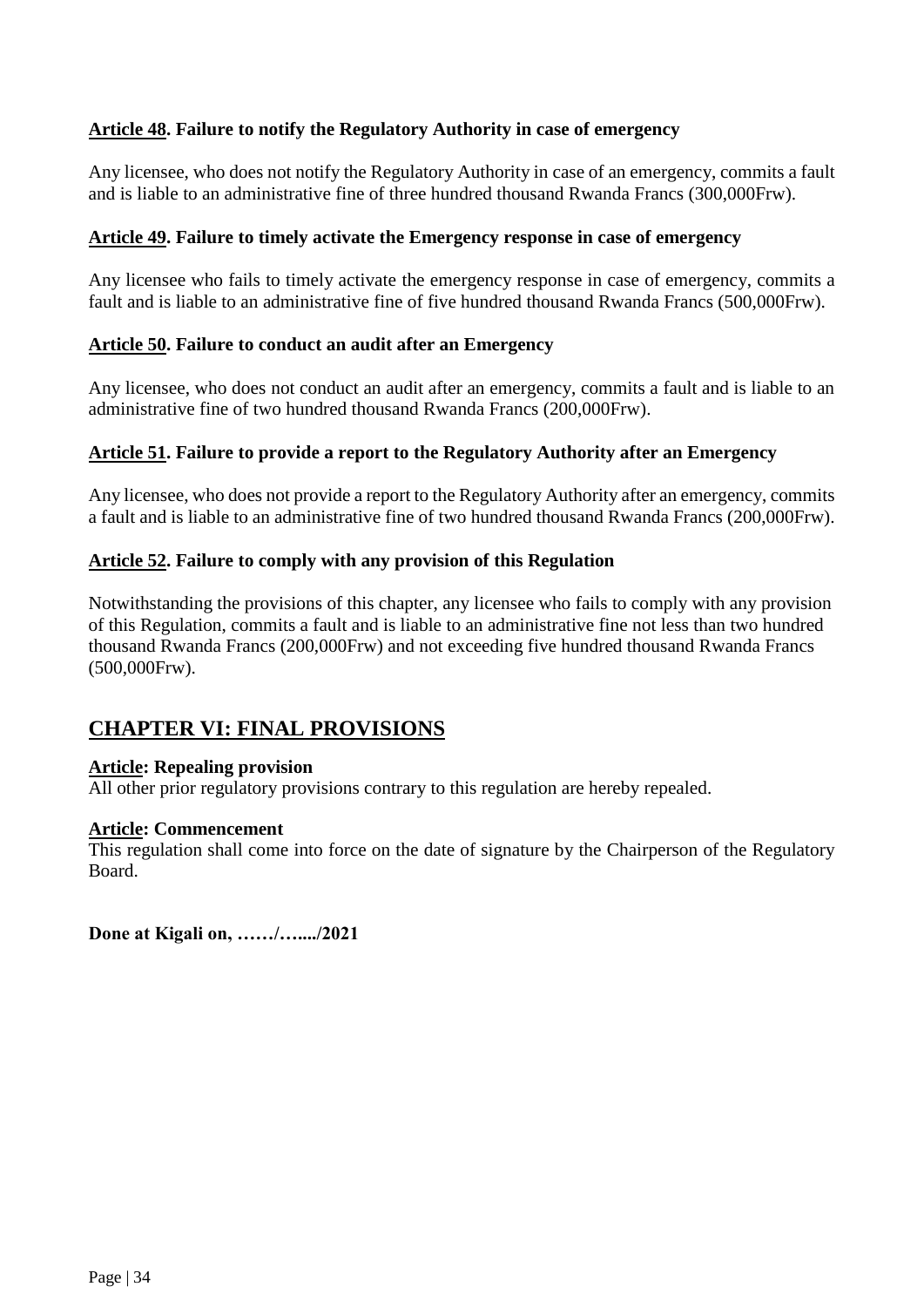### **Article 48. Failure to notify the Regulatory Authority in case of emergency**

Any licensee, who does not notify the Regulatory Authority in case of an emergency, commits a fault and is liable to an administrative fine of three hundred thousand Rwanda Francs (300,000Frw).

### **Article 49. Failure to timely activate the Emergency response in case of emergency**

Any licensee who fails to timely activate the emergency response in case of emergency, commits a fault and is liable to an administrative fine of five hundred thousand Rwanda Francs (500,000Frw).

### **Article 50. Failure to conduct an audit after an Emergency**

Any licensee, who does not conduct an audit after an emergency, commits a fault and is liable to an administrative fine of two hundred thousand Rwanda Francs (200,000Frw).

### **Article 51. Failure to provide a report to the Regulatory Authority after an Emergency**

Any licensee, who does not provide a report to the Regulatory Authority after an emergency, commits a fault and is liable to an administrative fine of two hundred thousand Rwanda Francs (200,000Frw).

### **Article 52. Failure to comply with any provision of this Regulation**

Notwithstanding the provisions of this chapter, any licensee who fails to comply with any provision of this Regulation, commits a fault and is liable to an administrative fine not less than two hundred thousand Rwanda Francs (200,000Frw) and not exceeding five hundred thousand Rwanda Francs (500,000Frw).

## **CHAPTER VI: FINAL PROVISIONS**

### **Article: Repealing provision**

All other prior regulatory provisions contrary to this regulation are hereby repealed.

### **Article: Commencement**

This regulation shall come into force on the date of signature by the Chairperson of the Regulatory Board.

**Done at Kigali on, ……/…..../2021**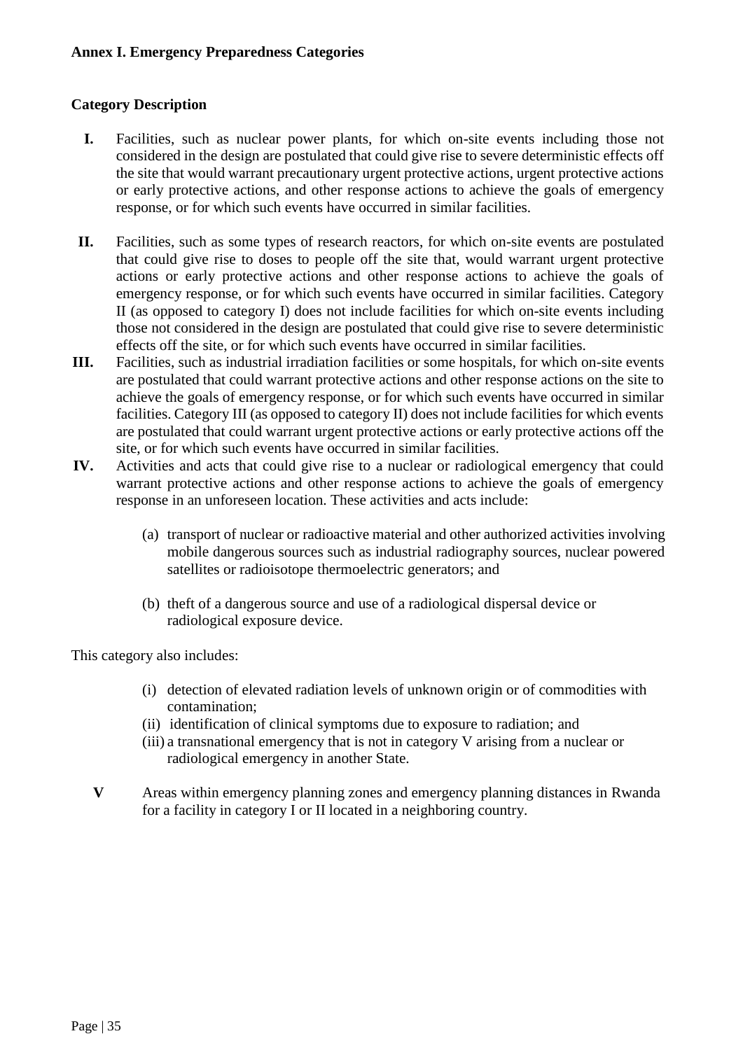**Annex I. Emergency Preparedness Categories**

**Category Description**

**I.** Facilities, such as nuclear power plants, for which on-site events including those not considered in the design are postulated that could give rise to severe deterministic effects off the site that would warrant precautionary urgent protective actions, urgent protective actions or early protective actions, and other response actions to achieve the goals of emergency response, or for which such events have occurred in similar facilities.

**II.** Facilities, such as some types of research reactors, for which on-site events are postulated that could give rise to doses to people off the site that, would warrant urgent protective actions or early protective actions and other response actions to achieve the goals of emergency response, or for which such events have occurred in similar facilities. Category II (as opposed to category I) does not include facilities for which on-site events including those not considered in the design are postulated that could give rise to severe deterministic effects off the site, or for which such events have occurred in similar facilities.

**III.** Facilities, such as industrial irradiation facilities or some hospitals, for which on-site events are postulated that could warrant protective actions and other response actions on the site to achieve the goals of emergency response, or for which such events have occurred in similar facilities. Category III (as opposed to category II) does not include facilities for which events are postulated that could warrant urgent protective actions or early protective actions off the site, or for which such events have occurred in similar facilities.

**IV.** Activities and acts that could give rise to a nuclear or radiological emergency that could warrant protective actions and other response actions to achieve the goals of emergency response in an unforeseen location. These activities and acts include:

(a) transport of nuclear or radioactive material and other authorized activities involving mobile dangerous sources such as industrial radiography sources, nuclear powered satellites or radioisotope thermoelectric generators; and

(b) theft of a dangerous source and use of a radiological dispersal device or radiological exposure device.

This category also includes:

(i) detection of elevated radiation levels of unknown origin or of commodities with contamination;
(ii) identification of clinical symptoms due to exposure to radiation; and
(iii) a transnational emergency that is not in category V arising from a nuclear or radiological emergency in another State.

**V** Areas within emergency planning zones and emergency planning distances in Rwanda for a facility in category I or II located in a neighboring country.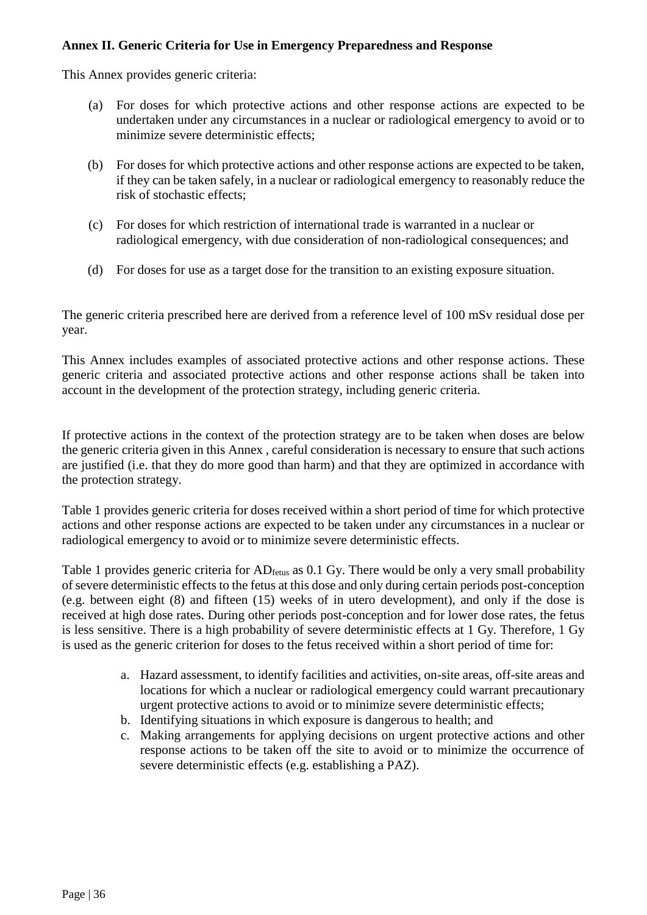**Annex II. Generic Criteria for Use in Emergency Preparedness and Response**

This Annex provides generic criteria:

(a) For doses for which protective actions and other response actions are expected to be undertaken under any circumstances in a nuclear or radiological emergency to avoid or to minimize severe deterministic effects;

(b) For doses for which protective actions and other response actions are expected to be taken, if they can be taken safely, in a nuclear or radiological emergency to reasonably reduce the risk of stochastic effects;

(c) For doses for which restriction of international trade is warranted in a nuclear or radiological emergency, with due consideration of non-radiological consequences; and

(d) For doses for use as a target dose for the transition to an existing exposure situation.

The generic criteria prescribed here are derived from a reference level of 100 mSv residual dose per year.

This Annex includes examples of associated protective actions and other response actions. These generic criteria and associated protective actions and other response actions shall be taken into account in the development of the protection strategy, including generic criteria.

If protective actions in the context of the protection strategy are to be taken when doses are below the generic criteria given in this Annex , careful consideration is necessary to ensure that such actions are justified (i.e. that they do more good than harm) and that they are optimized in accordance with the protection strategy.

Table 1 provides generic criteria for doses received within a short period of time for which protective actions and other response actions are expected to be taken under any circumstances in a nuclear or radiological emergency to avoid or to minimize severe deterministic effects.

Table 1 provides generic criteria for $AD_{fetus}$ as 0.1 Gy. There would be only a very small probability of severe deterministic effects to the fetus at this dose and only during certain periods post-conception (e.g. between eight (8) and fifteen (15) weeks of in utero development), and only if the dose is received at high dose rates. During other periods post-conception and for lower dose rates, the fetus is less sensitive. There is a high probability of severe deterministic effects at 1 Gy. Therefore, 1 Gy is used as the generic criterion for doses to the fetus received within a short period of time for:

a. Hazard assessment, to identify facilities and activities, on-site areas, off-site areas and locations for which a nuclear or radiological emergency could warrant precautionary urgent protective actions to avoid or to minimize severe deterministic effects;
b. Identifying situations in which exposure is dangerous to health; and
c. Making arrangements for applying decisions on urgent protective actions and other response actions to be taken off the site to avoid or to minimize the occurrence of severe deterministic effects (e.g. establishing a PAZ).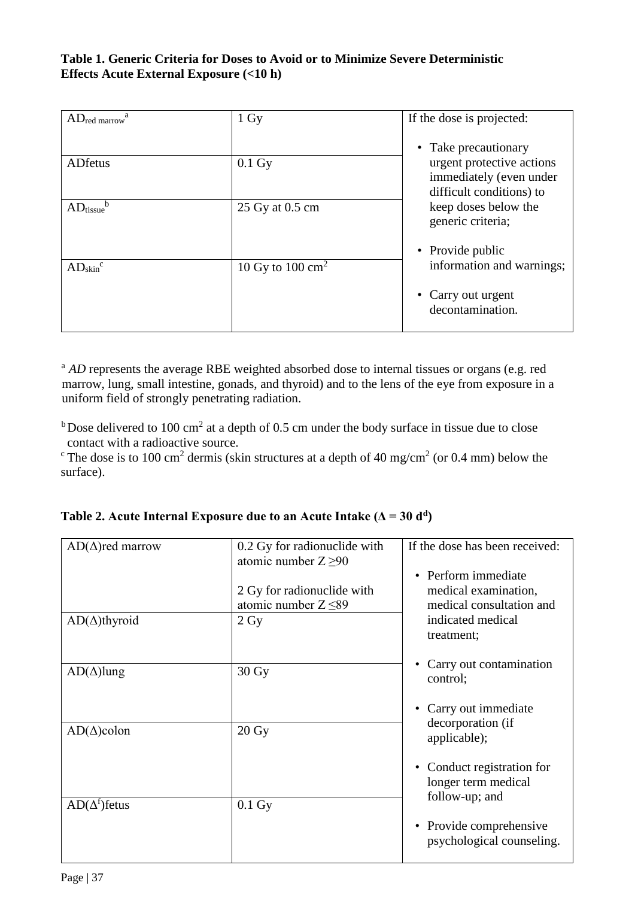**Table 1. Generic Criteria for Doses to Avoid or to Minimize Severe Deterministic Effects Acute External Exposure (<10 h)**

| | | |
|---|---|---|
| $AD_{red\ marrow}$[a] | 1 Gy | If the dose is projected:<br>• Take precautionary urgent protective actions immediately (even under difficult conditions) to keep doses below the generic criteria;<br>• Provide public information and warnings;<br>• Carry out urgent decontamination. |
| ADfetus | 0.1 Gy | |
| $AD_{tissue}$[b] | 25 Gy at 0.5 cm | |
| $AD_{skin}$[c] | 10 Gy to 100 $cm^2$ | |

[a] *AD* represents the average RBE weighted absorbed dose to internal tissues or organs (e.g. red marrow, lung, small intestine, gonads, and thyroid) and to the lens of the eye from exposure in a uniform field of strongly penetrating radiation.

[b] Dose delivered to 100 $cm^2$ at a depth of 0.5 cm under the body surface in tissue due to close contact with a radioactive source.

[c] The dose is to 100 $cm^2$ dermis (skin structures at a depth of 40 $mg/cm^2$ (or 0.4 mm) below the surface).

**Table 2. Acute Internal Exposure due to an Acute Intake ($\Delta$ = 30 d[d])**

| | | |
|---|---|---|
| AD($\Delta$)red marrow | 0.2 Gy for radionuclide with atomic number Z ≥90<br><br>2 Gy for radionuclide with atomic number Z ≤89 | If the dose has been received:<br>• Perform immediate medical examination, medical consultation and indicated medical treatment;<br>• Carry out contamination control;<br>• Carry out immediate decorporation (if applicable);<br>• Conduct registration for longer term medical follow-up; and<br>• Provide comprehensive psychological counseling. |
| AD($\Delta$)thyroid | 2 Gy | |
| AD($\Delta$)lung | 30 Gy | |
| AD($\Delta$)colon | 20 Gy | |
| AD($\Delta$[f])fetus | 0.1 Gy | |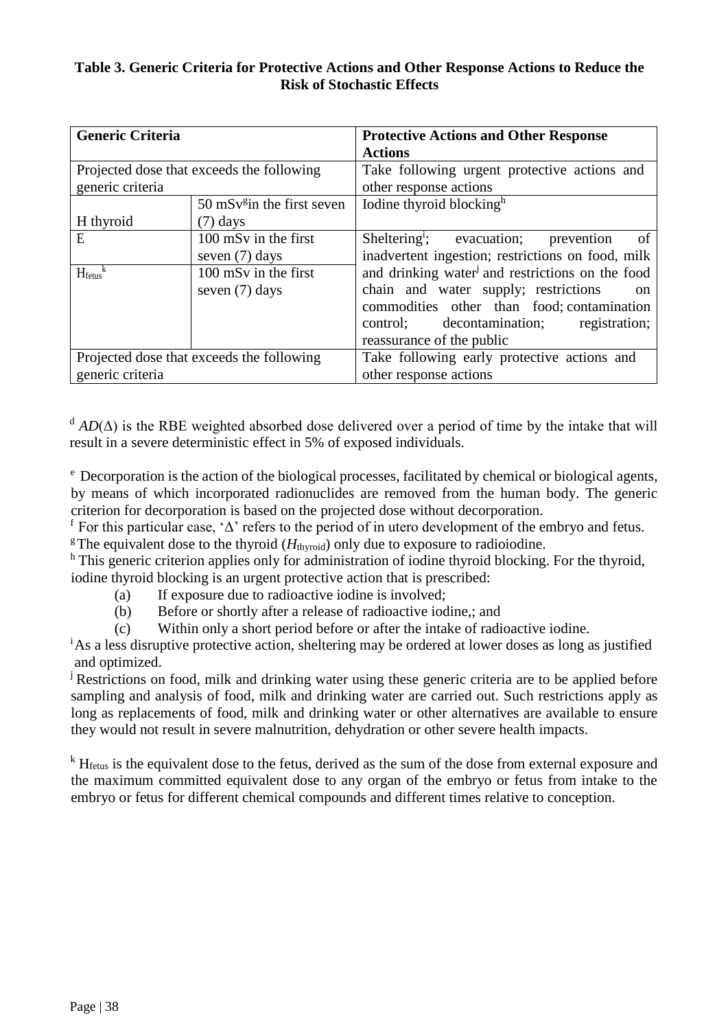**Table 3. Generic Criteria for Protective Actions and Other Response Actions to Reduce the Risk of Stochastic Effects**

| Generic Criteria | | Protective Actions and Other Response Actions |
|---|---|---|
| Projected dose that exceeds the following generic criteria | | Take following urgent protective actions and other response actions |
| H thyroid | 50 mSv[g] in the first seven (7) days | Iodine thyroid blocking[h] |
| E | 100 mSv in the first seven (7) days | Sheltering[i]; evacuation; prevention of inadvertent ingestion; restrictions on food, milk and drinking water[j] and restrictions on the food chain and water supply; restrictions on commodities other than food; contamination control; decontamination; registration; reassurance of the public |
| $H_{fetus}$[k] | 100 mSv in the first seven (7) days | |
| Projected dose that exceeds the following generic criteria | | Take following early protective actions and other response actions |

[d] $AD(\Delta)$ is the RBE weighted absorbed dose delivered over a period of time by the intake that will result in a severe deterministic effect in 5% of exposed individuals.

[e] Decorporation is the action of the biological processes, facilitated by chemical or biological agents, by means of which incorporated radionuclides are removed from the human body. The generic criterion for decorporation is based on the projected dose without decorporation.

[f] For this particular case, 'Δ' refers to the period of in utero development of the embryo and fetus.

[g] The equivalent dose to the thyroid ($H_{thyroid}$) only due to exposure to radioiodine.

[h] This generic criterion applies only for administration of iodine thyroid blocking. For the thyroid, iodine thyroid blocking is an urgent protective action that is prescribed:

(a) If exposure due to radioactive iodine is involved;
(b) Before or shortly after a release of radioactive iodine,; and
(c) Within only a short period before or after the intake of radioactive iodine.

[i] As a less disruptive protective action, sheltering may be ordered at lower doses as long as justified and optimized.

[j] Restrictions on food, milk and drinking water using these generic criteria are to be applied before sampling and analysis of food, milk and drinking water are carried out. Such restrictions apply as long as replacements of food, milk and drinking water or other alternatives are available to ensure they would not result in severe malnutrition, dehydration or other severe health impacts.

[k] $H_{fetus}$ is the equivalent dose to the fetus, derived as the sum of the dose from external exposure and the maximum committed equivalent dose to any organ of the embryo or fetus from intake to the embryo or fetus for different chemical compounds and different times relative to conception.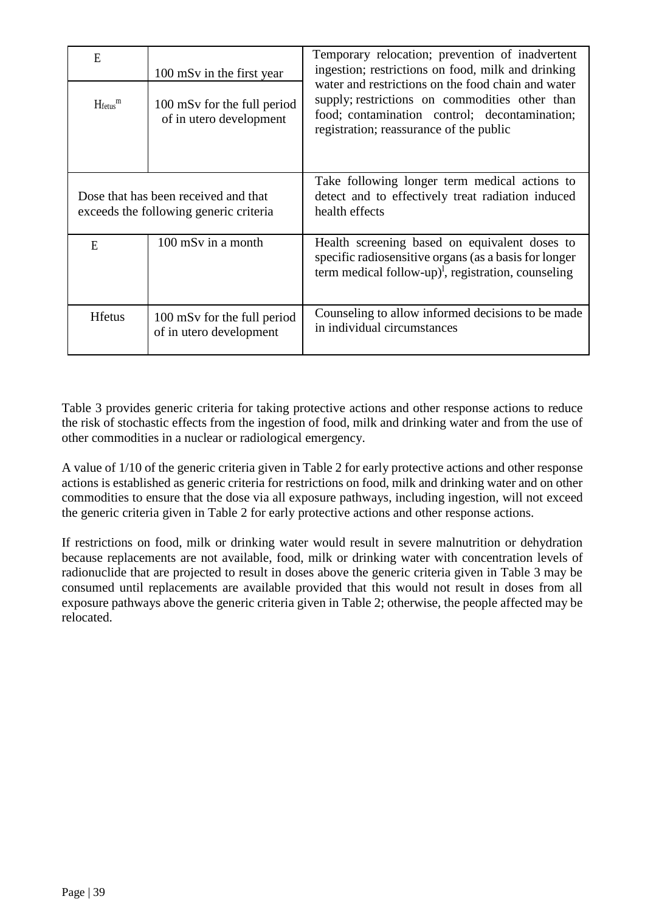| | | |
|---|---|---|
| E | 100 mSv in the first year | Temporary relocation; prevention of inadvertent ingestion; restrictions on food, milk and drinking water and restrictions on the food chain and water supply; restrictions on commodities other than food; contamination control; decontamination; registration; reassurance of the public |
| $H_{fetus}$[m] | 100 mSv for the full period of in utero development | |
| Dose that has been received and that exceeds the following generic criteria | | Take following longer term medical actions to detect and to effectively treat radiation induced health effects |
| E | 100 mSv in a month | Health screening based on equivalent doses to specific radiosensitive organs (as a basis for longer term medical follow-up)[l], registration, counseling |
| Hfetus | 100 mSv for the full period of in utero development | Counseling to allow informed decisions to be made in individual circumstances |

Table 3 provides generic criteria for taking protective actions and other response actions to reduce the risk of stochastic effects from the ingestion of food, milk and drinking water and from the use of other commodities in a nuclear or radiological emergency.

A value of 1/10 of the generic criteria given in Table 2 for early protective actions and other response actions is established as generic criteria for restrictions on food, milk and drinking water and on other commodities to ensure that the dose via all exposure pathways, including ingestion, will not exceed the generic criteria given in Table 2 for early protective actions and other response actions.

If restrictions on food, milk or drinking water would result in severe malnutrition or dehydration because replacements are not available, food, milk or drinking water with concentration levels of radionuclide that are projected to result in doses above the generic criteria given in Table 3 may be consumed until replacements are available provided that this would not result in doses from all exposure pathways above the generic criteria given in Table 2; otherwise, the people affected may be relocated.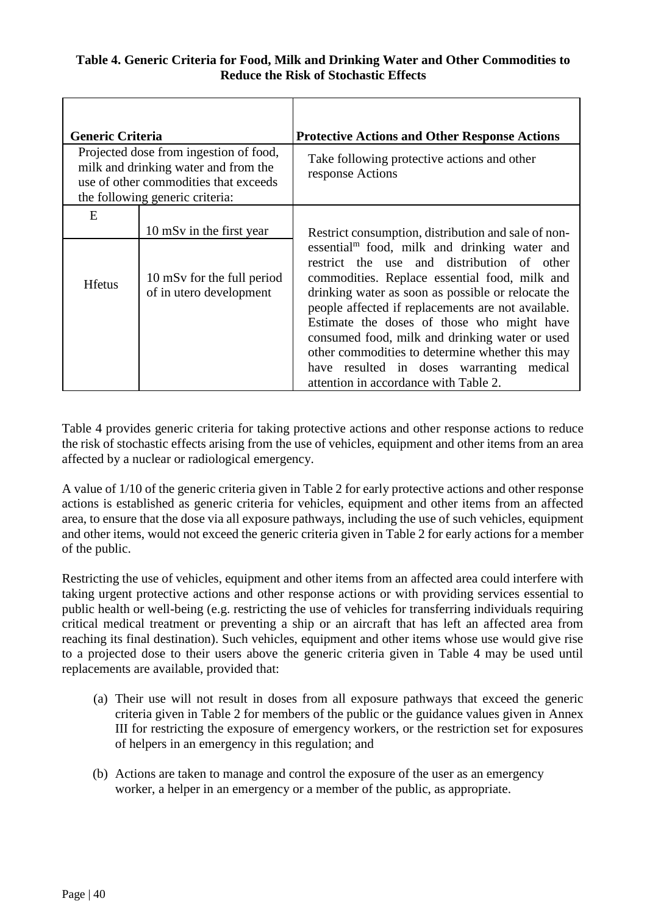**Table 4. Generic Criteria for Food, Milk and Drinking Water and Other Commodities to Reduce the Risk of Stochastic Effects**

| **Generic Criteria** | | **Protective Actions and Other Response Actions** |
|---|---|---|
| Projected dose from ingestion of food, milk and drinking water and from the use of other commodities that exceeds the following generic criteria: | | Take following protective actions and other response Actions |
| E | 10 mSv in the first year | Restrict consumption, distribution and sale of non-essential[m] food, milk and drinking water and restrict the use and distribution of other commodities. Replace essential food, milk and drinking water as soon as possible or relocate the people affected if replacements are not available. Estimate the doses of those who might have consumed food, milk and drinking water or used other commodities to determine whether this may have resulted in doses warranting medical attention in accordance with Table 2. |
| Hfetus | 10 mSv for the full period of in utero development | |

Table 4 provides generic criteria for taking protective actions and other response actions to reduce the risk of stochastic effects arising from the use of vehicles, equipment and other items from an area affected by a nuclear or radiological emergency.

A value of 1/10 of the generic criteria given in Table 2 for early protective actions and other response actions is established as generic criteria for vehicles, equipment and other items from an affected area, to ensure that the dose via all exposure pathways, including the use of such vehicles, equipment and other items, would not exceed the generic criteria given in Table 2 for early actions for a member of the public.

Restricting the use of vehicles, equipment and other items from an affected area could interfere with taking urgent protective actions and other response actions or with providing services essential to public health or well-being (e.g. restricting the use of vehicles for transferring individuals requiring critical medical treatment or preventing a ship or an aircraft that has left an affected area from reaching its final destination). Such vehicles, equipment and other items whose use would give rise to a projected dose to their users above the generic criteria given in Table 4 may be used until replacements are available, provided that:

(a) Their use will not result in doses from all exposure pathways that exceed the generic criteria given in Table 2 for members of the public or the guidance values given in Annex III for restricting the exposure of emergency workers, or the restriction set for exposures of helpers in an emergency in this regulation; and

(b) Actions are taken to manage and control the exposure of the user as an emergency worker, a helper in an emergency or a member of the public, as appropriate.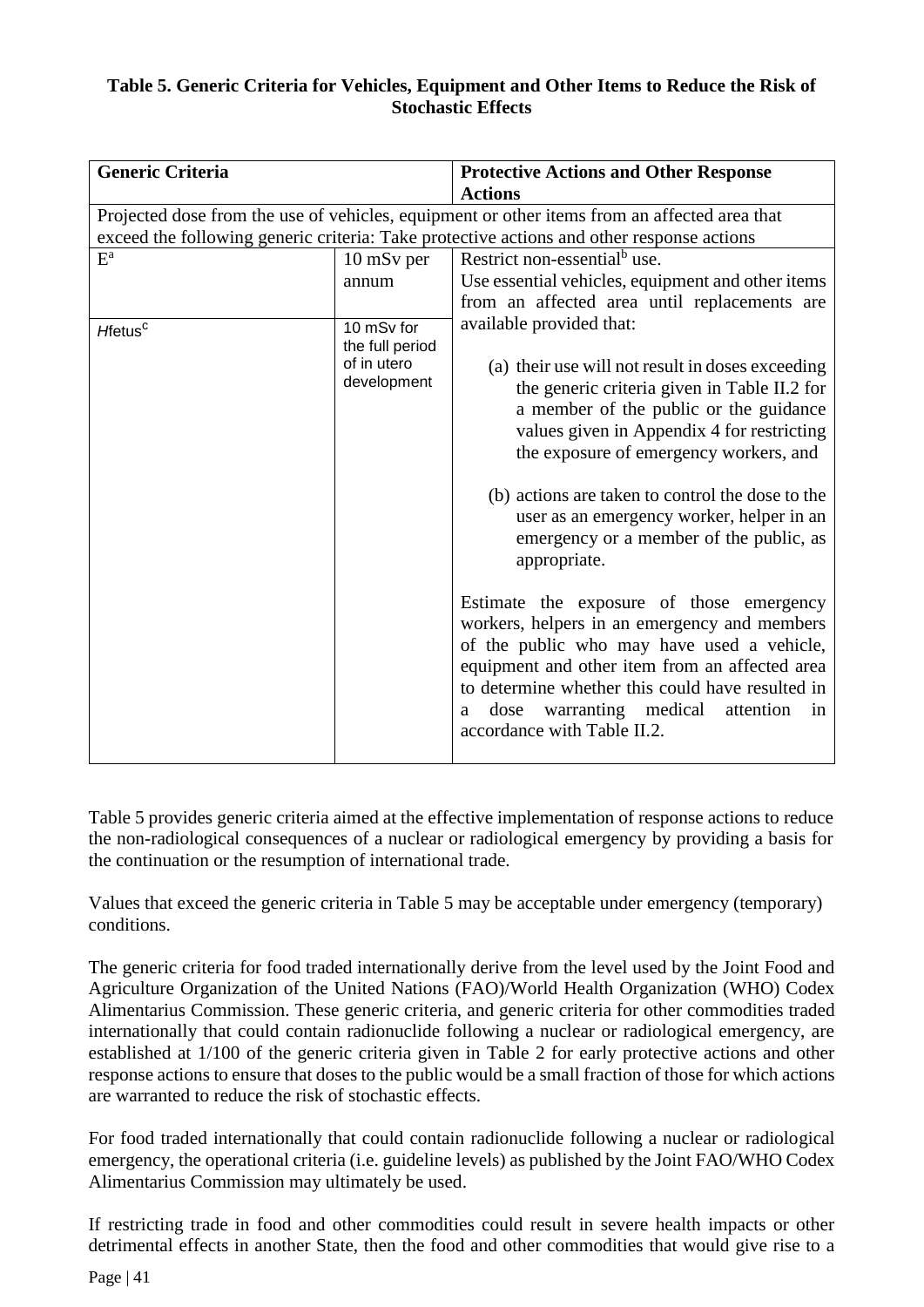**Table 5. Generic Criteria for Vehicles, Equipment and Other Items to Reduce the Risk of Stochastic Effects**

| Generic Criteria | | Protective Actions and Other Response Actions |
|---|---|---|
| Projected dose from the use of vehicles, equipment or other items from an affected area that exceed the following generic criteria: Take protective actions and other response actions | | |
| E[a] | 10 mSv per annum | Restrict non-essential[b] use.<br>Use essential vehicles, equipment and other items from an affected area until replacements are available provided that:<br>(a) their use will not result in doses exceeding the generic criteria given in Table II.2 for a member of the public or the guidance values given in Appendix 4 for restricting the exposure of emergency workers, and<br>(b) actions are taken to control the dose to the user as an emergency worker, helper in an emergency or a member of the public, as appropriate.<br>Estimate the exposure of those emergency workers, helpers in an emergency and members of the public who may have used a vehicle, equipment and other item from an affected area to determine whether this could have resulted in a dose warranting medical attention in accordance with Table II.2. |
| *H*fetus[c] | 10 mSv for the full period of in utero development | |

Table 5 provides generic criteria aimed at the effective implementation of response actions to reduce the non-radiological consequences of a nuclear or radiological emergency by providing a basis for the continuation or the resumption of international trade.

Values that exceed the generic criteria in Table 5 may be acceptable under emergency (temporary) conditions.

The generic criteria for food traded internationally derive from the level used by the Joint Food and Agriculture Organization of the United Nations (FAO)/World Health Organization (WHO) Codex Alimentarius Commission. These generic criteria, and generic criteria for other commodities traded internationally that could contain radionuclide following a nuclear or radiological emergency, are established at 1/100 of the generic criteria given in Table 2 for early protective actions and other response actions to ensure that doses to the public would be a small fraction of those for which actions are warranted to reduce the risk of stochastic effects.

For food traded internationally that could contain radionuclide following a nuclear or radiological emergency, the operational criteria (i.e. guideline levels) as published by the Joint FAO/WHO Codex Alimentarius Commission may ultimately be used.

If restricting trade in food and other commodities could result in severe health impacts or other detrimental effects in another State, then the food and other commodities that would give rise to a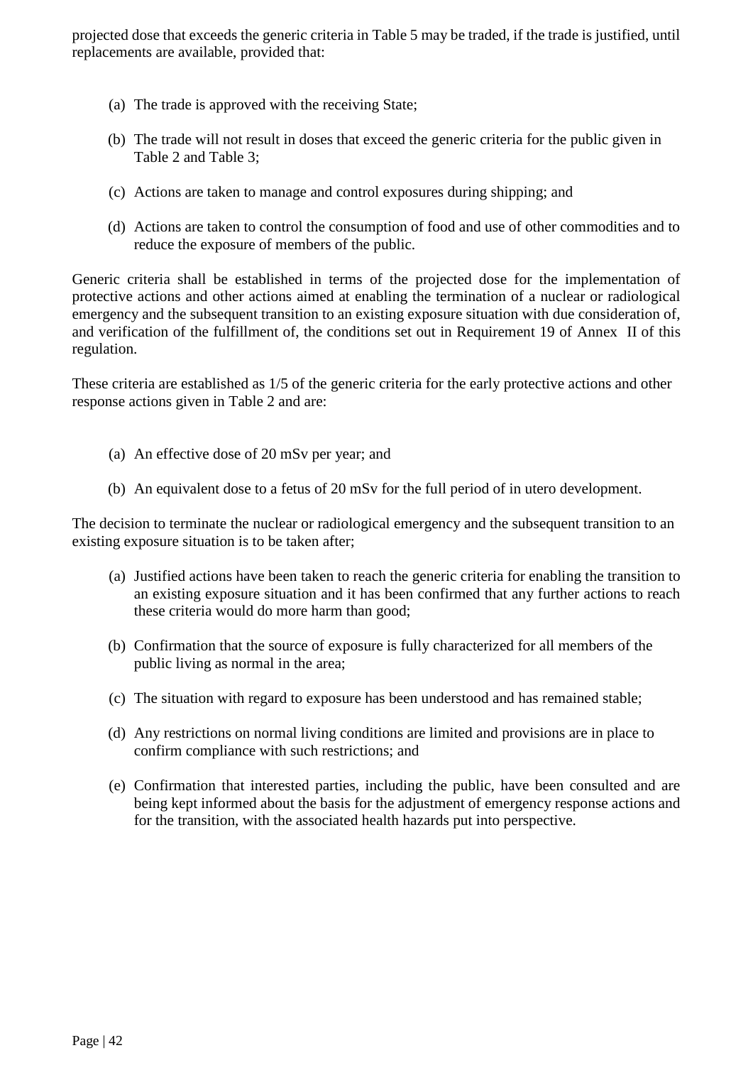projected dose that exceeds the generic criteria in Table 5 may be traded, if the trade is justified, until replacements are available, provided that:

(a) The trade is approved with the receiving State;

(b) The trade will not result in doses that exceed the generic criteria for the public given in Table 2 and Table 3;

(c) Actions are taken to manage and control exposures during shipping; and

(d) Actions are taken to control the consumption of food and use of other commodities and to reduce the exposure of members of the public.

Generic criteria shall be established in terms of the projected dose for the implementation of protective actions and other actions aimed at enabling the termination of a nuclear or radiological emergency and the subsequent transition to an existing exposure situation with due consideration of, and verification of the fulfillment of, the conditions set out in Requirement 19 of Annex II of this regulation.

These criteria are established as 1/5 of the generic criteria for the early protective actions and other response actions given in Table 2 and are:

(a) An effective dose of 20 mSv per year; and

(b) An equivalent dose to a fetus of 20 mSv for the full period of in utero development.

The decision to terminate the nuclear or radiological emergency and the subsequent transition to an existing exposure situation is to be taken after;

(a) Justified actions have been taken to reach the generic criteria for enabling the transition to an existing exposure situation and it has been confirmed that any further actions to reach these criteria would do more harm than good;

(b) Confirmation that the source of exposure is fully characterized for all members of the public living as normal in the area;

(c) The situation with regard to exposure has been understood and has remained stable;

(d) Any restrictions on normal living conditions are limited and provisions are in place to confirm compliance with such restrictions; and

(e) Confirmation that interested parties, including the public, have been consulted and are being kept informed about the basis for the adjustment of emergency response actions and for the transition, with the associated health hazards put into perspective.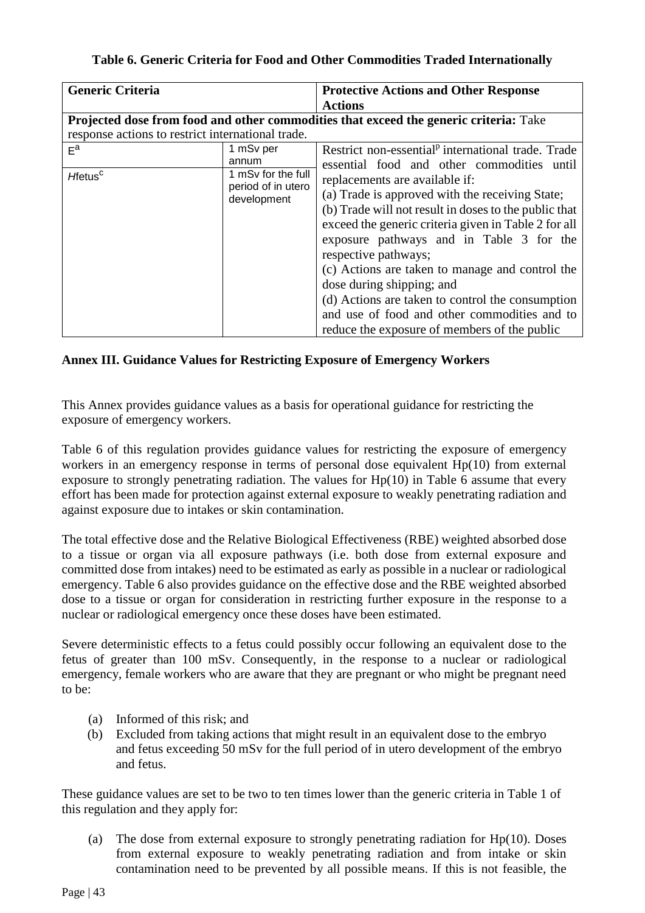**Table 6. Generic Criteria for Food and Other Commodities Traded Internationally**

| Generic Criteria | | Protective Actions and Other Response Actions |
|---|---|---|
| **Projected dose from food and other commodities that exceed the generic criteria:** Take response actions to restrict international trade. | | |
| E[a] | 1 mSv per annum | Restrict non-essential[p] international trade. Trade essential food and other commodities until replacements are available if: (a) Trade is approved with the receiving State; (b) Trade will not result in doses to the public that exceed the generic criteria given in Table 2 for all exposure pathways and in Table 3 for the respective pathways; (c) Actions are taken to manage and control the dose during shipping; and (d) Actions are taken to control the consumption and use of food and other commodities and to reduce the exposure of members of the public |
| *H*fetus[c] | 1 mSv for the full period of in utero development | |

**Annex III. Guidance Values for Restricting Exposure of Emergency Workers**

This Annex provides guidance values as a basis for operational guidance for restricting the exposure of emergency workers.

Table 6 of this regulation provides guidance values for restricting the exposure of emergency workers in an emergency response in terms of personal dose equivalent Hp(10) from external exposure to strongly penetrating radiation. The values for Hp(10) in Table 6 assume that every effort has been made for protection against external exposure to weakly penetrating radiation and against exposure due to intakes or skin contamination.

The total effective dose and the Relative Biological Effectiveness (RBE) weighted absorbed dose to a tissue or organ via all exposure pathways (i.e. both dose from external exposure and committed dose from intakes) need to be estimated as early as possible in a nuclear or radiological emergency. Table 6 also provides guidance on the effective dose and the RBE weighted absorbed dose to a tissue or organ for consideration in restricting further exposure in the response to a nuclear or radiological emergency once these doses have been estimated.

Severe deterministic effects to a fetus could possibly occur following an equivalent dose to the fetus of greater than 100 mSv. Consequently, in the response to a nuclear or radiological emergency, female workers who are aware that they are pregnant or who might be pregnant need to be:

(a) Informed of this risk; and
(b) Excluded from taking actions that might result in an equivalent dose to the embryo and fetus exceeding 50 mSv for the full period of in utero development of the embryo and fetus.

These guidance values are set to be two to ten times lower than the generic criteria in Table 1 of this regulation and they apply for:

(a) The dose from external exposure to strongly penetrating radiation for Hp(10). Doses from external exposure to weakly penetrating radiation and from intake or skin contamination need to be prevented by all possible means. If this is not feasible, the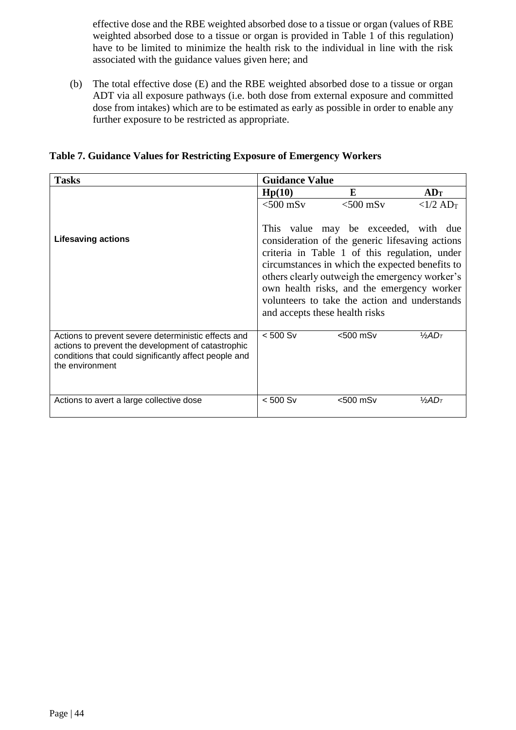effective dose and the RBE weighted absorbed dose to a tissue or organ (values of RBE weighted absorbed dose to a tissue or organ is provided in Table 1 of this regulation) have to be limited to minimize the health risk to the individual in line with the risk associated with the guidance values given here; and

(b) The total effective dose (E) and the RBE weighted absorbed dose to a tissue or organ ADT via all exposure pathways (i.e. both dose from external exposure and committed dose from intakes) which are to be estimated as early as possible in order to enable any further exposure to be restricted as appropriate.

**Table 7. Guidance Values for Restricting Exposure of Emergency Workers**

| **Tasks** | **Guidance Value** | | |
|---|---|---|---|
| | **Hp(10)** | **E** | **$AD_T$** |
| **Lifesaving actions** | <500 mSv | <500 mSv | <1/2 $AD_T$ |
| | This value may be exceeded, with due consideration of the generic lifesaving actions criteria in Table 1 of this regulation, under circumstances in which the expected benefits to others clearly outweigh the emergency worker's own health risks, and the emergency worker volunteers to take the action and understands and accepts these health risks | | |
| Actions to prevent severe deterministic effects and actions to prevent the development of catastrophic conditions that could significantly affect people and the environment | < 500 Sv | <500 mSv | ½$AD_T$ |
| Actions to avert a large collective dose | < 500 Sv | <500 mSv | ½$AD_T$ |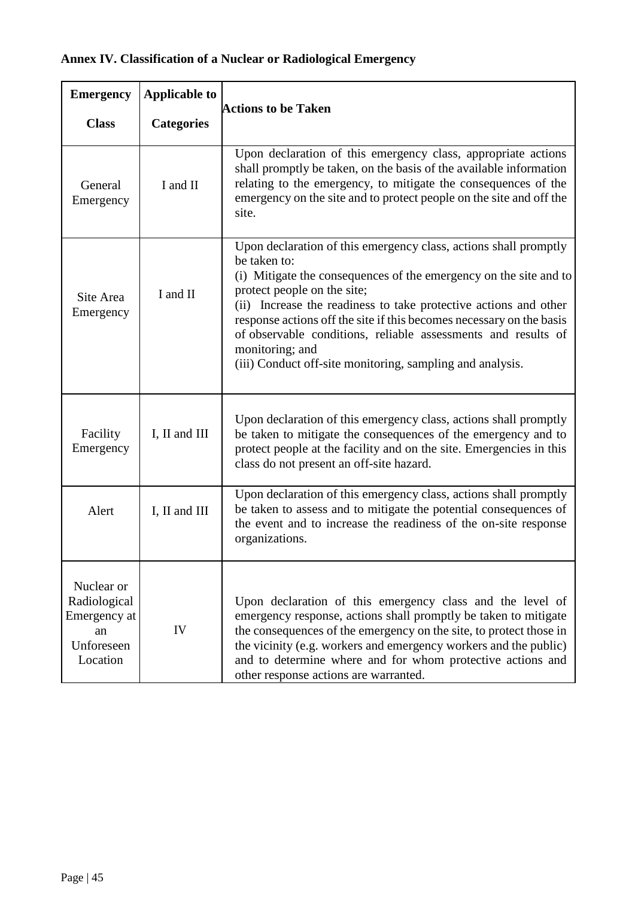**Annex IV. Classification of a Nuclear or Radiological Emergency**

| Emergency Class | Applicable to Categories | Actions to be Taken |
|---|---|---|
| General Emergency | I and II | Upon declaration of this emergency class, appropriate actions shall promptly be taken, on the basis of the available information relating to the emergency, to mitigate the consequences of the emergency on the site and to protect people on the site and off the site. |
| Site Area Emergency | I and II | Upon declaration of this emergency class, actions shall promptly be taken to:<br>(i) Mitigate the consequences of the emergency on the site and to protect people on the site;<br>(ii) Increase the readiness to take protective actions and other response actions off the site if this becomes necessary on the basis of observable conditions, reliable assessments and results of monitoring; and<br>(iii) Conduct off-site monitoring, sampling and analysis. |
| Facility Emergency | I, II and III | Upon declaration of this emergency class, actions shall promptly be taken to mitigate the consequences of the emergency and to protect people at the facility and on the site. Emergencies in this class do not present an off-site hazard. |
| Alert | I, II and III | Upon declaration of this emergency class, actions shall promptly be taken to assess and to mitigate the potential consequences of the event and to increase the readiness of the on-site response organizations. |
| Nuclear or Radiological Emergency at an Unforeseen Location | IV | Upon declaration of this emergency class and the level of emergency response, actions shall promptly be taken to mitigate the consequences of the emergency on the site, to protect those in the vicinity (e.g. workers and emergency workers and the public) and to determine where and for whom protective actions and other response actions are warranted. |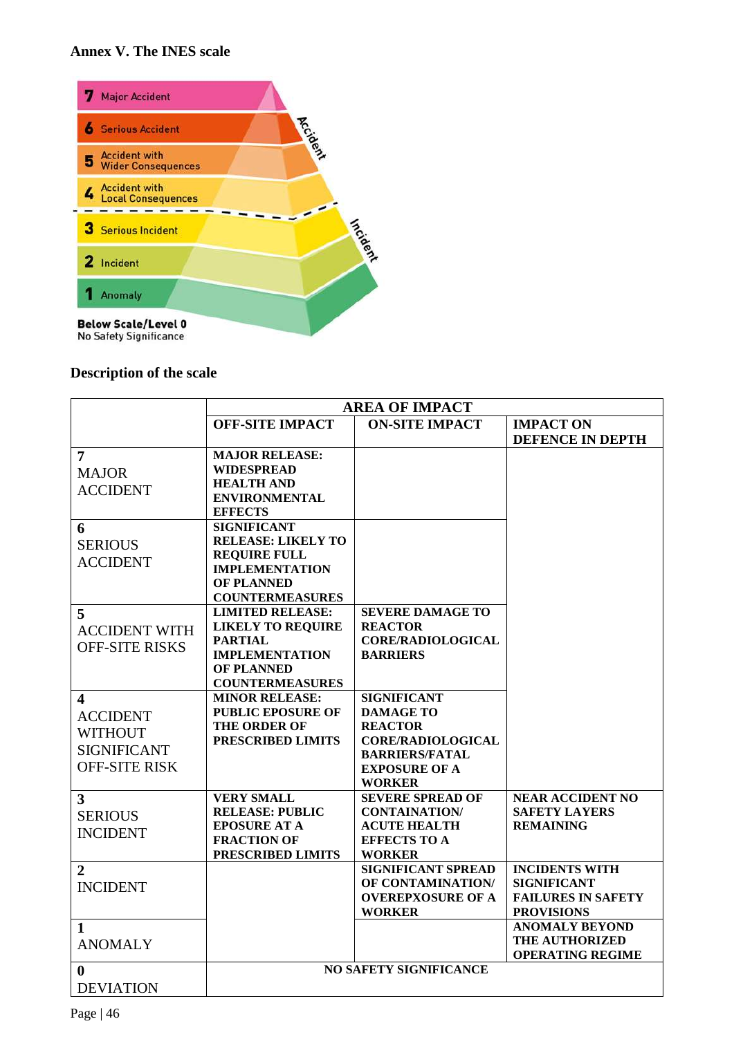## Annex V. The INES scale

7 Major Accident

6 Serious Accident

5 Accident with Wider Consequences

4 Accident with Local Consequences

3 Serious Incident

2 Incident

1 Anomaly

Accident

Incident

**Below Scale/Level 0**
No Safety Significance

## Description of the scale

| | AREA OF IMPACT | | |
|---|---|---|---|
| | **OFF-SITE IMPACT** | **ON-SITE IMPACT** | **IMPACT ON DEFENCE IN DEPTH** |
| **7** MAJOR ACCIDENT | **MAJOR RELEASE: WIDESPREAD HEALTH AND ENVIRONMENTAL EFFECTS** | | |
| **6** SERIOUS ACCIDENT | **SIGNIFICANT RELEASE: LIKELY TO REQUIRE FULL IMPLEMENTATION OF PLANNED COUNTERMEASURES** | | |
| **5** ACCIDENT WITH OFF-SITE RISKS | **LIMITED RELEASE: LIKELY TO REQUIRE PARTIAL IMPLEMENTATION OF PLANNED COUNTERMEASURES** | **SEVERE DAMAGE TO REACTOR CORE/RADIOLOGICAL BARRIERS** | |
| **4** ACCIDENT WITHOUT SIGNIFICANT OFF-SITE RISK | **MINOR RELEASE: PUBLIC EPOSURE OF THE ORDER OF PRESCRIBED LIMITS** | **SIGNIFICANT DAMAGE TO REACTOR CORE/RADIOLOGICAL BARRIERS/FATAL EXPOSURE OF A WORKER** | |
| **3** SERIOUS INCIDENT | **VERY SMALL RELEASE: PUBLIC EPOSURE AT A FRACTION OF PRESCRIBED LIMITS** | **SEVERE SPREAD OF CONTAINATION/ ACUTE HEALTH EFFECTS TO A WORKER** | **NEAR ACCIDENT NO SAFETY LAYERS REMAINING** |
| **2** INCIDENT | | **SIGNIFICANT SPREAD OF CONTAMINATION/ OVEREPXOSURE OF A WORKER** | **INCIDENTS WITH SIGNIFICANT FAILURES IN SAFETY PROVISIONS** |
| **1** ANOMALY | | | **ANOMALY BEYOND THE AUTHORIZED OPERATING REGIME** |
| **0** DEVIATION | **NO SAFETY SIGNIFICANCE** | | |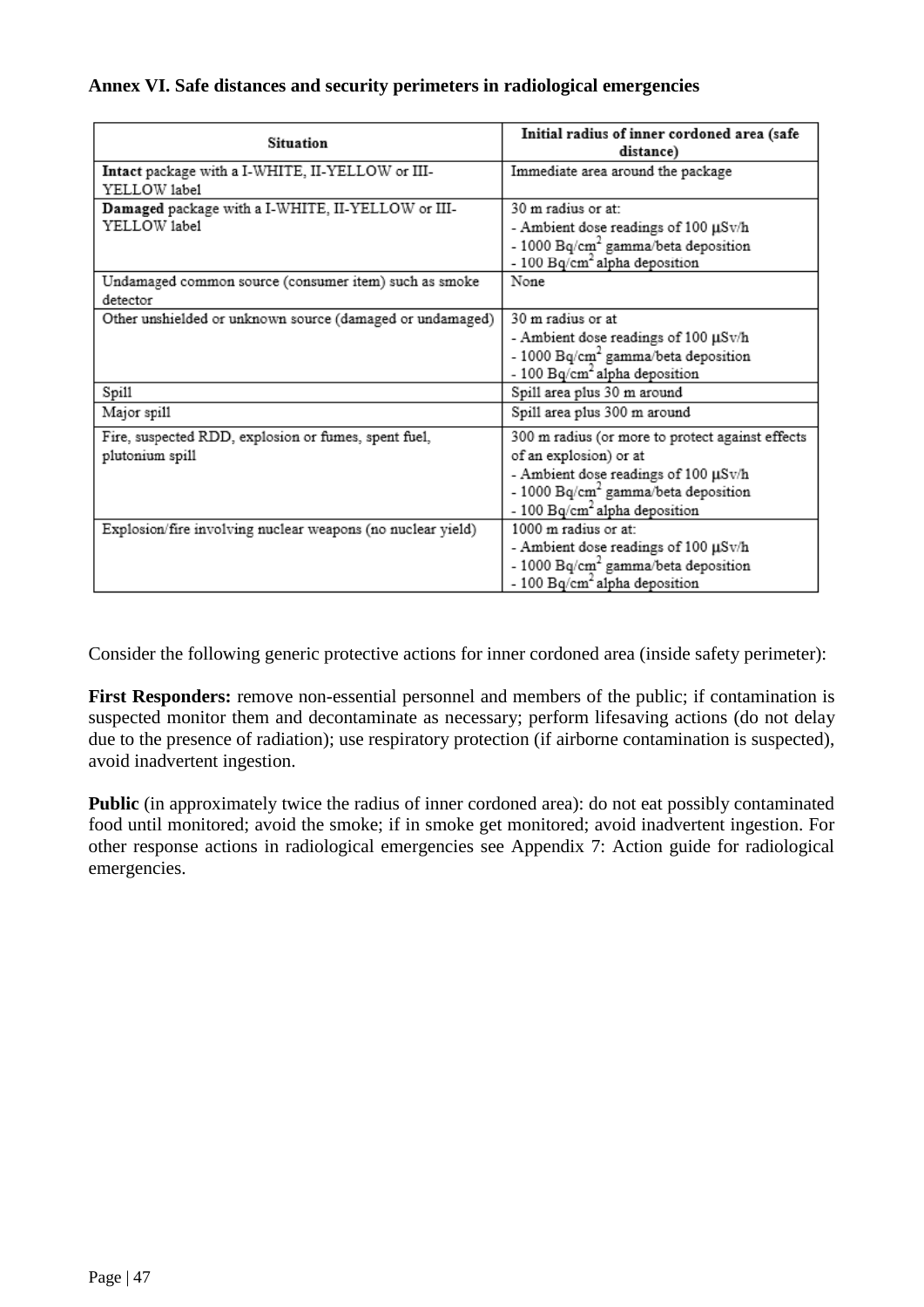**Annex VI. Safe distances and security perimeters in radiological emergencies**

| Situation | Initial radius of inner cordoned area (safe distance) |
|---|---|
| **Intact** package with a I-WHITE, II-YELLOW or III-YELLOW label | Immediate area around the package |
| **Damaged** package with a I-WHITE, II-YELLOW or III-YELLOW label | 30 m radius or at:<br>- Ambient dose readings of 100 μSv/h<br>- 1000 $Bq/cm^2$ gamma/beta deposition<br>- 100 $Bq/cm^2$ alpha deposition |
| Undamaged common source (consumer item) such as smoke detector | None |
| Other unshielded or unknown source (damaged or undamaged) | 30 m radius or at<br>- Ambient dose readings of 100 μSv/h<br>- 1000 $Bq/cm^2$ gamma/beta deposition<br>- 100 $Bq/cm^2$ alpha deposition |
| Spill | Spill area plus 30 m around |
| Major spill | Spill area plus 300 m around |
| Fire, suspected RDD, explosion or fumes, spent fuel, plutonium spill | 300 m radius (or more to protect against effects of an explosion) or at<br>- Ambient dose readings of 100 μSv/h<br>- 1000 $Bq/cm^2$ gamma/beta deposition<br>- 100 $Bq/cm^2$ alpha deposition |
| Explosion/fire involving nuclear weapons (no nuclear yield) | 1000 m radius or at:<br>- Ambient dose readings of 100 μSv/h<br>- 1000 $Bq/cm^2$ gamma/beta deposition<br>- 100 $Bq/cm^2$ alpha deposition |

Consider the following generic protective actions for inner cordoned area (inside safety perimeter):

**First Responders:** remove non-essential personnel and members of the public; if contamination is suspected monitor them and decontaminate as necessary; perform lifesaving actions (do not delay due to the presence of radiation); use respiratory protection (if airborne contamination is suspected), avoid inadvertent ingestion.

**Public** (in approximately twice the radius of inner cordoned area): do not eat possibly contaminated food until monitored; avoid the smoke; if in smoke get monitored; avoid inadvertent ingestion. For other response actions in radiological emergencies see Appendix 7: Action guide for radiological emergencies.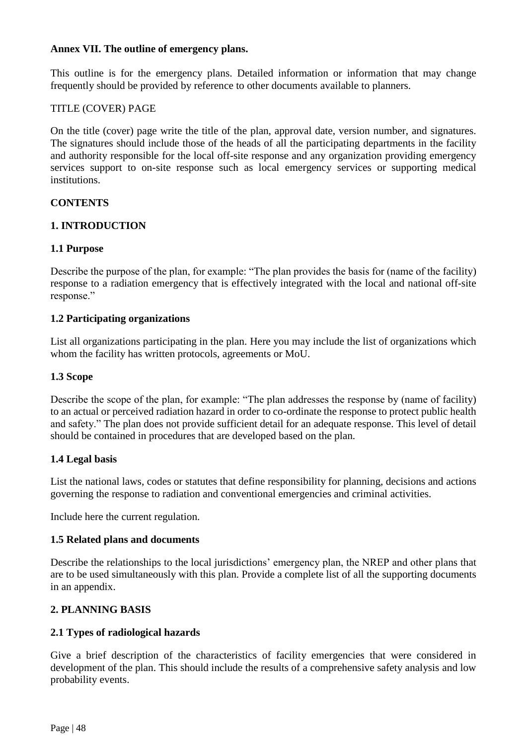**Annex VII. The outline of emergency plans.**

This outline is for the emergency plans. Detailed information or information that may change frequently should be provided by reference to other documents available to planners.

TITLE (COVER) PAGE

On the title (cover) page write the title of the plan, approval date, version number, and signatures. The signatures should include those of the heads of all the participating departments in the facility and authority responsible for the local off-site response and any organization providing emergency services support to on-site response such as local emergency services or supporting medical institutions.

**CONTENTS**

**1. INTRODUCTION**

**1.1 Purpose**

Describe the purpose of the plan, for example: "The plan provides the basis for (name of the facility) response to a radiation emergency that is effectively integrated with the local and national off-site response."

**1.2 Participating organizations**

List all organizations participating in the plan. Here you may include the list of organizations which whom the facility has written protocols, agreements or MoU.

**1.3 Scope**

Describe the scope of the plan, for example: "The plan addresses the response by (name of facility) to an actual or perceived radiation hazard in order to co-ordinate the response to protect public health and safety." The plan does not provide sufficient detail for an adequate response. This level of detail should be contained in procedures that are developed based on the plan.

**1.4 Legal basis**

List the national laws, codes or statutes that define responsibility for planning, decisions and actions governing the response to radiation and conventional emergencies and criminal activities.

Include here the current regulation.

**1.5 Related plans and documents**

Describe the relationships to the local jurisdictions' emergency plan, the NREP and other plans that are to be used simultaneously with this plan. Provide a complete list of all the supporting documents in an appendix.

**2. PLANNING BASIS**

**2.1 Types of radiological hazards**

Give a brief description of the characteristics of facility emergencies that were considered in development of the plan. This should include the results of a comprehensive safety analysis and low probability events.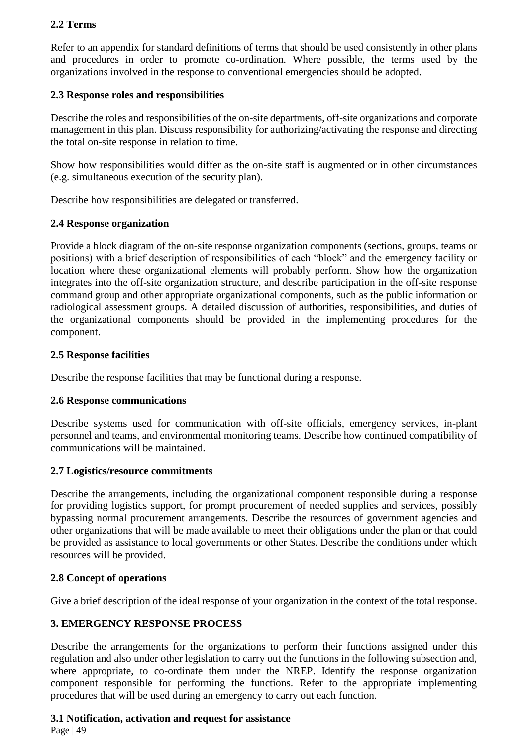### 2.2 Terms

Refer to an appendix for standard definitions of terms that should be used consistently in other plans and procedures in order to promote co-ordination. Where possible, the terms used by the organizations involved in the response to conventional emergencies should be adopted.

### 2.3 Response roles and responsibilities

Describe the roles and responsibilities of the on-site departments, off-site organizations and corporate management in this plan. Discuss responsibility for authorizing/activating the response and directing the total on-site response in relation to time.

Show how responsibilities would differ as the on-site staff is augmented or in other circumstances (e.g. simultaneous execution of the security plan).

Describe how responsibilities are delegated or transferred.

### 2.4 Response organization

Provide a block diagram of the on-site response organization components (sections, groups, teams or positions) with a brief description of responsibilities of each "block" and the emergency facility or location where these organizational elements will probably perform. Show how the organization integrates into the off-site organization structure, and describe participation in the off-site response command group and other appropriate organizational components, such as the public information or radiological assessment groups. A detailed discussion of authorities, responsibilities, and duties of the organizational components should be provided in the implementing procedures for the component.

### 2.5 Response facilities

Describe the response facilities that may be functional during a response.

### 2.6 Response communications

Describe systems used for communication with off-site officials, emergency services, in-plant personnel and teams, and environmental monitoring teams. Describe how continued compatibility of communications will be maintained.

### 2.7 Logistics/resource commitments

Describe the arrangements, including the organizational component responsible during a response for providing logistics support, for prompt procurement of needed supplies and services, possibly bypassing normal procurement arrangements. Describe the resources of government agencies and other organizations that will be made available to meet their obligations under the plan or that could be provided as assistance to local governments or other States. Describe the conditions under which resources will be provided.

### 2.8 Concept of operations

Give a brief description of the ideal response of your organization in the context of the total response.

## 3. EMERGENCY RESPONSE PROCESS

Describe the arrangements for the organizations to perform their functions assigned under this regulation and also under other legislation to carry out the functions in the following subsection and, where appropriate, to co-ordinate them under the NREP. Identify the response organization component responsible for performing the functions. Refer to the appropriate implementing procedures that will be used during an emergency to carry out each function.

### 3.1 Notification, activation and request for assistance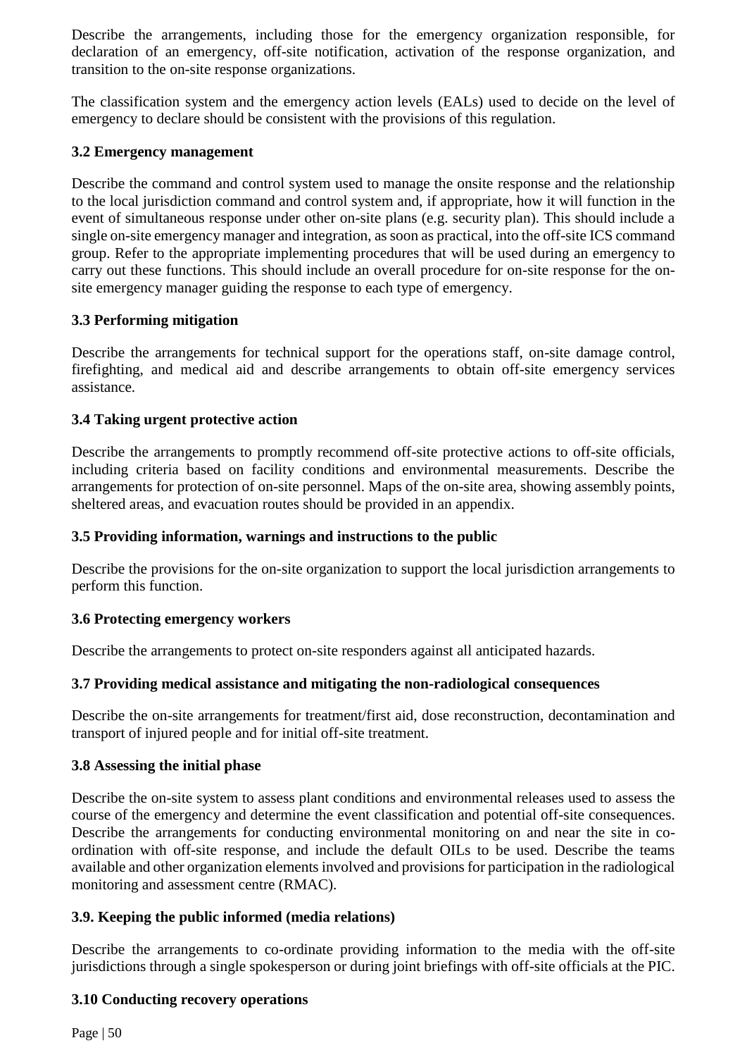Describe the arrangements, including those for the emergency organization responsible, for declaration of an emergency, off-site notification, activation of the response organization, and transition to the on-site response organizations.

The classification system and the emergency action levels (EALs) used to decide on the level of emergency to declare should be consistent with the provisions of this regulation.

### 3.2 Emergency management

Describe the command and control system used to manage the onsite response and the relationship to the local jurisdiction command and control system and, if appropriate, how it will function in the event of simultaneous response under other on-site plans (e.g. security plan). This should include a single on-site emergency manager and integration, as soon as practical, into the off-site ICS command group. Refer to the appropriate implementing procedures that will be used during an emergency to carry out these functions. This should include an overall procedure for on-site response for the on-site emergency manager guiding the response to each type of emergency.

### 3.3 Performing mitigation

Describe the arrangements for technical support for the operations staff, on-site damage control, firefighting, and medical aid and describe arrangements to obtain off-site emergency services assistance.

### 3.4 Taking urgent protective action

Describe the arrangements to promptly recommend off-site protective actions to off-site officials, including criteria based on facility conditions and environmental measurements. Describe the arrangements for protection of on-site personnel. Maps of the on-site area, showing assembly points, sheltered areas, and evacuation routes should be provided in an appendix.

### 3.5 Providing information, warnings and instructions to the public

Describe the provisions for the on-site organization to support the local jurisdiction arrangements to perform this function.

### 3.6 Protecting emergency workers

Describe the arrangements to protect on-site responders against all anticipated hazards.

### 3.7 Providing medical assistance and mitigating the non-radiological consequences

Describe the on-site arrangements for treatment/first aid, dose reconstruction, decontamination and transport of injured people and for initial off-site treatment.

### 3.8 Assessing the initial phase

Describe the on-site system to assess plant conditions and environmental releases used to assess the course of the emergency and determine the event classification and potential off-site consequences. Describe the arrangements for conducting environmental monitoring on and near the site in co-ordination with off-site response, and include the default OILs to be used. Describe the teams available and other organization elements involved and provisions for participation in the radiological monitoring and assessment centre (RMAC).

### 3.9. Keeping the public informed (media relations)

Describe the arrangements to co-ordinate providing information to the media with the off-site jurisdictions through a single spokesperson or during joint briefings with off-site officials at the PIC.

### 3.10 Conducting recovery operations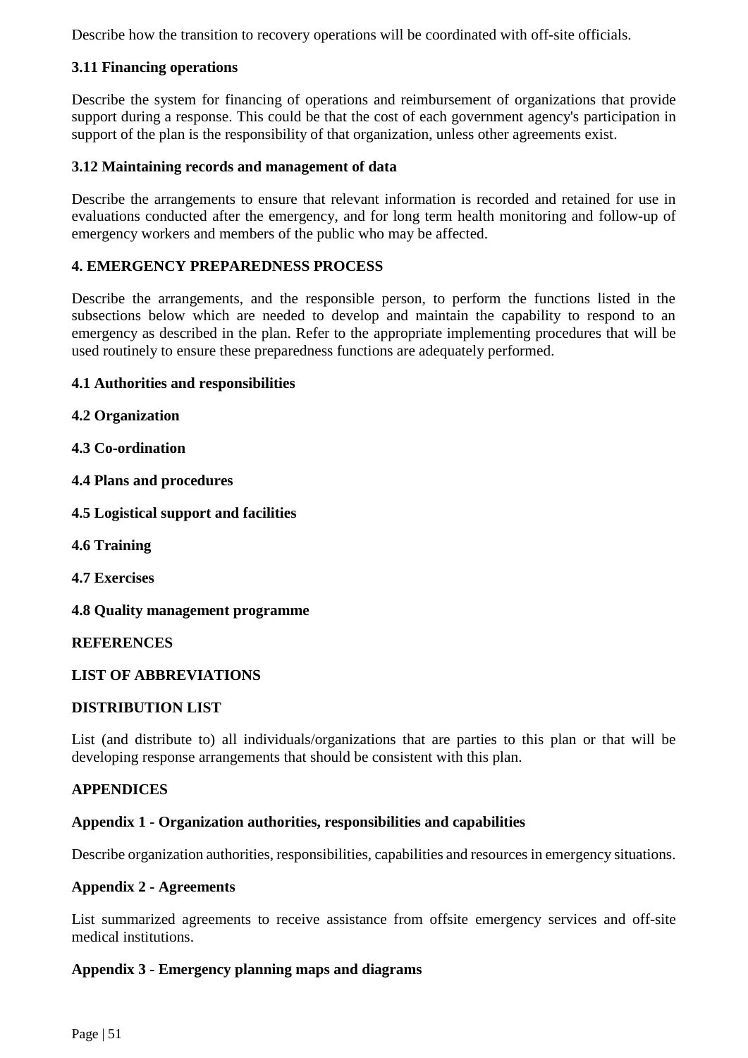Describe how the transition to recovery operations will be coordinated with off-site officials.

### 3.11 Financing operations

Describe the system for financing of operations and reimbursement of organizations that provide support during a response. This could be that the cost of each government agency's participation in support of the plan is the responsibility of that organization, unless other agreements exist.

### 3.12 Maintaining records and management of data

Describe the arrangements to ensure that relevant information is recorded and retained for use in evaluations conducted after the emergency, and for long term health monitoring and follow-up of emergency workers and members of the public who may be affected.

## 4. EMERGENCY PREPAREDNESS PROCESS

Describe the arrangements, and the responsible person, to perform the functions listed in the subsections below which are needed to develop and maintain the capability to respond to an emergency as described in the plan. Refer to the appropriate implementing procedures that will be used routinely to ensure these preparedness functions are adequately performed.

### 4.1 Authorities and responsibilities

### 4.2 Organization

### 4.3 Co-ordination

### 4.4 Plans and procedures

### 4.5 Logistical support and facilities

### 4.6 Training

### 4.7 Exercises

### 4.8 Quality management programme

## REFERENCES

## LIST OF ABBREVIATIONS

## DISTRIBUTION LIST

List (and distribute to) all individuals/organizations that are parties to this plan or that will be developing response arrangements that should be consistent with this plan.

## APPENDICES

### Appendix 1 - Organization authorities, responsibilities and capabilities

Describe organization authorities, responsibilities, capabilities and resources in emergency situations.

### Appendix 2 - Agreements

List summarized agreements to receive assistance from offsite emergency services and off-site medical institutions.

### Appendix 3 - Emergency planning maps and diagrams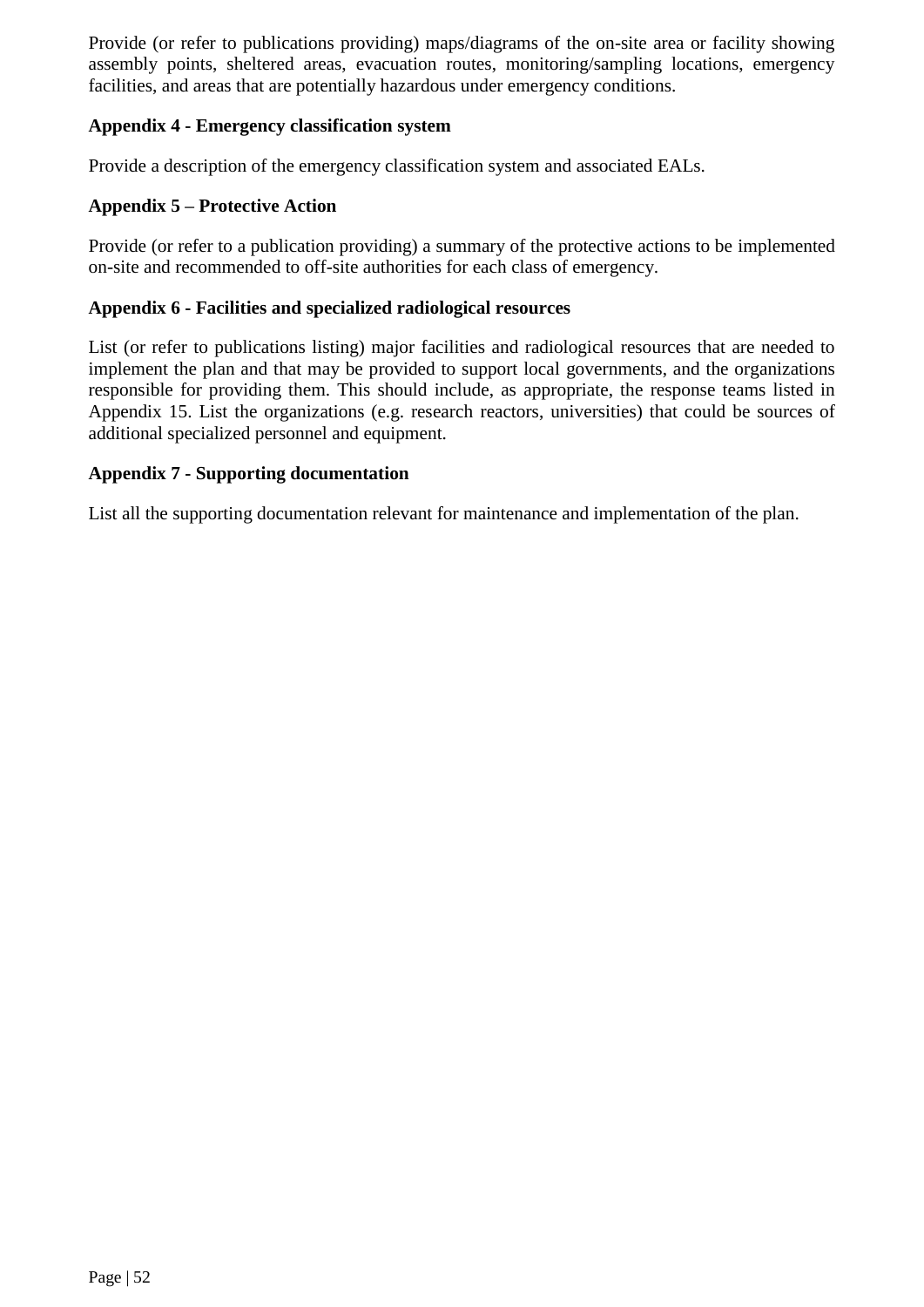Provide (or refer to publications providing) maps/diagrams of the on-site area or facility showing assembly points, sheltered areas, evacuation routes, monitoring/sampling locations, emergency facilities, and areas that are potentially hazardous under emergency conditions.

**Appendix 4 - Emergency classification system**

Provide a description of the emergency classification system and associated EALs.

**Appendix 5 – Protective Action**

Provide (or refer to a publication providing) a summary of the protective actions to be implemented on-site and recommended to off-site authorities for each class of emergency.

**Appendix 6 - Facilities and specialized radiological resources**

List (or refer to publications listing) major facilities and radiological resources that are needed to implement the plan and that may be provided to support local governments, and the organizations responsible for providing them. This should include, as appropriate, the response teams listed in Appendix 15. List the organizations (e.g. research reactors, universities) that could be sources of additional specialized personnel and equipment.

**Appendix 7 - Supporting documentation**

List all the supporting documentation relevant for maintenance and implementation of the plan.